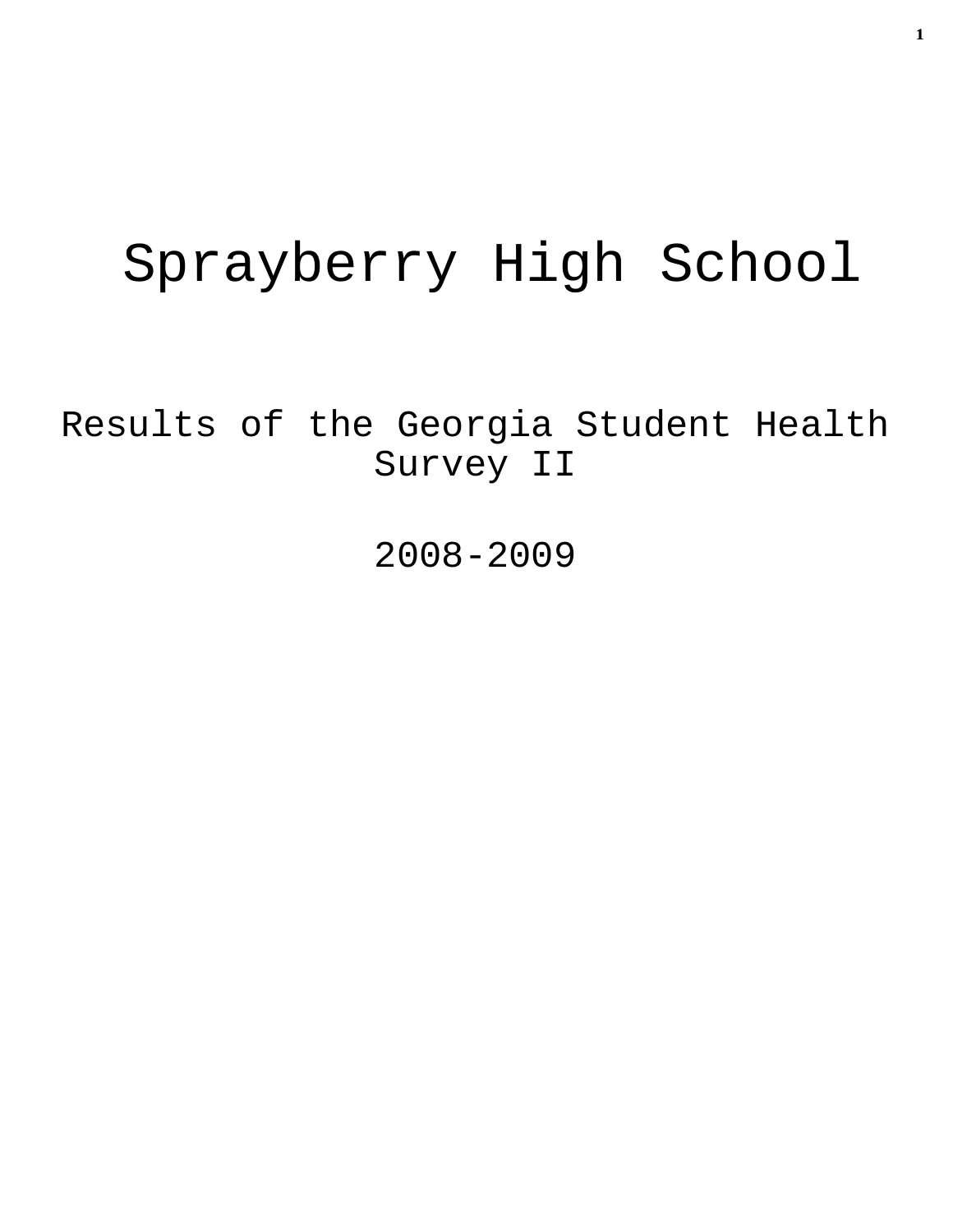# Sprayberry High School

## Results of the Georgia Student Health Survey II

## 2008-2009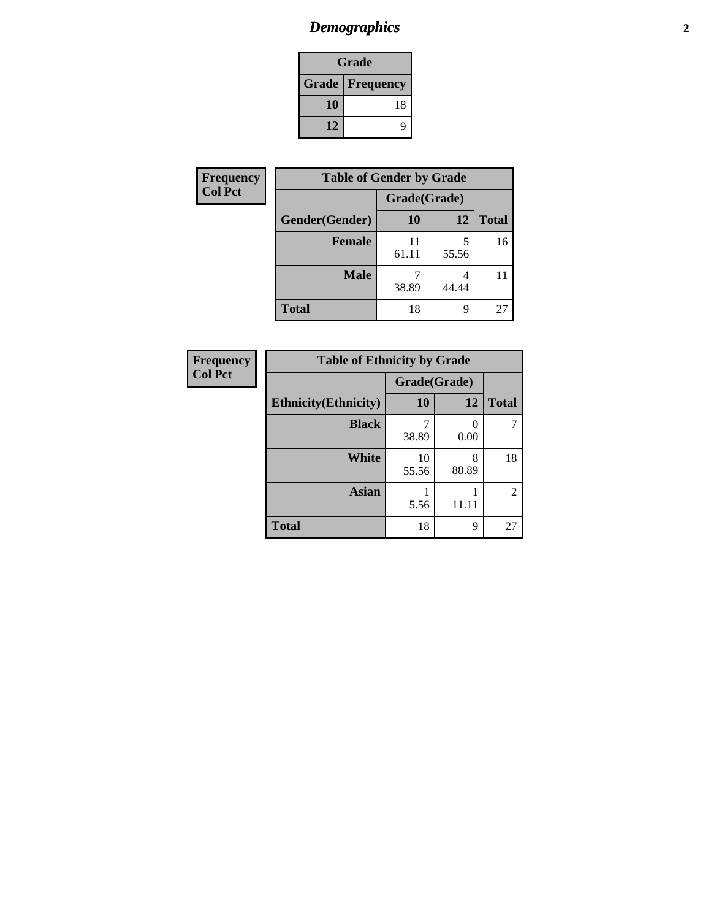# *Demographics*

| Grade | |
|---|---|
| **Grade** | **Frequency** |
| **10** | 18 |
| **12** | 9 |

| Frequency<br>Col Pct |
|---|

| Table of Gender by Grade | | | |
|---|---|---|---|
| | Grade(Grade) | | |
| **Gender(Gender)** | **10** | **12** | **Total** |
| **Female** | 11<br>61.11 | 5<br>55.56 | 16 |
| **Male** | 7<br>38.89 | 4<br>44.44 | 11 |
| **Total** | 18 | 9 | 27 |

| Frequency<br>Col Pct |
|---|

| Table of Ethnicity by Grade | | | |
|---|---|---|---|
| | Grade(Grade) | | |
| **Ethnicity(Ethnicity)** | **10** | **12** | **Total** |
| **Black** | 7<br>38.89 | 0<br>0.00 | 7 |
| **White** | 10<br>55.56 | 8<br>88.89 | 18 |
| **Asian** | 1<br>5.56 | 1<br>11.11 | 2 |
| **Total** | 18 | 9 | 27 |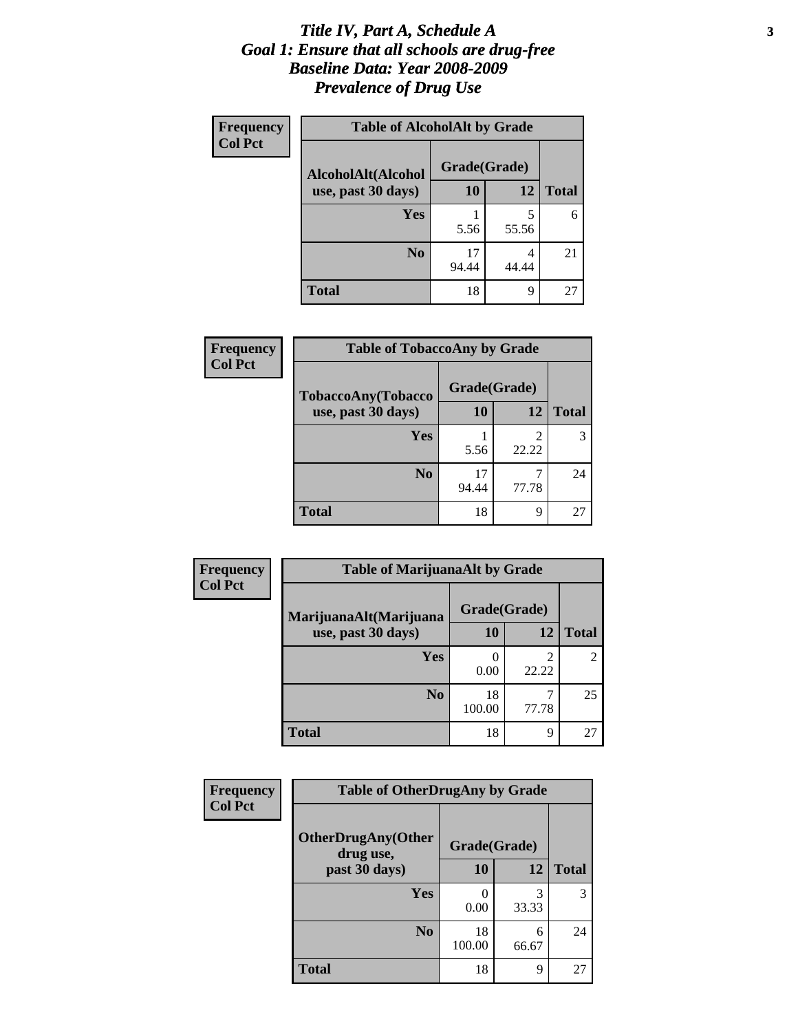# *Title IV, Part A, Schedule A*
# *Goal 1: Ensure that all schools are drug-free*
# *Baseline Data: Year 2008-2009*
# *Prevalence of Drug Use*

**Frequency**
**Col Pct**

**Table of AlcoholAlt by Grade**

| AlcoholAlt(Alcohol use, past 30 days) | Grade(Grade) 10 | 12 | Total |
|---|---|---|---|
| Yes | 1<br>5.56 | 5<br>55.56 | 6 |
| No | 17<br>94.44 | 4<br>44.44 | 21 |
| Total | 18 | 9 | 27 |

**Frequency**
**Col Pct**

**Table of TobaccoAny by Grade**

| TobaccoAny(Tobacco use, past 30 days) | Grade(Grade) 10 | 12 | Total |
|---|---|---|---|
| Yes | 1<br>5.56 | 2<br>22.22 | 3 |
| No | 17<br>94.44 | 7<br>77.78 | 24 |
| Total | 18 | 9 | 27 |

**Frequency**
**Col Pct**

**Table of MarijuanaAlt by Grade**

| MarijuanaAlt(Marijuana use, past 30 days) | Grade(Grade) 10 | 12 | Total |
|---|---|---|---|
| Yes | 0<br>0.00 | 2<br>22.22 | 2 |
| No | 18<br>100.00 | 7<br>77.78 | 25 |
| Total | 18 | 9 | 27 |

**Frequency**
**Col Pct**

**Table of OtherDrugAny by Grade**

| OtherDrugAny(Other drug use, past 30 days) | Grade(Grade) 10 | 12 | Total |
|---|---|---|---|
| Yes | 0<br>0.00 | 3<br>33.33 | 3 |
| No | 18<br>100.00 | 6<br>66.67 | 24 |
| Total | 18 | 9 | 27 |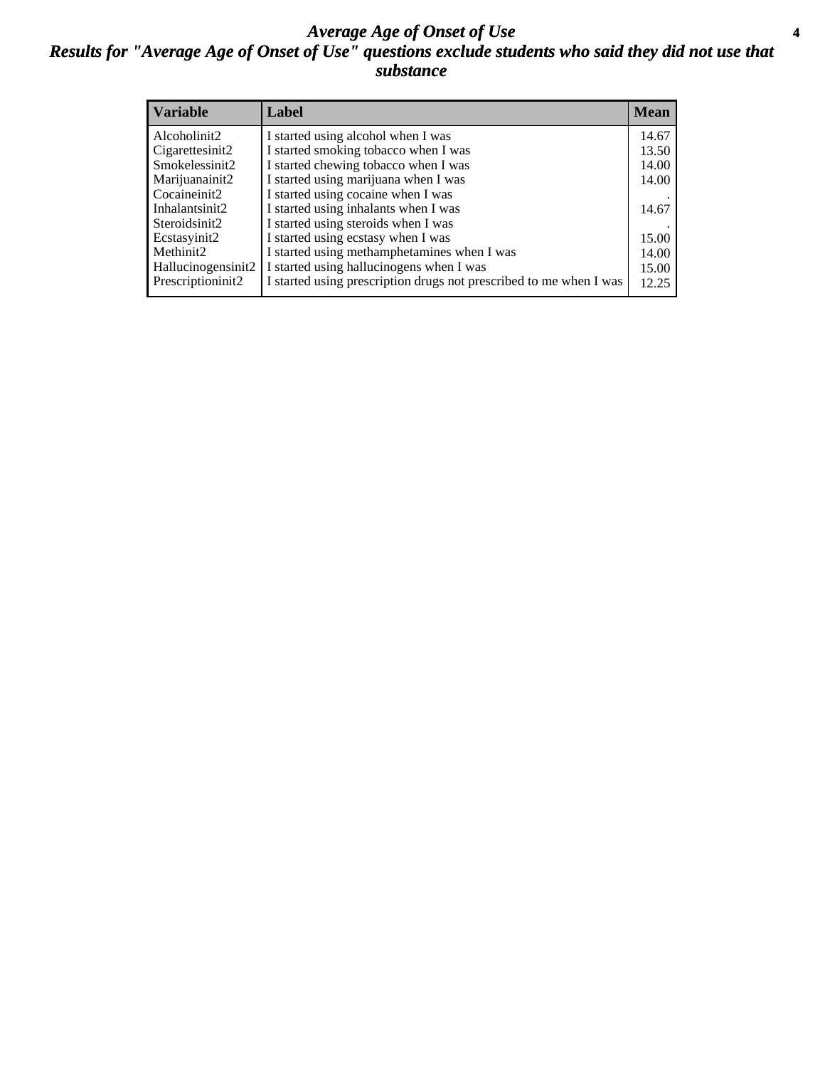# Average Age of Onset of Use

## Results for "Average Age of Onset of Use" questions exclude students who said they did not use that substance

| Variable | Label | Mean |
|---|---|---|
| Alcoholinit2 | I started using alcohol when I was | 14.67 |
| Cigarettesinit2 | I started smoking tobacco when I was | 13.50 |
| Smokelessinit2 | I started chewing tobacco when I was | 14.00 |
| Marijuanainit2 | I started using marijuana when I was | 14.00 |
| Cocaineinit2 | I started using cocaine when I was | . |
| Inhalantsinit2 | I started using inhalants when I was | 14.67 |
| Steroidsinit2 | I started using steroids when I was | . |
| Ecstasyinit2 | I started using ecstasy when I was | 15.00 |
| Methinit2 | I started using methamphetamines when I was | 14.00 |
| Hallucinogensinit2 | I started using hallucinogens when I was | 15.00 |
| Prescriptioninit2 | I started using prescription drugs not prescribed to me when I was | 12.25 |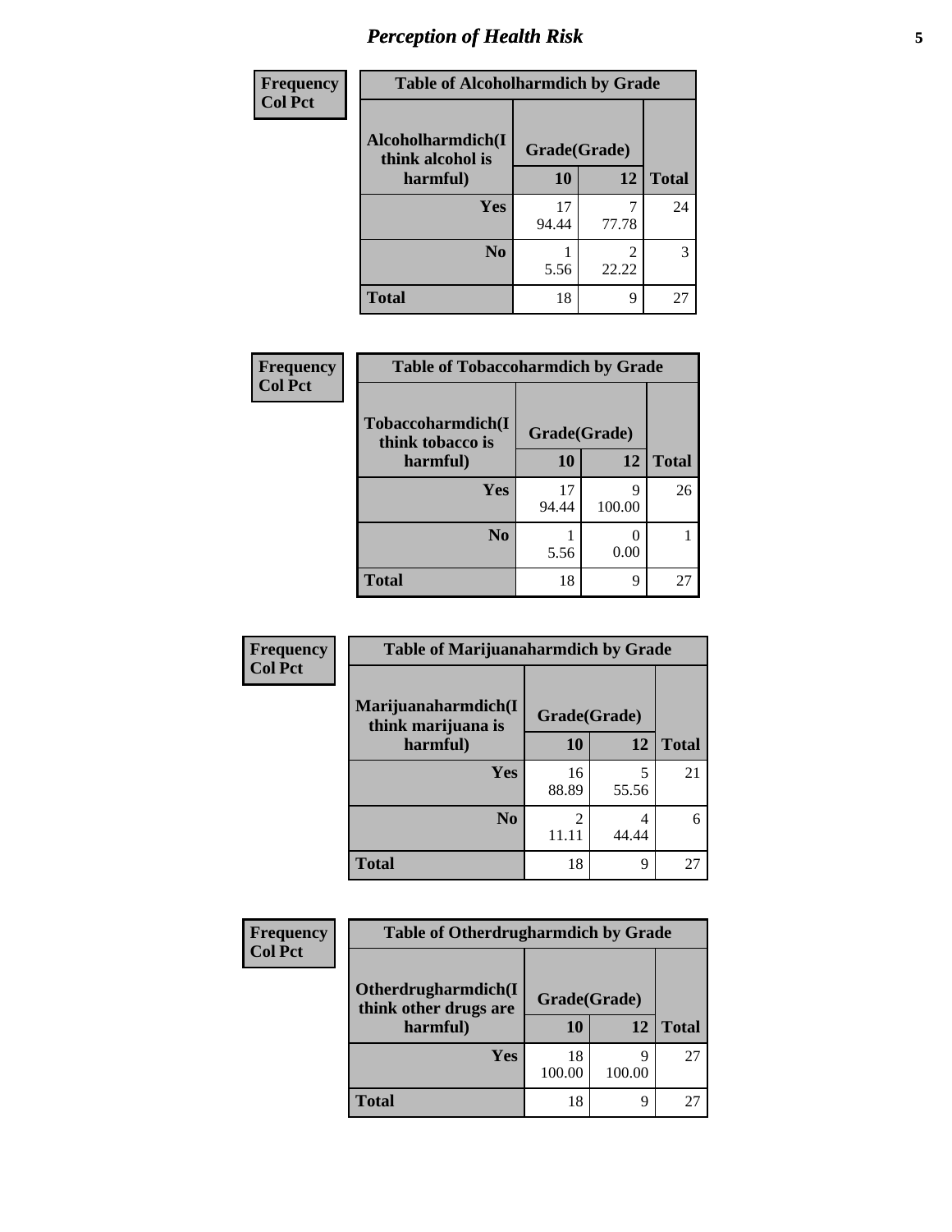# Perception of Health Risk

| Frequency<br>Col Pct | Table of Alcoholharmdich by Grade | | |
|---|---|---|---|
| Alcoholharmdich(I think alcohol is harmful) | Grade(Grade) | | |
| | 10 | 12 | Total |
| Yes | 17<br>94.44 | 7<br>77.78 | 24 |
| No | 1<br>5.56 | 2<br>22.22 | 3 |
| Total | 18 | 9 | 27 |

| Frequency<br>Col Pct | Table of Tobaccoharmdich by Grade | | |
|---|---|---|---|
| Tobaccoharmdich(I think tobacco is harmful) | Grade(Grade) | | |
| | 10 | 12 | Total |
| Yes | 17<br>94.44 | 9<br>100.00 | 26 |
| No | 1<br>5.56 | 0<br>0.00 | 1 |
| Total | 18 | 9 | 27 |

| Frequency<br>Col Pct | Table of Marijuanaharmdich by Grade | | |
|---|---|---|---|
| Marijuanaharmdich(I think marijuana is harmful) | Grade(Grade) | | |
| | 10 | 12 | Total |
| Yes | 16<br>88.89 | 5<br>55.56 | 21 |
| No | 2<br>11.11 | 4<br>44.44 | 6 |
| Total | 18 | 9 | 27 |

| Frequency<br>Col Pct | Table of Otherdrugharmdich by Grade | | |
|---|---|---|---|
| Otherdrugharmdich(I think other drugs are harmful) | Grade(Grade) | | |
| | 10 | 12 | Total |
| Yes | 18<br>100.00 | 9<br>100.00 | 27 |
| Total | 18 | 9 | 27 |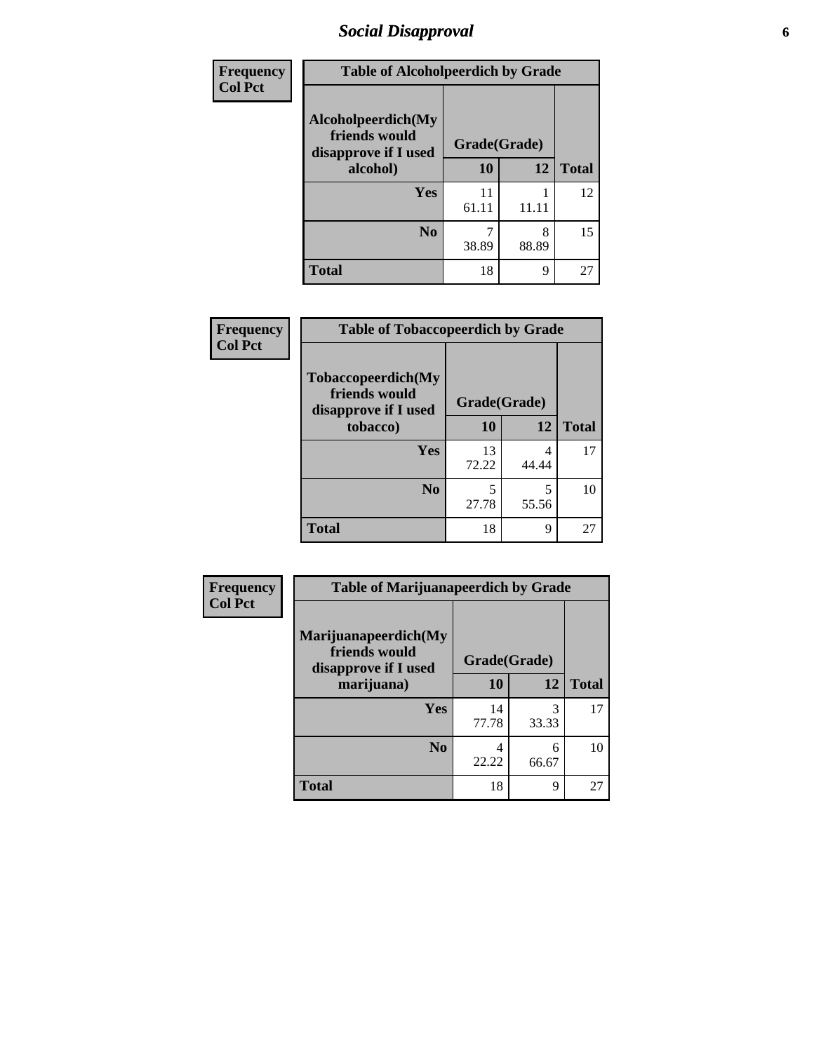# Social Disapproval

| Frequency<br>Col Pct | Table of Alcoholpeerdich by Grade | | |
|---|---|---|---|
| Alcoholpeerdich(My friends would disapprove if I used alcohol) | Grade(Grade) | | |
| | 10 | 12 | Total |
| Yes | 11<br>61.11 | 1<br>11.11 | 12 |
| No | 7<br>38.89 | 8<br>88.89 | 15 |
| Total | 18 | 9 | 27 |

| Frequency<br>Col Pct | Table of Tobaccopeerdich by Grade | | |
|---|---|---|---|
| Tobaccopeerdich(My friends would disapprove if I used tobacco) | Grade(Grade) | | |
| | 10 | 12 | Total |
| Yes | 13<br>72.22 | 4<br>44.44 | 17 |
| No | 5<br>27.78 | 5<br>55.56 | 10 |
| Total | 18 | 9 | 27 |

| Frequency<br>Col Pct | Table of Marijuanapeerdich by Grade | | |
|---|---|---|---|
| Marijuanapeerdich(My friends would disapprove if I used marijuana) | Grade(Grade) | | |
| | 10 | 12 | Total |
| Yes | 14<br>77.78 | 3<br>33.33 | 17 |
| No | 4<br>22.22 | 6<br>66.67 | 10 |
| Total | 18 | 9 | 27 |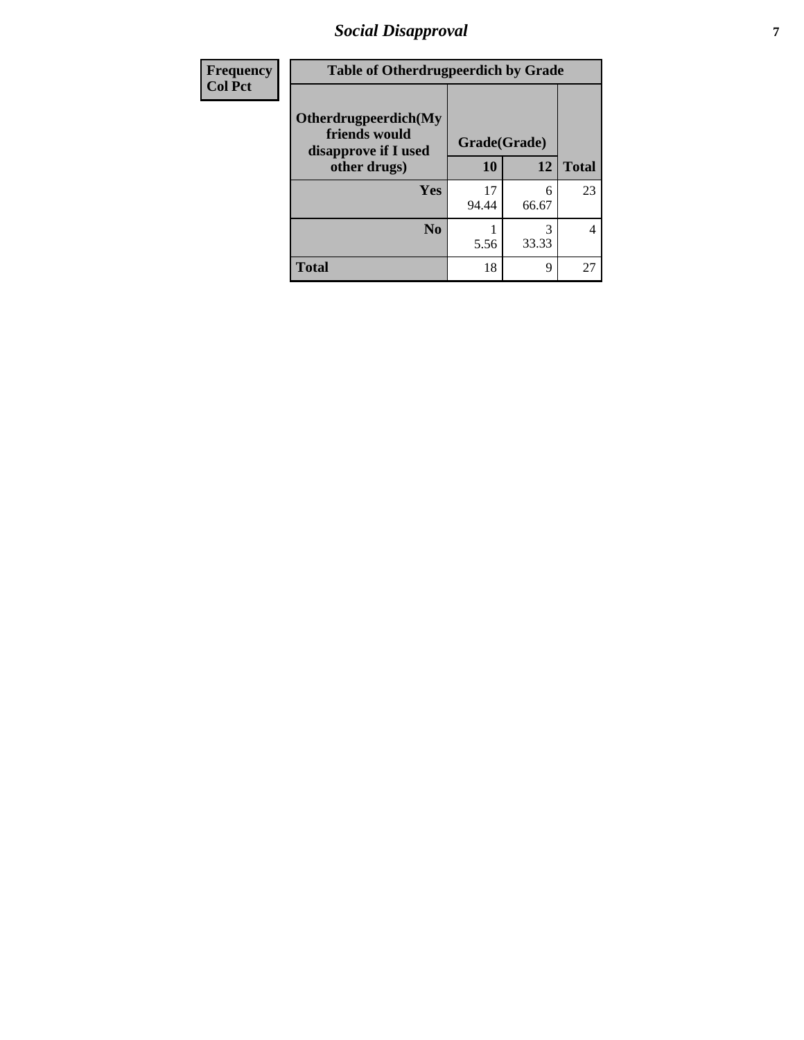| Frequency Col Pct | Table of Otherdrugpeerdich by Grade | | |
|---|---|---|---|
| **Otherdrugpeerdich(My friends would disapprove if I used other drugs)** | **Grade(Grade)** | | |
| | **10** | **12** | **Total** |
| **Yes** | 17<br>94.44 | 6<br>66.67 | 23 |
| **No** | 1<br>5.56 | 3<br>33.33 | 4 |
| **Total** | 18 | 9 | 27 |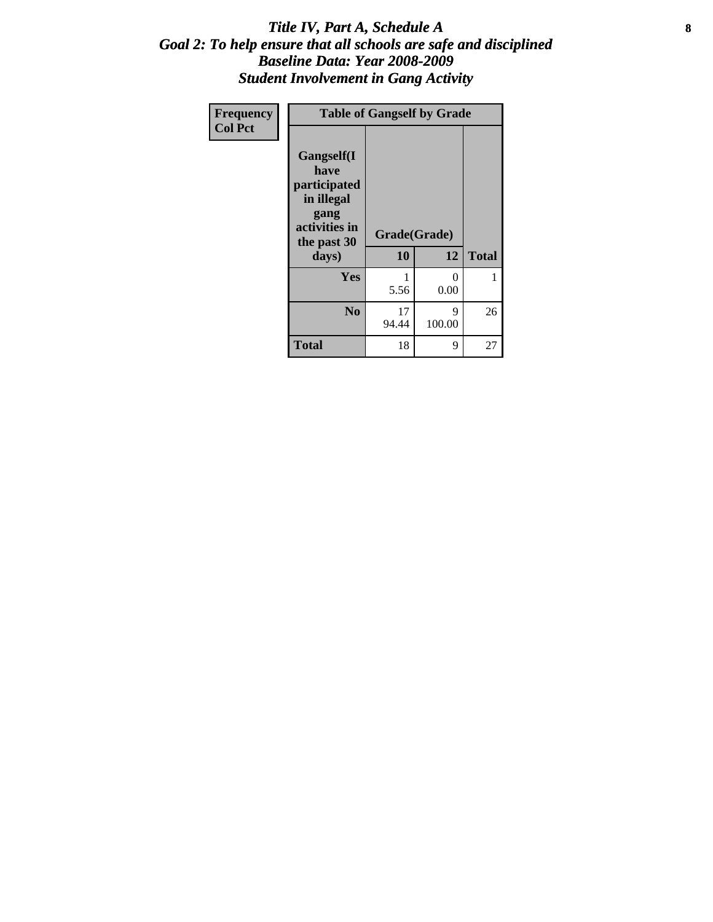# *Title IV, Part A, Schedule A*
## *Goal 2: To help ensure that all schools are safe and disciplined*
## *Baseline Data: Year 2008-2009*
## *Student Involvement in Gang Activity*

| Frequency<br>Col Pct |
|---|

| Table of Gangself by Grade | | | |
|---|---|---|---|
| **Gangself(I have participated in illegal gang activities in the past 30 days)** | **Grade(Grade)** | | |
| | **10** | **12** | **Total** |
| **Yes** | 1<br>5.56 | 0<br>0.00 | 1 |
| **No** | 17<br>94.44 | 9<br>100.00 | 26 |
| **Total** | 18 | 9 | 27 |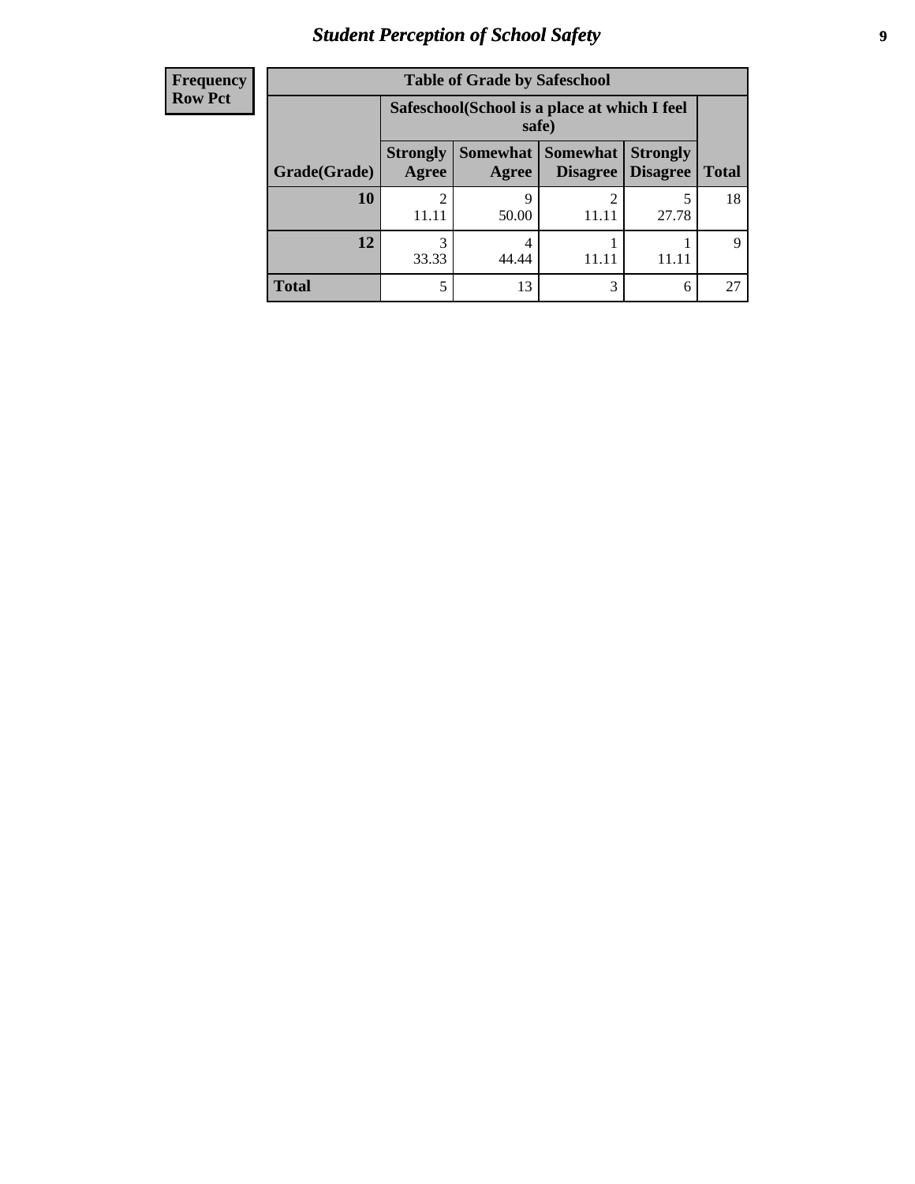## Student Perception of School Safety

| Frequency Row Pct | Table of Grade by Safeschool | | | | |
|---|---|---|---|---|---|
| | Safeschool(School is a place at which I feel safe) | | | | |
| Grade(Grade) | Strongly Agree | Somewhat Agree | Somewhat Disagree | Strongly Disagree | Total |
| 10 | 2<br>11.11 | 9<br>50.00 | 2<br>11.11 | 5<br>27.78 | 18 |
| 12 | 3<br>33.33 | 4<br>44.44 | 1<br>11.11 | 1<br>11.11 | 9 |
| Total | 5 | 13 | 3 | 6 | 27 |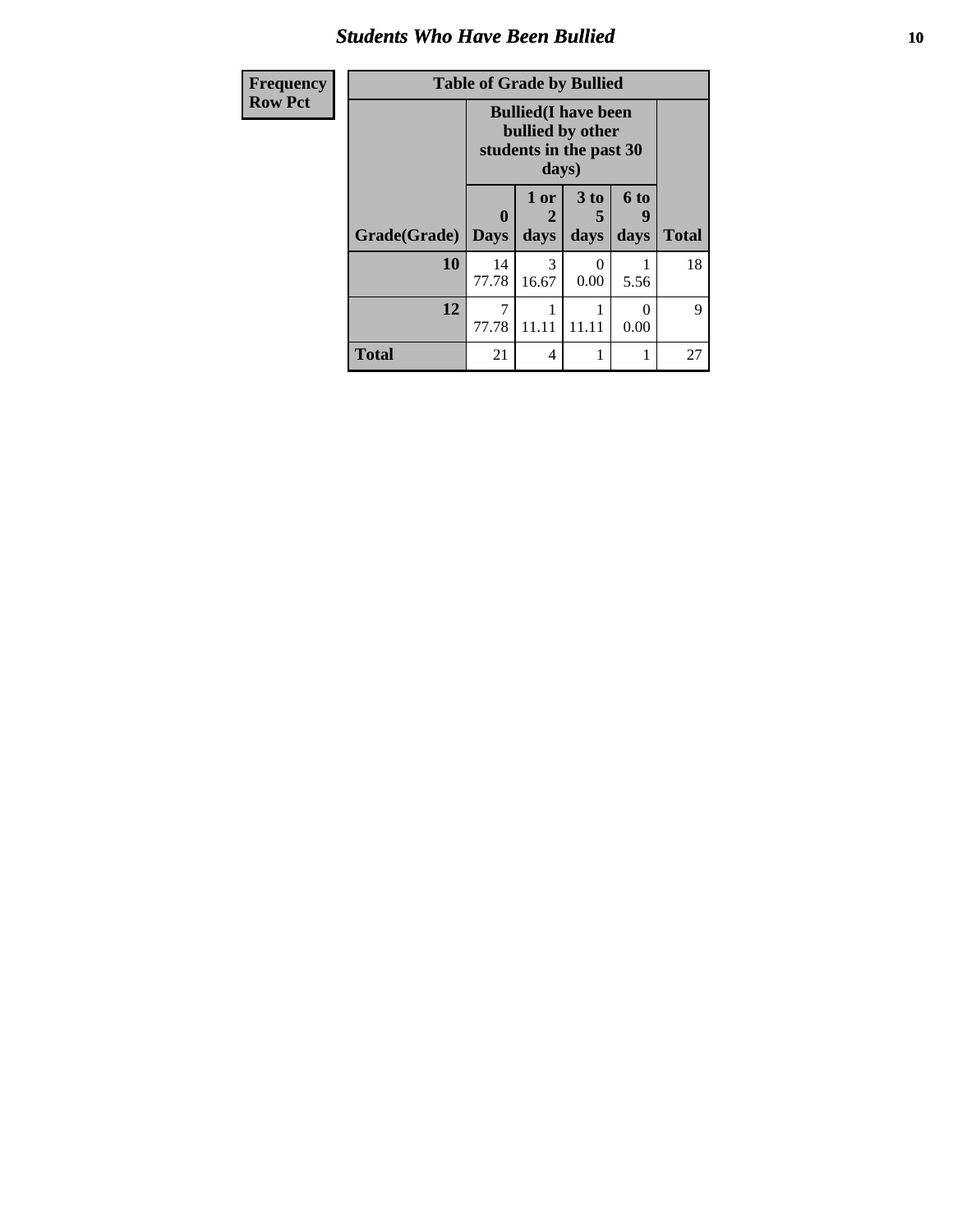| Frequency Row Pct | Table of Grade by Bullied | | | | |
|---|---|---|---|---|---|
| | Bullied(I have been bullied by other students in the past 30 days) | | | | |
| Grade(Grade) | 0 Days | 1 or 2 days | 3 to 5 days | 6 to 9 days | Total |
| **10** | 14<br>77.78 | 3<br>16.67 | 0<br>0.00 | 1<br>5.56 | 18 |
| **12** | 7<br>77.78 | 1<br>11.11 | 1<br>11.11 | 0<br>0.00 | 9 |
| **Total** | 21 | 4 | 1 | 1 | 27 |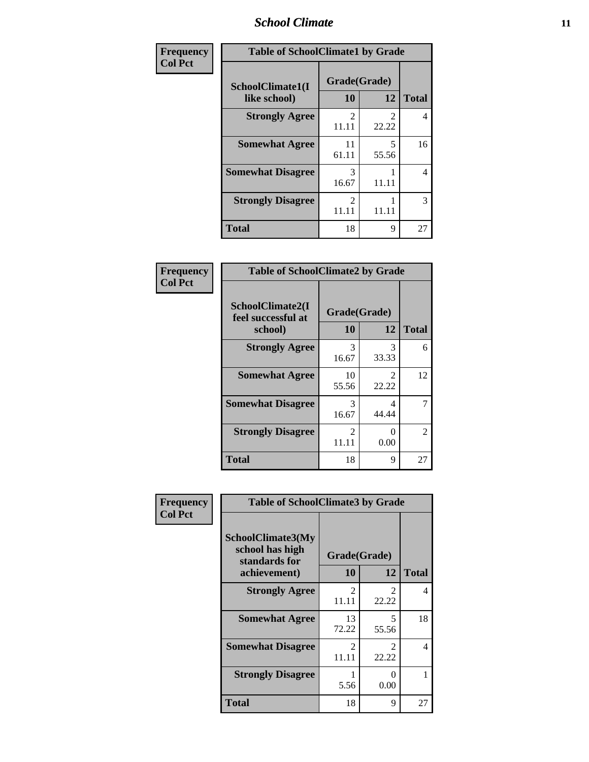| Frequency<br>Col Pct | Table of SchoolClimate1 by Grade | | |
|---|---|---|---|
| SchoolClimate1(I like school) | Grade(Grade) | | |
| | 10 | 12 | Total |
| Strongly Agree | 2<br>11.11 | 2<br>22.22 | 4 |
| Somewhat Agree | 11<br>61.11 | 5<br>55.56 | 16 |
| Somewhat Disagree | 3<br>16.67 | 1<br>11.11 | 4 |
| Strongly Disagree | 2<br>11.11 | 1<br>11.11 | 3 |
| Total | 18 | 9 | 27 |

| Frequency<br>Col Pct | Table of SchoolClimate2 by Grade | | |
|---|---|---|---|
| SchoolClimate2(I feel successful at school) | Grade(Grade) | | |
| | 10 | 12 | Total |
| Strongly Agree | 3<br>16.67 | 3<br>33.33 | 6 |
| Somewhat Agree | 10<br>55.56 | 2<br>22.22 | 12 |
| Somewhat Disagree | 3<br>16.67 | 4<br>44.44 | 7 |
| Strongly Disagree | 2<br>11.11 | 0<br>0.00 | 2 |
| Total | 18 | 9 | 27 |

| Frequency<br>Col Pct | Table of SchoolClimate3 by Grade | | |
|---|---|---|---|
| SchoolClimate3(My school has high standards for achievement) | Grade(Grade) | | |
| | 10 | 12 | Total |
| Strongly Agree | 2<br>11.11 | 2<br>22.22 | 4 |
| Somewhat Agree | 13<br>72.22 | 5<br>55.56 | 18 |
| Somewhat Disagree | 2<br>11.11 | 2<br>22.22 | 4 |
| Strongly Disagree | 1<br>5.56 | 0<br>0.00 | 1 |
| Total | 18 | 9 | 27 |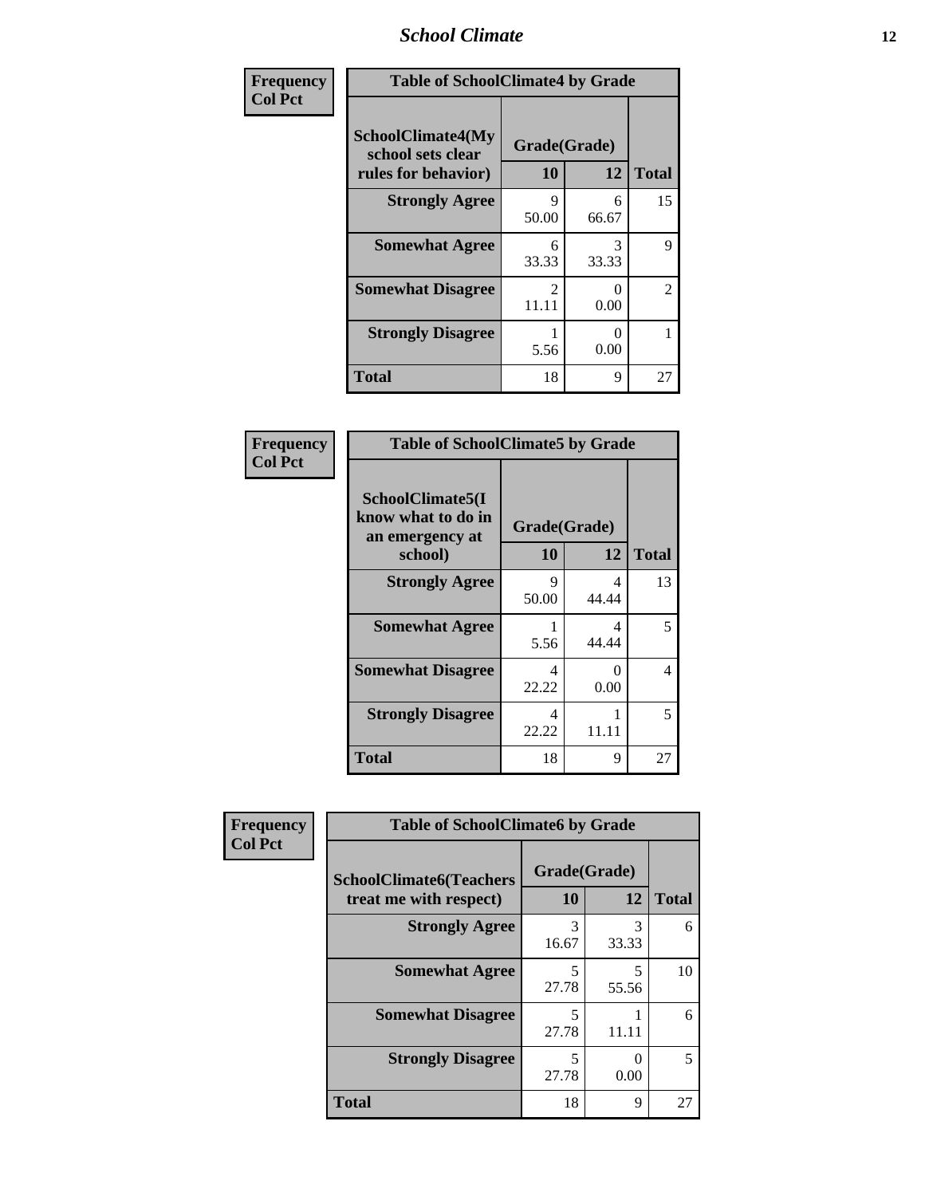| Frequency<br>Col Pct | Table of SchoolClimate4 by Grade | | |
|---|---|---|---|
| SchoolClimate4(My school sets clear rules for behavior) | Grade(Grade) | | |
| | 10 | 12 | Total |
| Strongly Agree | 9<br>50.00 | 6<br>66.67 | 15 |
| Somewhat Agree | 6<br>33.33 | 3<br>33.33 | 9 |
| Somewhat Disagree | 2<br>11.11 | 0<br>0.00 | 2 |
| Strongly Disagree | 1<br>5.56 | 0<br>0.00 | 1 |
| Total | 18 | 9 | 27 |

| Frequency<br>Col Pct | Table of SchoolClimate5 by Grade | | |
|---|---|---|---|
| SchoolClimate5(I know what to do in an emergency at school) | Grade(Grade) | | |
| | 10 | 12 | Total |
| Strongly Agree | 9<br>50.00 | 4<br>44.44 | 13 |
| Somewhat Agree | 1<br>5.56 | 4<br>44.44 | 5 |
| Somewhat Disagree | 4<br>22.22 | 0<br>0.00 | 4 |
| Strongly Disagree | 4<br>22.22 | 1<br>11.11 | 5 |
| Total | 18 | 9 | 27 |

| Frequency<br>Col Pct | Table of SchoolClimate6 by Grade | | |
|---|---|---|---|
| SchoolClimate6(Teachers treat me with respect) | Grade(Grade) | | |
| | 10 | 12 | Total |
| Strongly Agree | 3<br>16.67 | 3<br>33.33 | 6 |
| Somewhat Agree | 5<br>27.78 | 5<br>55.56 | 10 |
| Somewhat Disagree | 5<br>27.78 | 1<br>11.11 | 6 |
| Strongly Disagree | 5<br>27.78 | 0<br>0.00 | 5 |
| Total | 18 | 9 | 27 |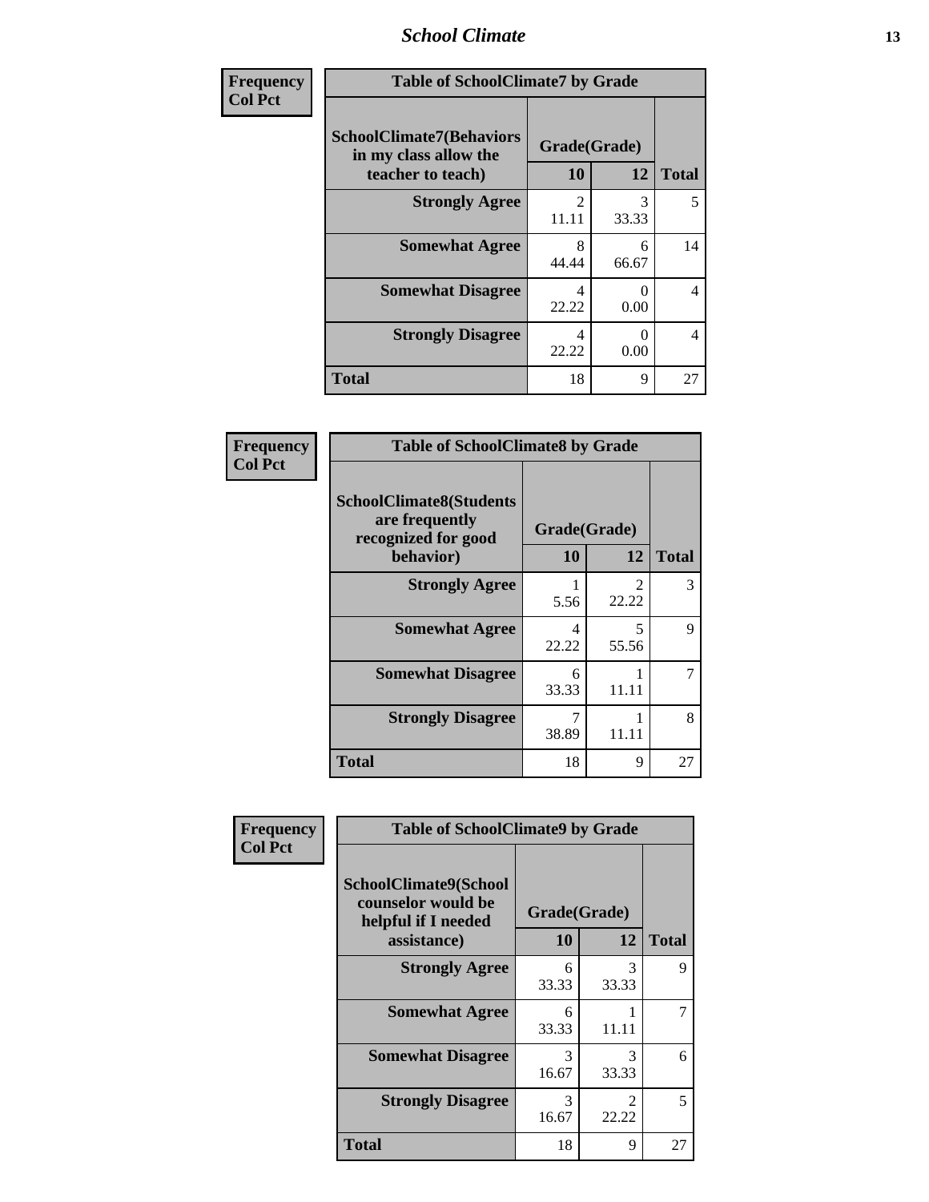| Frequency<br>Col Pct | Table of SchoolClimate7 by Grade | | |
|---|---|---|---|
| SchoolClimate7(Behaviors in my class allow the teacher to teach) | Grade(Grade) | | |
| | 10 | 12 | Total |
| Strongly Agree | 2<br>11.11 | 3<br>33.33 | 5 |
| Somewhat Agree | 8<br>44.44 | 6<br>66.67 | 14 |
| Somewhat Disagree | 4<br>22.22 | 0<br>0.00 | 4 |
| Strongly Disagree | 4<br>22.22 | 0<br>0.00 | 4 |
| Total | 18 | 9 | 27 |

| Frequency<br>Col Pct | Table of SchoolClimate8 by Grade | | |
|---|---|---|---|
| SchoolClimate8(Students are frequently recognized for good behavior) | Grade(Grade) | | |
| | 10 | 12 | Total |
| Strongly Agree | 1<br>5.56 | 2<br>22.22 | 3 |
| Somewhat Agree | 4<br>22.22 | 5<br>55.56 | 9 |
| Somewhat Disagree | 6<br>33.33 | 1<br>11.11 | 7 |
| Strongly Disagree | 7<br>38.89 | 1<br>11.11 | 8 |
| Total | 18 | 9 | 27 |

| Frequency<br>Col Pct | Table of SchoolClimate9 by Grade | | |
|---|---|---|---|
| SchoolClimate9(School counselor would be helpful if I needed assistance) | Grade(Grade) | | |
| | 10 | 12 | Total |
| Strongly Agree | 6<br>33.33 | 3<br>33.33 | 9 |
| Somewhat Agree | 6<br>33.33 | 1<br>11.11 | 7 |
| Somewhat Disagree | 3<br>16.67 | 3<br>33.33 | 6 |
| Strongly Disagree | 3<br>16.67 | 2<br>22.22 | 5 |
| Total | 18 | 9 | 27 |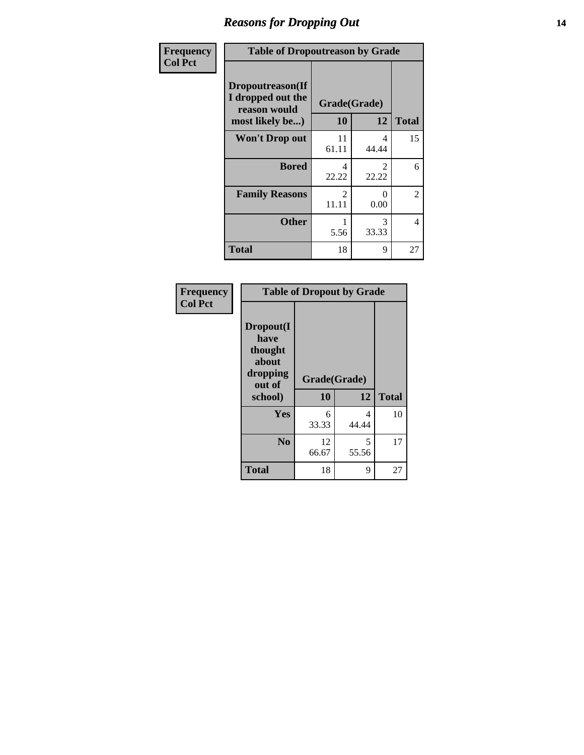# Reasons for Dropping Out

| Frequency<br>Col Pct | Table of Dropoutreason by Grade | | |
|---|---|---|---|
| **Dropoutreason(If I dropped out the reason would most likely be...)** | **Grade(Grade)** | | |
| | **10** | **12** | **Total** |
| **Won't Drop out** | 11<br>61.11 | 4<br>44.44 | 15 |
| **Bored** | 4<br>22.22 | 2<br>22.22 | 6 |
| **Family Reasons** | 2<br>11.11 | 0<br>0.00 | 2 |
| **Other** | 1<br>5.56 | 3<br>33.33 | 4 |
| **Total** | 18 | 9 | 27 |

| Frequency<br>Col Pct | Table of Dropout by Grade | | |
|---|---|---|---|
| **Dropout(I have thought about dropping out of school)** | **Grade(Grade)** | | |
| | **10** | **12** | **Total** |
| **Yes** | 6<br>33.33 | 4<br>44.44 | 10 |
| **No** | 12<br>66.67 | 5<br>55.56 | 17 |
| **Total** | 18 | 9 | 27 |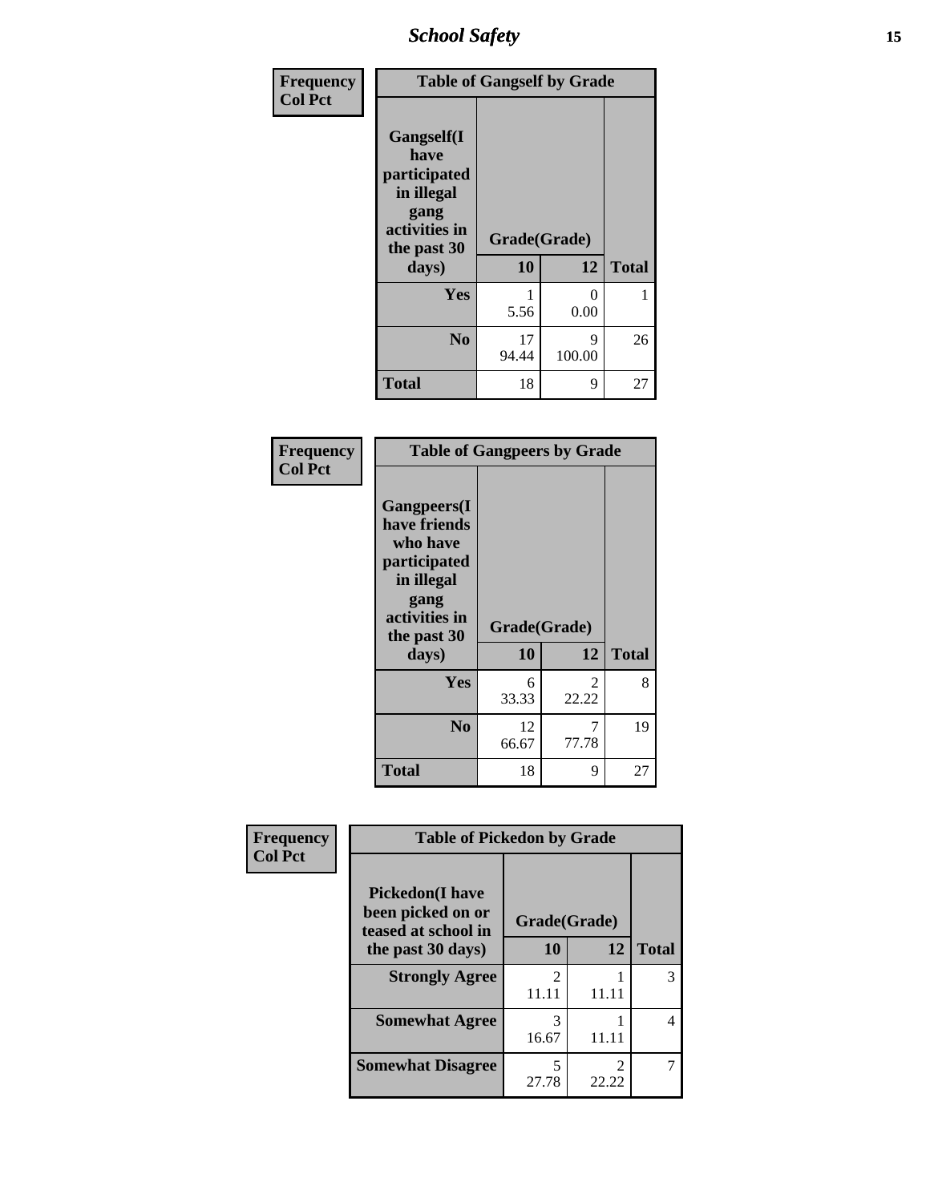| Frequency<br>Col Pct | Table of Gangself by Grade | | |
|---|---|---|---|
| Gangself(I have participated in illegal gang activities in the past 30 days) | Grade(Grade) | | |
| | 10 | 12 | Total |
| Yes | 1<br>5.56 | 0<br>0.00 | 1 |
| No | 17<br>94.44 | 9<br>100.00 | 26 |
| Total | 18 | 9 | 27 |

| Frequency<br>Col Pct | Table of Gangpeers by Grade | | |
|---|---|---|---|
| Gangpeers(I have friends who have participated in illegal gang activities in the past 30 days) | Grade(Grade) | | |
| | 10 | 12 | Total |
| Yes | 6<br>33.33 | 2<br>22.22 | 8 |
| No | 12<br>66.67 | 7<br>77.78 | 19 |
| Total | 18 | 9 | 27 |

| Frequency<br>Col Pct | Table of Pickedon by Grade | | |
|---|---|---|---|
| Pickedon(I have been picked on or teased at school in the past 30 days) | Grade(Grade) | | |
| | 10 | 12 | Total |
| Strongly Agree | 2<br>11.11 | 1<br>11.11 | 3 |
| Somewhat Agree | 3<br>16.67 | 1<br>11.11 | 4 |
| Somewhat Disagree | 5<br>27.78 | 2<br>22.22 | 7 |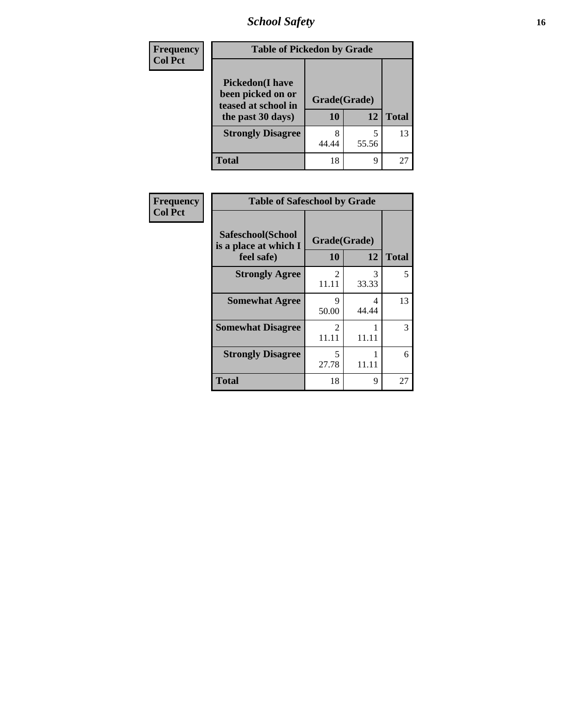## School Safety

**Frequency**
**Col Pct**

| Table of Pickedon by Grade | | | |
|---|---|---|---|
| **Pickedon(I have been picked on or teased at school in the past 30 days)** | **Grade(Grade)** | | **Total** |
| | **10** | **12** | |
| **Strongly Disagree** | 8<br>44.44 | 5<br>55.56 | 13 |
| **Total** | 18 | 9 | 27 |

**Frequency**
**Col Pct**

| Table of Safeschool by Grade | | | |
|---|---|---|---|
| **Safeschool(School is a place at which I feel safe)** | **Grade(Grade)** | | **Total** |
| | **10** | **12** | |
| **Strongly Agree** | 2<br>11.11 | 3<br>33.33 | 5 |
| **Somewhat Agree** | 9<br>50.00 | 4<br>44.44 | 13 |
| **Somewhat Disagree** | 2<br>11.11 | 1<br>11.11 | 3 |
| **Strongly Disagree** | 5<br>27.78 | 1<br>11.11 | 6 |
| **Total** | 18 | 9 | 27 |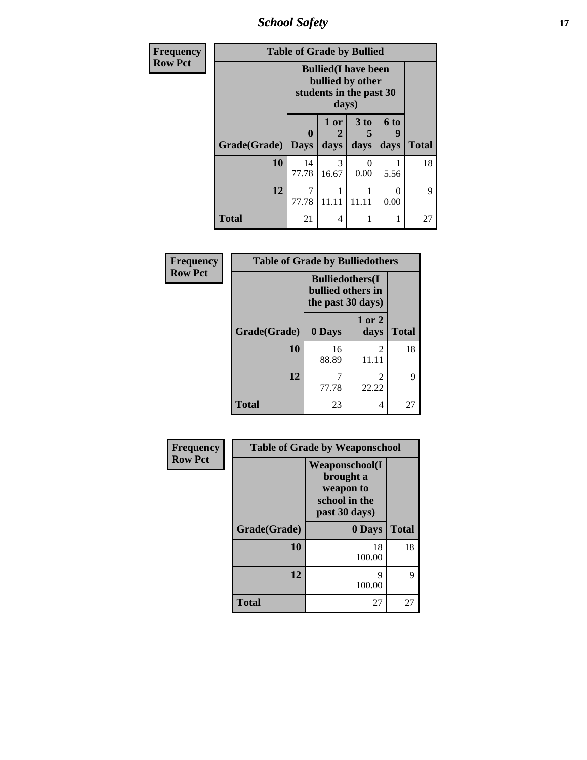| Frequency<br>Row Pct | Table of Grade by Bullied | | | | |
|---|---|---|---|---|---|
| | Bullied(I have been bullied by other students in the past 30 days) | | | | |
| Grade(Grade) | 0 Days | 1 or 2 days | 3 to 5 days | 6 to 9 days | Total |
| 10 | 14<br>77.78 | 3<br>16.67 | 0<br>0.00 | 1<br>5.56 | 18 |
| 12 | 7<br>77.78 | 1<br>11.11 | 1<br>11.11 | 0<br>0.00 | 9 |
| Total | 21 | 4 | 1 | 1 | 27 |

| Frequency<br>Row Pct | Table of Grade by Bulliedothers | | |
|---|---|---|---|
| | Bulliedothers(I bullied others in the past 30 days) | | |
| Grade(Grade) | 0 Days | 1 or 2 days | Total |
| 10 | 16<br>88.89 | 2<br>11.11 | 18 |
| 12 | 7<br>77.78 | 2<br>22.22 | 9 |
| Total | 23 | 4 | 27 |

| Frequency<br>Row Pct | Table of Grade by Weaponschool | |
|---|---|---|
| | Weaponschool(I brought a weapon to school in the past 30 days) | |
| Grade(Grade) | 0 Days | Total |
| 10 | 18<br>100.00 | 18 |
| 12 | 9<br>100.00 | 9 |
| Total | 27 | 27 |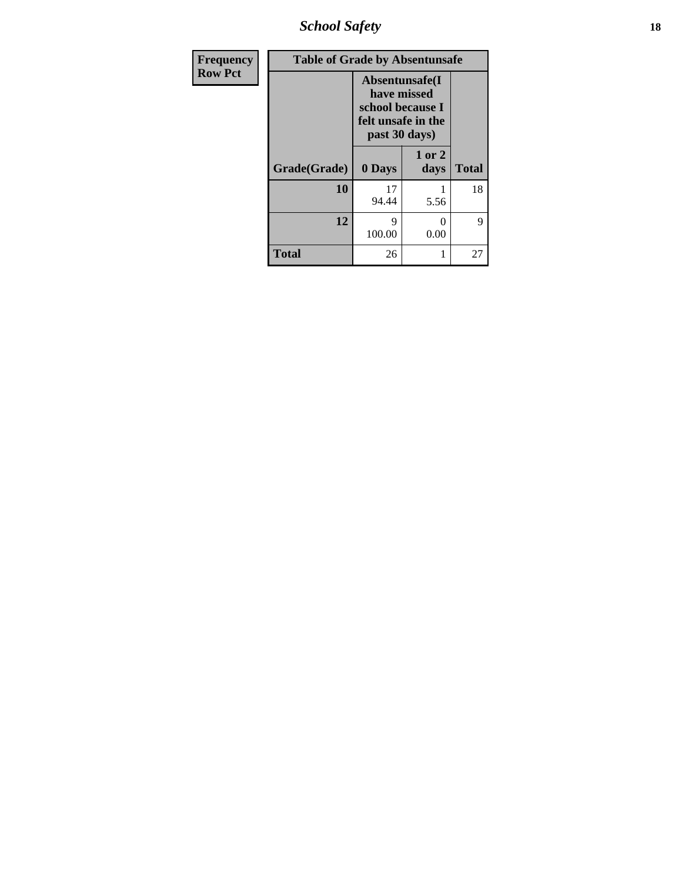| Frequency |
|---|
| Row Pct |

**Table of Grade by Absentunsafe**

| Grade(Grade) | Absentunsafe(I have missed school because I felt unsafe in the past 30 days) | | Total |
|---|---|---|---|
| | 0 Days | 1 or 2 days | |
| **10** | 17<br>94.44 | 1<br>5.56 | 18 |
| **12** | 9<br>100.00 | 0<br>0.00 | 9 |
| **Total** | 26 | 1 | 27 |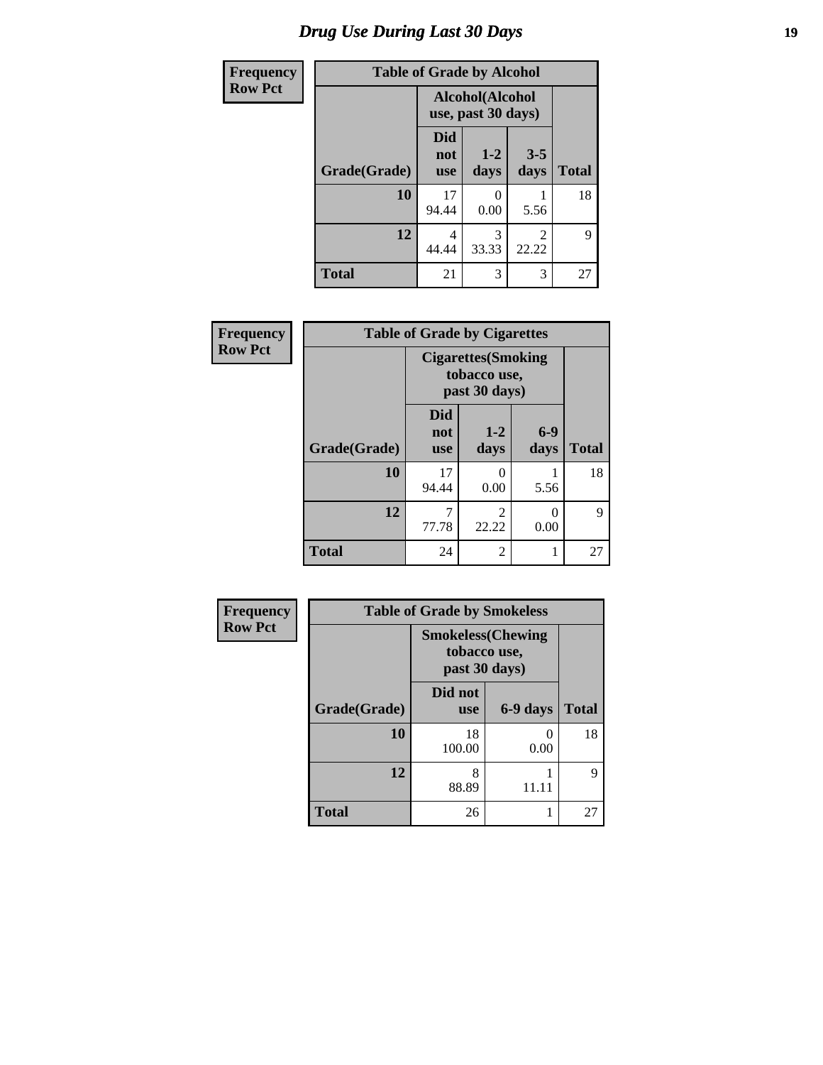# *Drug Use During Last 30 Days*

| Frequency Row Pct | Table of Grade by Alcohol | | | |
|---|---|---|---|---|
| | Alcohol(Alcohol use, past 30 days) | | | |
| Grade(Grade) | Did not use | 1-2 days | 3-5 days | Total |
| 10 | 17<br>94.44 | 0<br>0.00 | 1<br>5.56 | 18 |
| 12 | 4<br>44.44 | 3<br>33.33 | 2<br>22.22 | 9 |
| Total | 21 | 3 | 3 | 27 |

| Frequency Row Pct | Table of Grade by Cigarettes | | | |
|---|---|---|---|---|
| | Cigarettes(Smoking tobacco use, past 30 days) | | | |
| Grade(Grade) | Did not use | 1-2 days | 6-9 days | Total |
| 10 | 17<br>94.44 | 0<br>0.00 | 1<br>5.56 | 18 |
| 12 | 7<br>77.78 | 2<br>22.22 | 0<br>0.00 | 9 |
| Total | 24 | 2 | 1 | 27 |

| Frequency Row Pct | Table of Grade by Smokeless | | |
|---|---|---|---|
| | Smokeless(Chewing tobacco use, past 30 days) | | |
| Grade(Grade) | Did not use | 6-9 days | Total |
| 10 | 18<br>100.00 | 0<br>0.00 | 18 |
| 12 | 8<br>88.89 | 1<br>11.11 | 9 |
| Total | 26 | 1 | 27 |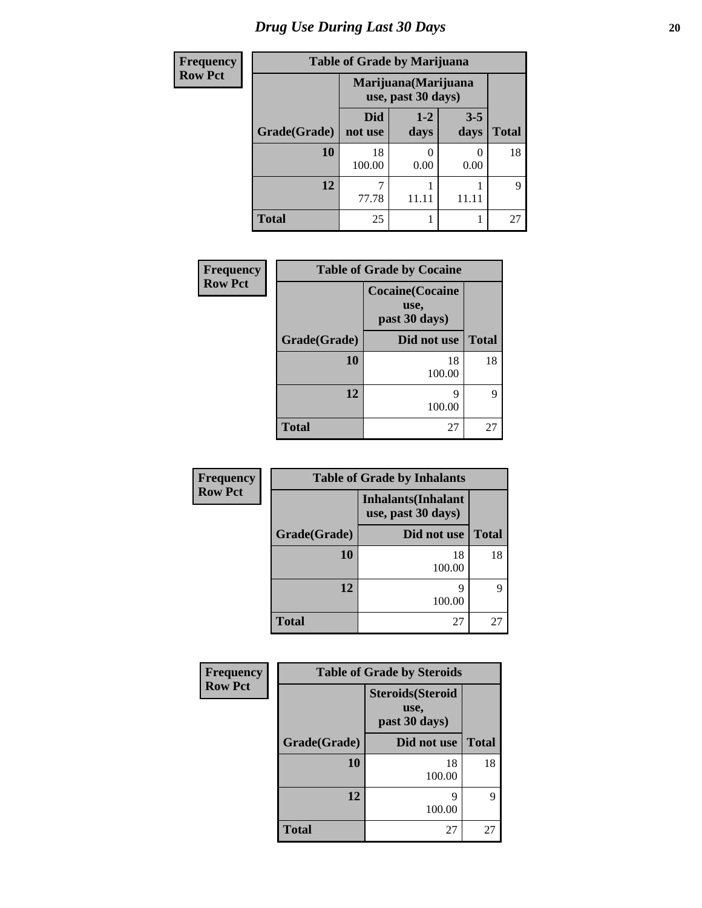# Drug Use During Last 30 Days

| Frequency Row Pct |
|---|

**Table of Grade by Marijuana**

| Grade(Grade) | Marijuana(Marijuana use, past 30 days) | | | Total |
|---|---|---|---|---|
| | Did not use | 1-2 days | 3-5 days | |
| 10 | 18<br>100.00 | 0<br>0.00 | 0<br>0.00 | 18 |
| 12 | 7<br>77.78 | 1<br>11.11 | 1<br>11.11 | 9 |
| Total | 25 | 1 | 1 | 27 |

| Frequency Row Pct |
|---|

**Table of Grade by Cocaine**

| Grade(Grade) | Cocaine(Cocaine use, past 30 days) | Total |
|---|---|---|
| | Did not use | |
| 10 | 18<br>100.00 | 18 |
| 12 | 9<br>100.00 | 9 |
| Total | 27 | 27 |

| Frequency Row Pct |
|---|

**Table of Grade by Inhalants**

| Grade(Grade) | Inhalants(Inhalant use, past 30 days) | Total |
|---|---|---|
| | Did not use | |
| 10 | 18<br>100.00 | 18 |
| 12 | 9<br>100.00 | 9 |
| Total | 27 | 27 |

| Frequency Row Pct |
|---|

**Table of Grade by Steroids**

| Grade(Grade) | Steroids(Steroid use, past 30 days) | Total |
|---|---|---|
| | Did not use | |
| 10 | 18<br>100.00 | 18 |
| 12 | 9<br>100.00 | 9 |
| Total | 27 | 27 |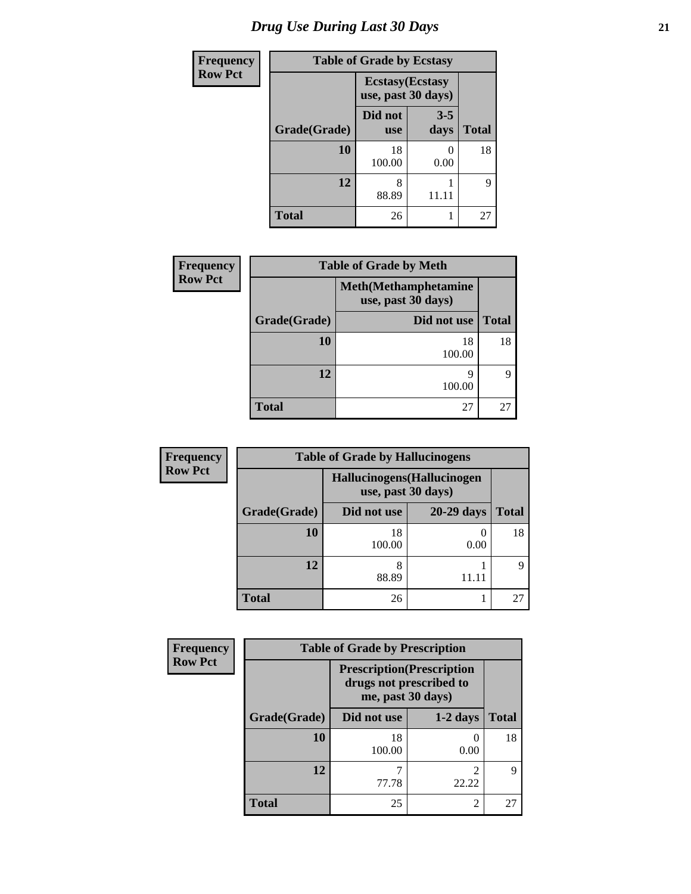# Drug Use During Last 30 Days

| Frequency Row Pct | Table of Grade by Ecstasy | | |
|---|---|---|---|
| | Ecstasy(Ecstasy use, past 30 days) | | |
| Grade(Grade) | Did not use | 3-5 days | Total |
| 10 | 18<br>100.00 | 0<br>0.00 | 18 |
| 12 | 8<br>88.89 | 1<br>11.11 | 9 |
| Total | 26 | 1 | 27 |

| Frequency Row Pct | Table of Grade by Meth | |
|---|---|---|
| | Meth(Methamphetamine use, past 30 days) | |
| Grade(Grade) | Did not use | Total |
| 10 | 18<br>100.00 | 18 |
| 12 | 9<br>100.00 | 9 |
| Total | 27 | 27 |

| Frequency Row Pct | Table of Grade by Hallucinogens | | |
|---|---|---|---|
| | Hallucinogens(Hallucinogen use, past 30 days) | | |
| Grade(Grade) | Did not use | 20-29 days | Total |
| 10 | 18<br>100.00 | 0<br>0.00 | 18 |
| 12 | 8<br>88.89 | 1<br>11.11 | 9 |
| Total | 26 | 1 | 27 |

| Frequency Row Pct | Table of Grade by Prescription | | |
|---|---|---|---|
| | Prescription(Prescription drugs not prescribed to me, past 30 days) | | |
| Grade(Grade) | Did not use | 1-2 days | Total |
| 10 | 18<br>100.00 | 0<br>0.00 | 18 |
| 12 | 7<br>77.78 | 2<br>22.22 | 9 |
| Total | 25 | 2 | 27 |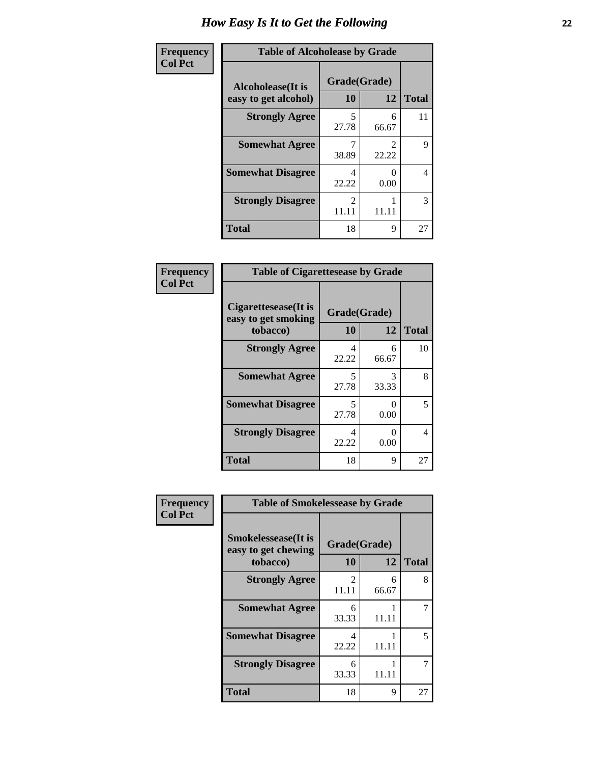# How Easy Is It to Get the Following

**Frequency / Col Pct**

**Table of Alcoholease by Grade**

| Alcoholease(It is easy to get alcohol) | Grade(Grade) 10 | 12 | Total |
|---|---|---|---|
| **Strongly Agree** | 5<br>27.78 | 6<br>66.67 | 11 |
| **Somewhat Agree** | 7<br>38.89 | 2<br>22.22 | 9 |
| **Somewhat Disagree** | 4<br>22.22 | 0<br>0.00 | 4 |
| **Strongly Disagree** | 2<br>11.11 | 1<br>11.11 | 3 |
| **Total** | 18 | 9 | 27 |

**Frequency / Col Pct**

**Table of Cigarettesease by Grade**

| Cigarettesease(It is easy to get smoking tobacco) | Grade(Grade) 10 | 12 | Total |
|---|---|---|---|
| **Strongly Agree** | 4<br>22.22 | 6<br>66.67 | 10 |
| **Somewhat Agree** | 5<br>27.78 | 3<br>33.33 | 8 |
| **Somewhat Disagree** | 5<br>27.78 | 0<br>0.00 | 5 |
| **Strongly Disagree** | 4<br>22.22 | 0<br>0.00 | 4 |
| **Total** | 18 | 9 | 27 |

**Frequency / Col Pct**

**Table of Smokelessease by Grade**

| Smokelessease(It is easy to get chewing tobacco) | Grade(Grade) 10 | 12 | Total |
|---|---|---|---|
| **Strongly Agree** | 2<br>11.11 | 6<br>66.67 | 8 |
| **Somewhat Agree** | 6<br>33.33 | 1<br>11.11 | 7 |
| **Somewhat Disagree** | 4<br>22.22 | 1<br>11.11 | 5 |
| **Strongly Disagree** | 6<br>33.33 | 1<br>11.11 | 7 |
| **Total** | 18 | 9 | 27 |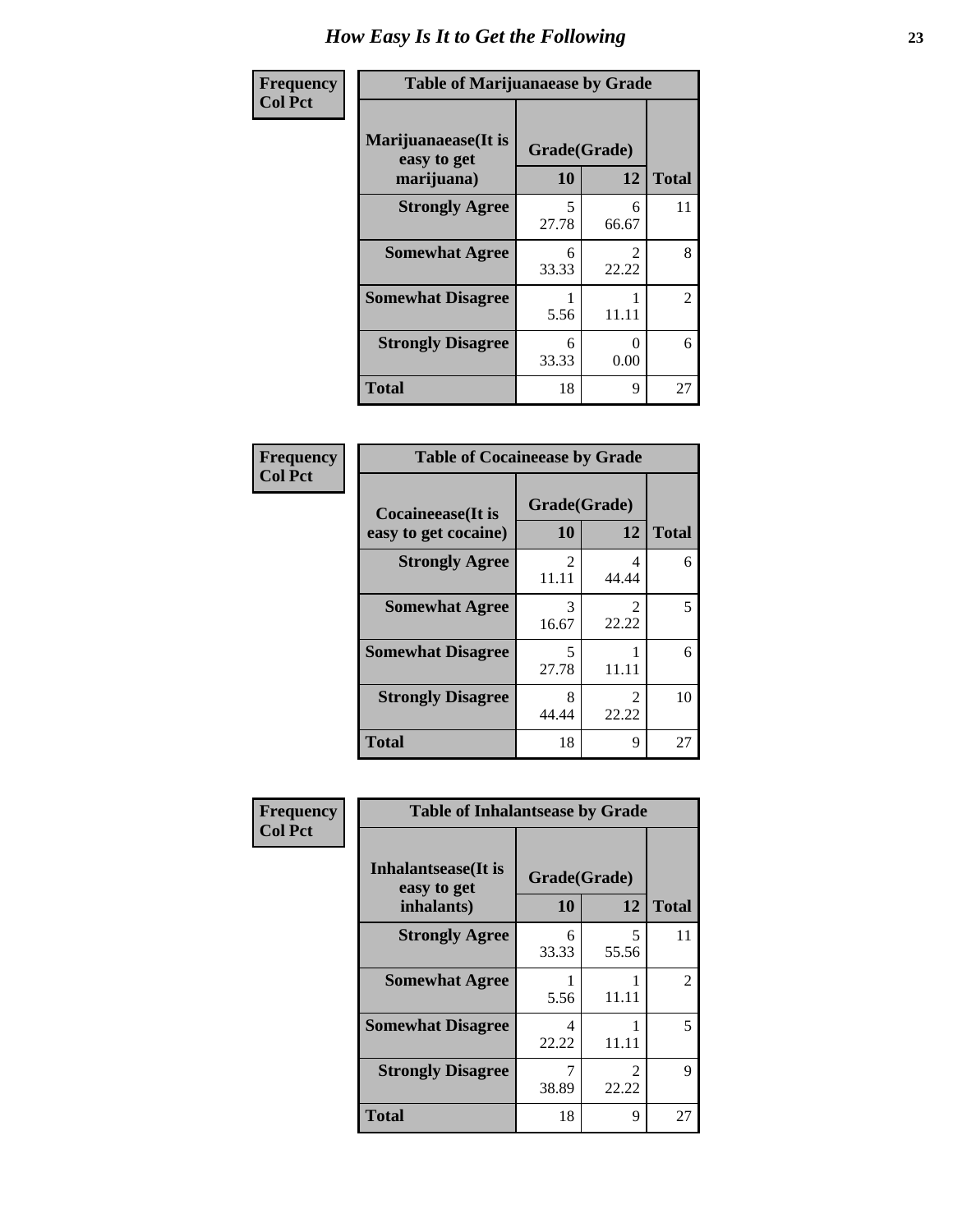# How Easy Is It to Get the Following

**Frequency**
**Col Pct**

| Table of Marijuanaease by Grade | | | |
|---|---|---|---|
| **Marijuanaease(It is easy to get marijuana)** | **Grade(Grade)** | | **Total** |
| | **10** | **12** | |
| **Strongly Agree** | 5<br>27.78 | 6<br>66.67 | 11 |
| **Somewhat Agree** | 6<br>33.33 | 2<br>22.22 | 8 |
| **Somewhat Disagree** | 1<br>5.56 | 1<br>11.11 | 2 |
| **Strongly Disagree** | 6<br>33.33 | 0<br>0.00 | 6 |
| **Total** | 18 | 9 | 27 |

**Frequency**
**Col Pct**

| Table of Cocaineease by Grade | | | |
|---|---|---|---|
| **Cocaineease(It is easy to get cocaine)** | **Grade(Grade)** | | **Total** |
| | **10** | **12** | |
| **Strongly Agree** | 2<br>11.11 | 4<br>44.44 | 6 |
| **Somewhat Agree** | 3<br>16.67 | 2<br>22.22 | 5 |
| **Somewhat Disagree** | 5<br>27.78 | 1<br>11.11 | 6 |
| **Strongly Disagree** | 8<br>44.44 | 2<br>22.22 | 10 |
| **Total** | 18 | 9 | 27 |

**Frequency**
**Col Pct**

| Table of Inhalantsease by Grade | | | |
|---|---|---|---|
| **Inhalantsease(It is easy to get inhalants)** | **Grade(Grade)** | | **Total** |
| | **10** | **12** | |
| **Strongly Agree** | 6<br>33.33 | 5<br>55.56 | 11 |
| **Somewhat Agree** | 1<br>5.56 | 1<br>11.11 | 2 |
| **Somewhat Disagree** | 4<br>22.22 | 1<br>11.11 | 5 |
| **Strongly Disagree** | 7<br>38.89 | 2<br>22.22 | 9 |
| **Total** | 18 | 9 | 27 |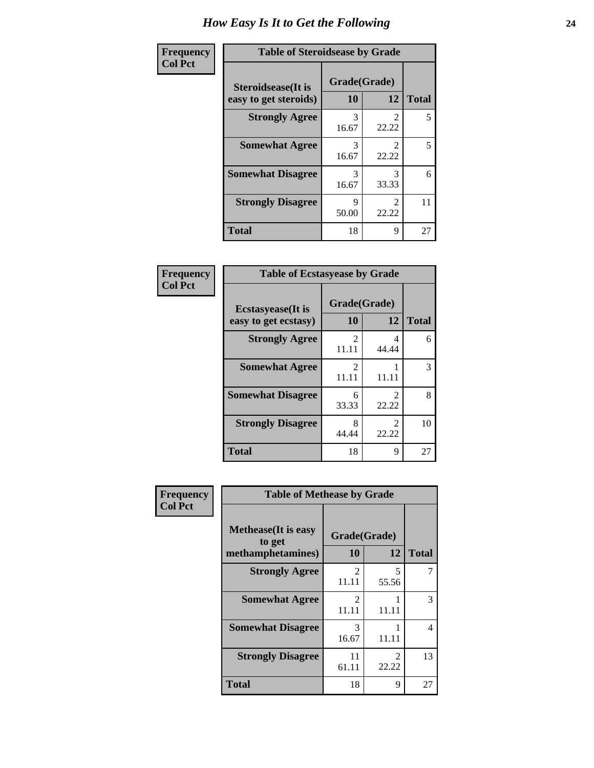# How Easy Is It to Get the Following

**Frequency**
**Col Pct**

| Table of Steroidsease by Grade | | | |
|---|---|---|---|
| **Steroidsease(It is easy to get steroids)** | **Grade(Grade)** | | **Total** |
| | **10** | **12** | |
| **Strongly Agree** | 3<br>16.67 | 2<br>22.22 | 5 |
| **Somewhat Agree** | 3<br>16.67 | 2<br>22.22 | 5 |
| **Somewhat Disagree** | 3<br>16.67 | 3<br>33.33 | 6 |
| **Strongly Disagree** | 9<br>50.00 | 2<br>22.22 | 11 |
| **Total** | 18 | 9 | 27 |

**Frequency**
**Col Pct**

| Table of Ecstasyease by Grade | | | |
|---|---|---|---|
| **Ecstasyease(It is easy to get ecstasy)** | **Grade(Grade)** | | **Total** |
| | **10** | **12** | |
| **Strongly Agree** | 2<br>11.11 | 4<br>44.44 | 6 |
| **Somewhat Agree** | 2<br>11.11 | 1<br>11.11 | 3 |
| **Somewhat Disagree** | 6<br>33.33 | 2<br>22.22 | 8 |
| **Strongly Disagree** | 8<br>44.44 | 2<br>22.22 | 10 |
| **Total** | 18 | 9 | 27 |

**Frequency**
**Col Pct**

| Table of Methease by Grade | | | |
|---|---|---|---|
| **Methease(It is easy to get methamphetamines)** | **Grade(Grade)** | | **Total** |
| | **10** | **12** | |
| **Strongly Agree** | 2<br>11.11 | 5<br>55.56 | 7 |
| **Somewhat Agree** | 2<br>11.11 | 1<br>11.11 | 3 |
| **Somewhat Disagree** | 3<br>16.67 | 1<br>11.11 | 4 |
| **Strongly Disagree** | 11<br>61.11 | 2<br>22.22 | 13 |
| **Total** | 18 | 9 | 27 |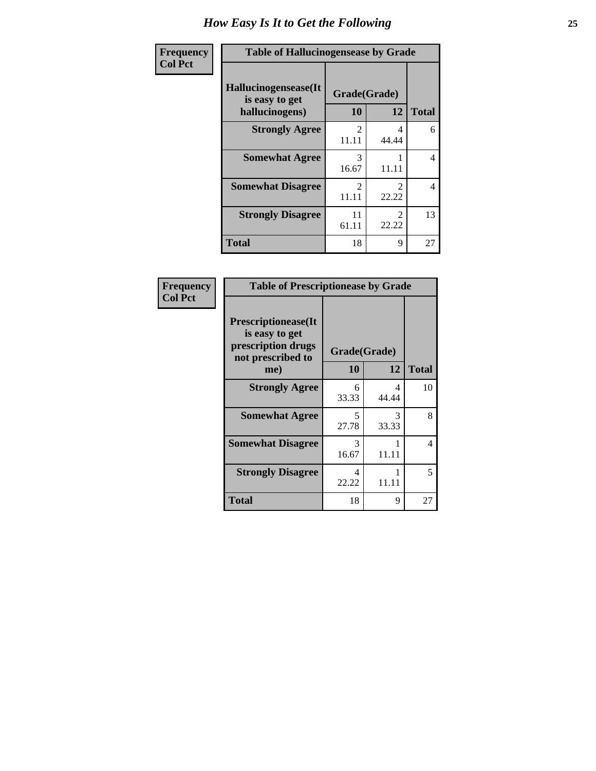# How Easy Is It to Get the Following

**Frequency**
**Col Pct**

| Hallucinogensease(It is easy to get hallucinogens) | Grade(Grade) 10 | 12 | Total |
|---|---|---|---|
| **Strongly Agree** | 2<br>11.11 | 4<br>44.44 | 6 |
| **Somewhat Agree** | 3<br>16.67 | 1<br>11.11 | 4 |
| **Somewhat Disagree** | 2<br>11.11 | 2<br>22.22 | 4 |
| **Strongly Disagree** | 11<br>61.11 | 2<br>22.22 | 13 |
| **Total** | 18 | 9 | 27 |

Table of Hallucinogensease by Grade

**Frequency**
**Col Pct**

| Prescriptionease(It is easy to get prescription drugs not prescribed to me) | Grade(Grade) 10 | 12 | Total |
|---|---|---|---|
| **Strongly Agree** | 6<br>33.33 | 4<br>44.44 | 10 |
| **Somewhat Agree** | 5<br>27.78 | 3<br>33.33 | 8 |
| **Somewhat Disagree** | 3<br>16.67 | 1<br>11.11 | 4 |
| **Strongly Disagree** | 4<br>22.22 | 1<br>11.11 | 5 |
| **Total** | 18 | 9 | 27 |

Table of Prescriptionease by Grade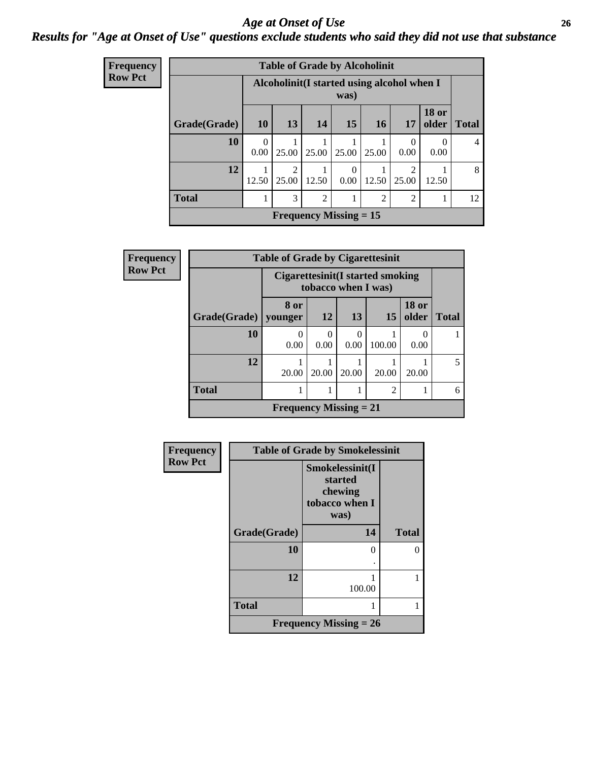# Age at Onset of Use

## Results for "Age at Onset of Use" questions exclude students who said they did not use that substance

**Frequency**
**Row Pct**

| Table of Grade by Alcoholinit | | | | | | | | |
|---|---|---|---|---|---|---|---|---|
| | Alcoholinit(I started using alcohol when I was) | | | | | | | |
| Grade(Grade) | 10 | 13 | 14 | 15 | 16 | 17 | 18 or older | Total |
| 10 | 0<br>0.00 | 1<br>25.00 | 1<br>25.00 | 1<br>25.00 | 1<br>25.00 | 0<br>0.00 | 0<br>0.00 | 4 |
| 12 | 1<br>12.50 | 2<br>25.00 | 1<br>12.50 | 0<br>0.00 | 1<br>12.50 | 2<br>25.00 | 1<br>12.50 | 8 |
| Total | 1 | 3 | 2 | 1 | 2 | 2 | 1 | 12 |
| Frequency Missing = 15 | | | | | | | | |

**Frequency**
**Row Pct**

| Table of Grade by Cigarettesinit | | | | | | |
|---|---|---|---|---|---|---|
| | Cigarettesinit(I started smoking tobacco when I was) | | | | | |
| Grade(Grade) | 8 or younger | 12 | 13 | 15 | 18 or older | Total |
| 10 | 0<br>0.00 | 0<br>0.00 | 0<br>0.00 | 1<br>100.00 | 0<br>0.00 | 1 |
| 12 | 1<br>20.00 | 1<br>20.00 | 1<br>20.00 | 1<br>20.00 | 1<br>20.00 | 5 |
| Total | 1 | 1 | 1 | 2 | 1 | 6 |
| Frequency Missing = 21 | | | | | | |

**Frequency**
**Row Pct**

| Table of Grade by Smokelessinit | | |
|---|---|---|
| | Smokelessinit(I started chewing tobacco when I was) | |
| Grade(Grade) | 14 | Total |
| 10 | 0<br>. | 0 |
| 12 | 1<br>100.00 | 1 |
| Total | 1 | 1 |
| Frequency Missing = 26 | | |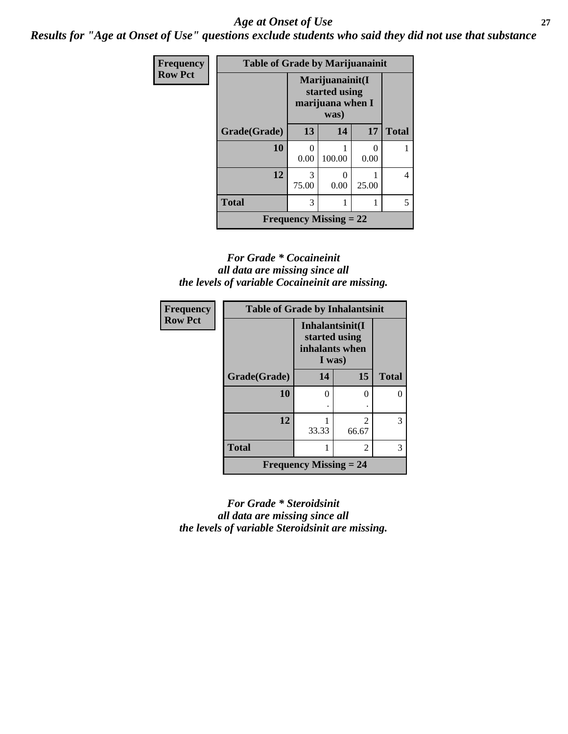# *Age at Onset of Use*

***Results for "Age at Onset of Use" questions exclude students who said they did not use that substance***

| Frequency Row Pct | Table of Grade by Marijuanainit | | | |
|---|---|---|---|---|
| | Marijuanainit(I started using marijuana when I was) | | | |
| Grade(Grade) | 13 | 14 | 17 | Total |
| 10 | 0<br>0.00 | 1<br>100.00 | 0<br>0.00 | 1 |
| 12 | 3<br>75.00 | 0<br>0.00 | 1<br>25.00 | 4 |
| Total | 3 | 1 | 1 | 5 |
| Frequency Missing = 22 | | | | |

*For Grade \* Cocaineinit all data are missing since all the levels of variable Cocaineinit are missing.*

| Frequency Row Pct | Table of Grade by Inhalantsinit | | |
|---|---|---|---|
| | Inhalantsinit(I started using inhalants when I was) | | |
| Grade(Grade) | 14 | 15 | Total |
| 10 | 0<br>. | 0<br>. | 0 |
| 12 | 1<br>33.33 | 2<br>66.67 | 3 |
| Total | 1 | 2 | 3 |
| Frequency Missing = 24 | | | |

*For Grade \* Steroidsinit all data are missing since all the levels of variable Steroidsinit are missing.*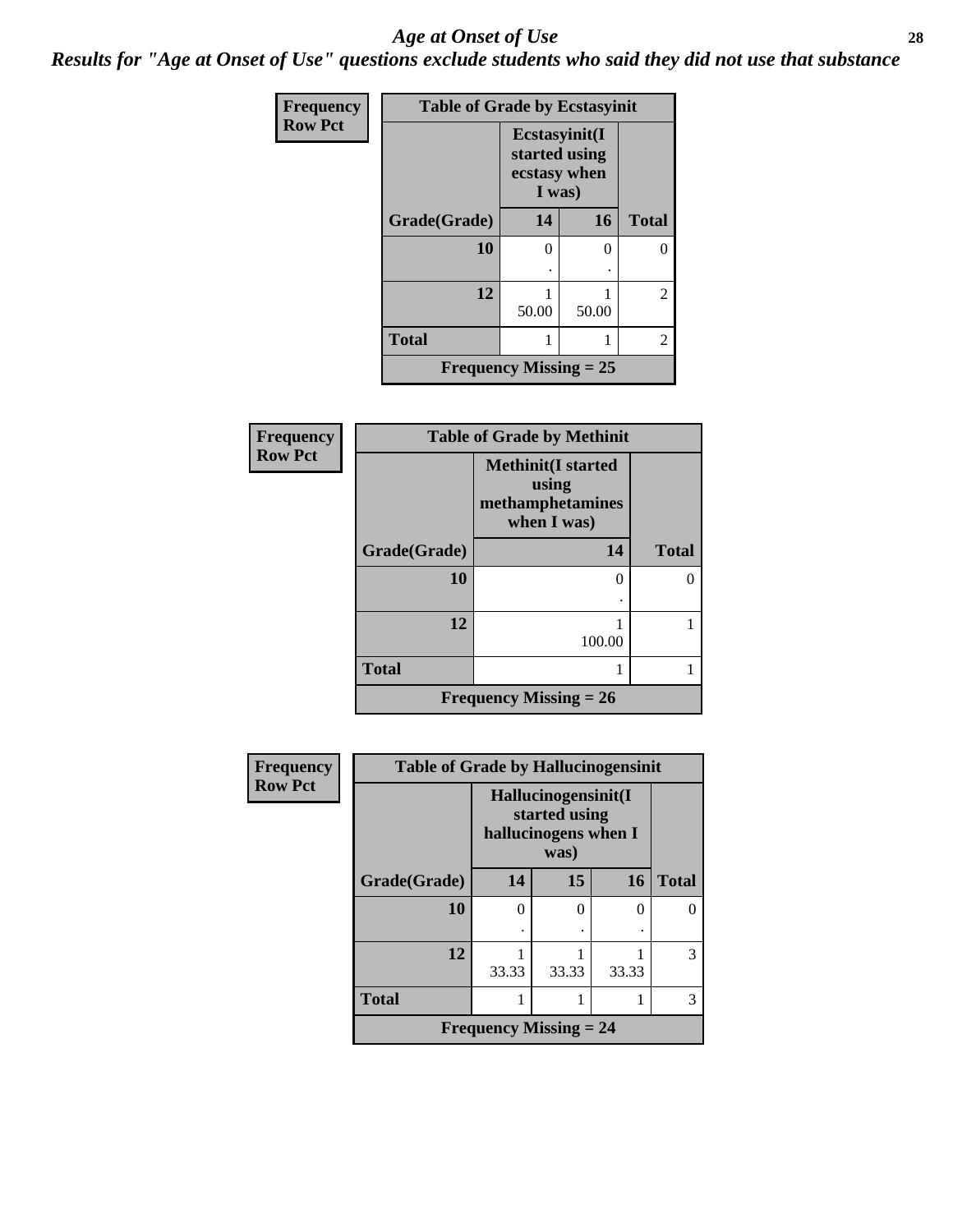## *Age at Onset of Use*

### *Results for "Age at Onset of Use" questions exclude students who said they did not use that substance*

**Frequency**
**Row Pct**

| Table of Grade by Ecstasyinit | | | |
|---|---|---|---|
| | Ecstasyinit(I started using ecstasy when I was) | | |
| Grade(Grade) | 14 | 16 | Total |
| 10 | 0<br>. | 0<br>. | 0 |
| 12 | 1<br>50.00 | 1<br>50.00 | 2 |
| Total | 1 | 1 | 2 |
| Frequency Missing = 25 | | | |

**Frequency**
**Row Pct**

| Table of Grade by Methinit | | |
|---|---|---|
| | Methinit(I started using methamphetamines when I was) | |
| Grade(Grade) | 14 | Total |
| 10 | 0<br>. | 0 |
| 12 | 1<br>100.00 | 1 |
| Total | 1 | 1 |
| Frequency Missing = 26 | | |

**Frequency**
**Row Pct**

| Table of Grade by Hallucinogensinit | | | | |
|---|---|---|---|---|
| | Hallucinogensinit(I started using hallucinogens when I was) | | | |
| Grade(Grade) | 14 | 15 | 16 | Total |
| 10 | 0<br>. | 0<br>. | 0<br>. | 0 |
| 12 | 1<br>33.33 | 1<br>33.33 | 1<br>33.33 | 3 |
| Total | 1 | 1 | 1 | 3 |
| Frequency Missing = 24 | | | | |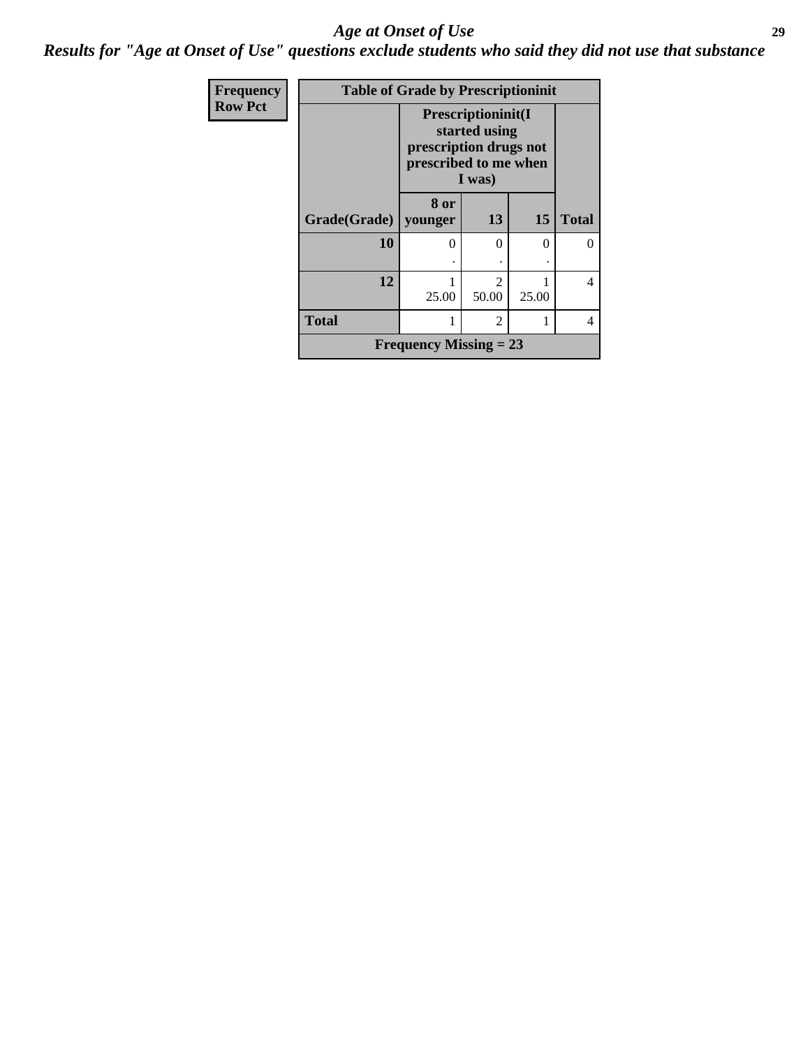# Age at Onset of Use

## Results for "Age at Onset of Use" questions exclude students who said they did not use that substance

| Frequency<br>Row Pct |
|---|

| Table of Grade by Prescriptioninit | | | | |
|---|---|---|---|---|
| | Prescriptioninit(I started using prescription drugs not prescribed to me when I was) | | | |
| Grade(Grade) | 8 or younger | 13 | 15 | Total |
| 10 | 0<br>. | 0<br>. | 0<br>. | 0 |
| 12 | 1<br>25.00 | 2<br>50.00 | 1<br>25.00 | 4 |
| Total | 1 | 2 | 1 | 4 |
| Frequency Missing = 23 | | | | |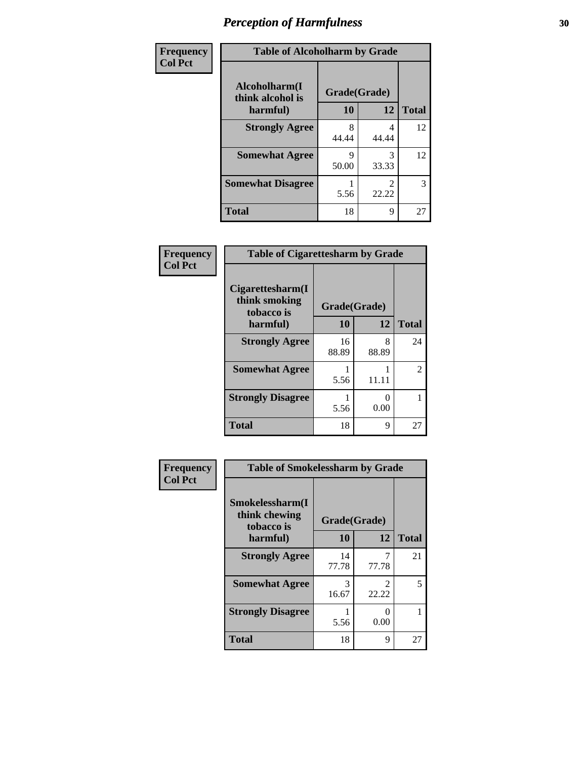# Perception of Harmfulness

| Frequency Col Pct | Table of Alcoholharm by Grade | | |
|---|---|---|---|
| **Alcoholharm(I think alcohol is harmful)** | **Grade(Grade)** | | |
| | **10** | **12** | **Total** |
| **Strongly Agree** | 8<br>44.44 | 4<br>44.44 | 12 |
| **Somewhat Agree** | 9<br>50.00 | 3<br>33.33 | 12 |
| **Somewhat Disagree** | 1<br>5.56 | 2<br>22.22 | 3 |
| **Total** | 18 | 9 | 27 |

| Frequency Col Pct | Table of Cigarettesharm by Grade | | |
|---|---|---|---|
| **Cigarettesharm(I think smoking tobacco is harmful)** | **Grade(Grade)** | | |
| | **10** | **12** | **Total** |
| **Strongly Agree** | 16<br>88.89 | 8<br>88.89 | 24 |
| **Somewhat Agree** | 1<br>5.56 | 1<br>11.11 | 2 |
| **Strongly Disagree** | 1<br>5.56 | 0<br>0.00 | 1 |
| **Total** | 18 | 9 | 27 |

| Frequency Col Pct | Table of Smokelessharm by Grade | | |
|---|---|---|---|
| **Smokelessharm(I think chewing tobacco is harmful)** | **Grade(Grade)** | | |
| | **10** | **12** | **Total** |
| **Strongly Agree** | 14<br>77.78 | 7<br>77.78 | 21 |
| **Somewhat Agree** | 3<br>16.67 | 2<br>22.22 | 5 |
| **Strongly Disagree** | 1<br>5.56 | 0<br>0.00 | 1 |
| **Total** | 18 | 9 | 27 |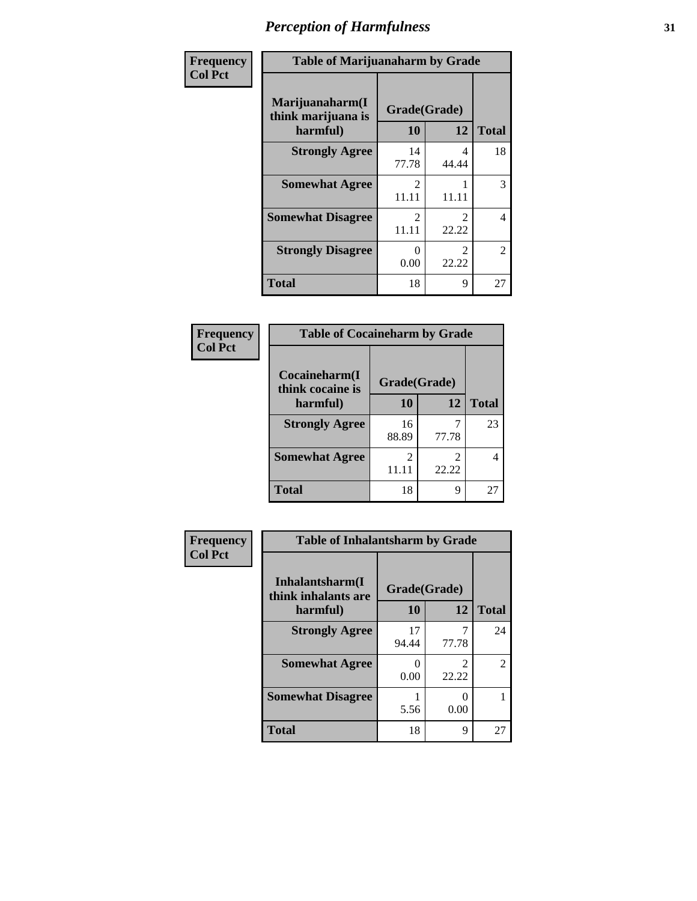# *Perception of Harmfulness*

**Frequency**
**Col Pct**

| **Table of Marijuanaharm by Grade** | | | |
|---|---|---|---|
| **Marijuanaharm(I think marijuana is harmful)** | **Grade(Grade)** | | |
| | **10** | **12** | **Total** |
| **Strongly Agree** | 14<br>77.78 | 4<br>44.44 | 18 |
| **Somewhat Agree** | 2<br>11.11 | 1<br>11.11 | 3 |
| **Somewhat Disagree** | 2<br>11.11 | 2<br>22.22 | 4 |
| **Strongly Disagree** | 0<br>0.00 | 2<br>22.22 | 2 |
| **Total** | 18 | 9 | 27 |

**Frequency**
**Col Pct**

| **Table of Cocaineharm by Grade** | | | |
|---|---|---|---|
| **Cocaineharm(I think cocaine is harmful)** | **Grade(Grade)** | | |
| | **10** | **12** | **Total** |
| **Strongly Agree** | 16<br>88.89 | 7<br>77.78 | 23 |
| **Somewhat Agree** | 2<br>11.11 | 2<br>22.22 | 4 |
| **Total** | 18 | 9 | 27 |

**Frequency**
**Col Pct**

| **Table of Inhalantsharm by Grade** | | | |
|---|---|---|---|
| **Inhalantsharm(I think inhalants are harmful)** | **Grade(Grade)** | | |
| | **10** | **12** | **Total** |
| **Strongly Agree** | 17<br>94.44 | 7<br>77.78 | 24 |
| **Somewhat Agree** | 0<br>0.00 | 2<br>22.22 | 2 |
| **Somewhat Disagree** | 1<br>5.56 | 0<br>0.00 | 1 |
| **Total** | 18 | 9 | 27 |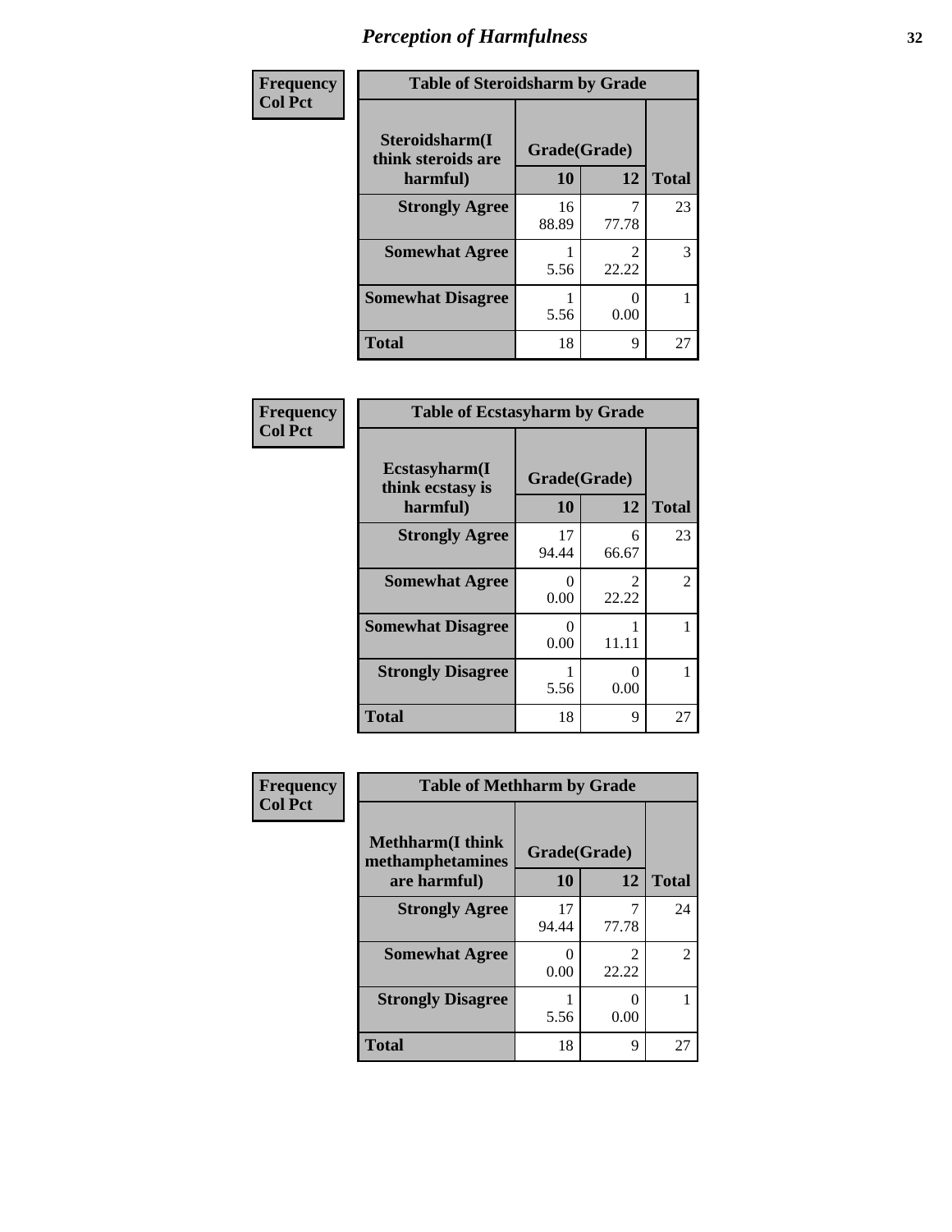# *Perception of Harmfulness*

| Frequency Col Pct | Table of Steroidsharm by Grade | | |
|---|---|---|---|
| Steroidsharm(I think steroids are harmful) | Grade(Grade) | | |
| | 10 | 12 | Total |
| **Strongly Agree** | 16<br>88.89 | 7<br>77.78 | 23 |
| **Somewhat Agree** | 1<br>5.56 | 2<br>22.22 | 3 |
| **Somewhat Disagree** | 1<br>5.56 | 0<br>0.00 | 1 |
| **Total** | 18 | 9 | 27 |

| Frequency Col Pct | Table of Ecstasyharm by Grade | | |
|---|---|---|---|
| Ecstasyharm(I think ecstasy is harmful) | Grade(Grade) | | |
| | 10 | 12 | Total |
| **Strongly Agree** | 17<br>94.44 | 6<br>66.67 | 23 |
| **Somewhat Agree** | 0<br>0.00 | 2<br>22.22 | 2 |
| **Somewhat Disagree** | 0<br>0.00 | 1<br>11.11 | 1 |
| **Strongly Disagree** | 1<br>5.56 | 0<br>0.00 | 1 |
| **Total** | 18 | 9 | 27 |

| Frequency Col Pct | Table of Methharm by Grade | | |
|---|---|---|---|
| Methharm(I think methamphetamines are harmful) | Grade(Grade) | | |
| | 10 | 12 | Total |
| **Strongly Agree** | 17<br>94.44 | 7<br>77.78 | 24 |
| **Somewhat Agree** | 0<br>0.00 | 2<br>22.22 | 2 |
| **Strongly Disagree** | 1<br>5.56 | 0<br>0.00 | 1 |
| **Total** | 18 | 9 | 27 |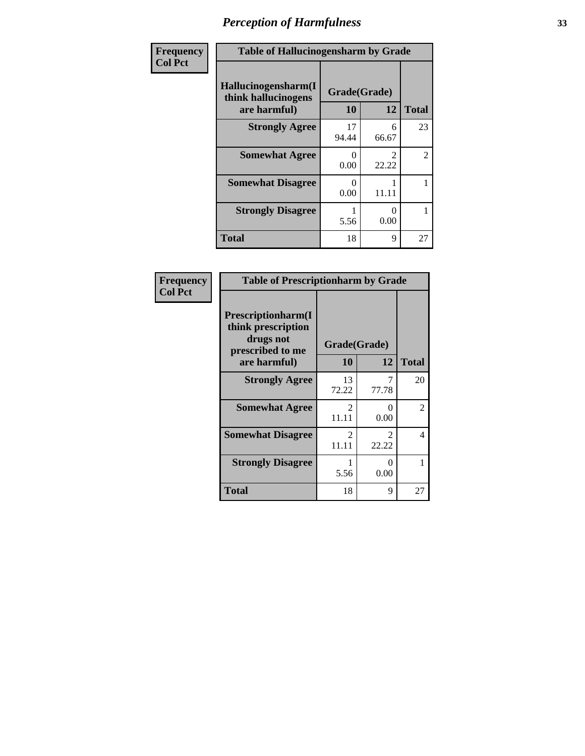| Frequency<br>Col Pct | Table of Hallucinogensharm by Grade | | |
|---|---|---|---|
| Hallucinogensharm(I think hallucinogens are harmful) | Grade(Grade) | | |
| | 10 | 12 | Total |
| Strongly Agree | 17<br>94.44 | 6<br>66.67 | 23 |
| Somewhat Agree | 0<br>0.00 | 2<br>22.22 | 2 |
| Somewhat Disagree | 0<br>0.00 | 1<br>11.11 | 1 |
| Strongly Disagree | 1<br>5.56 | 0<br>0.00 | 1 |
| Total | 18 | 9 | 27 |

| Frequency<br>Col Pct | Table of Prescriptionharm by Grade | | |
|---|---|---|---|
| Prescriptionharm(I think prescription drugs not prescribed to me are harmful) | Grade(Grade) | | |
| | 10 | 12 | Total |
| Strongly Agree | 13<br>72.22 | 7<br>77.78 | 20 |
| Somewhat Agree | 2<br>11.11 | 0<br>0.00 | 2 |
| Somewhat Disagree | 2<br>11.11 | 2<br>22.22 | 4 |
| Strongly Disagree | 1<br>5.56 | 0<br>0.00 | 1 |
| Total | 18 | 9 | 27 |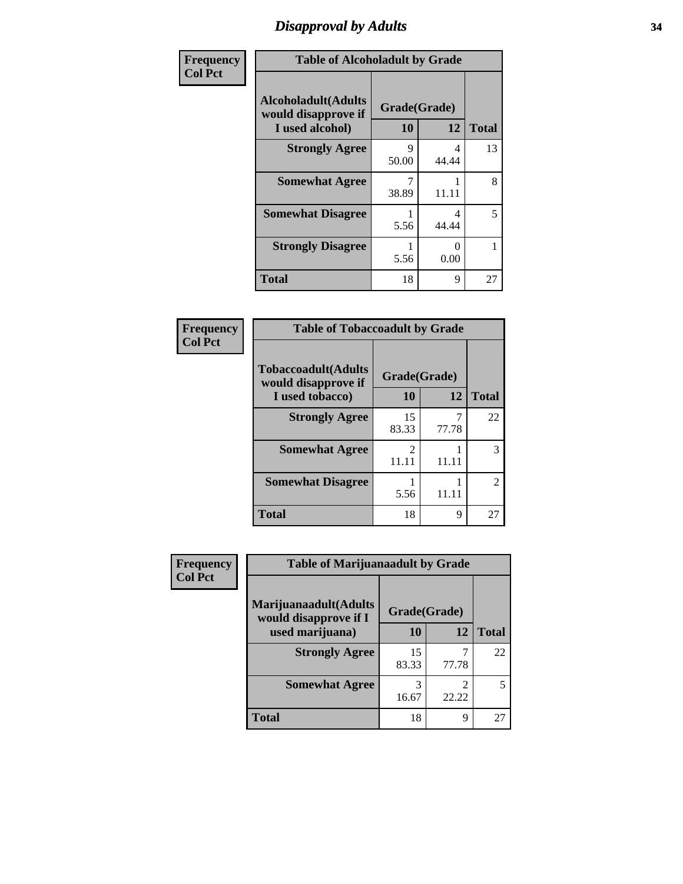# Disapproval by Adults

**Frequency**
**Col Pct**

**Table of Alcoholadult by Grade**

| Alcoholadult(Adults would disapprove if I used alcohol) | Grade(Grade) 10 | 12 | Total |
|---|---|---|---|
| **Strongly Agree** | 9<br>50.00 | 4<br>44.44 | 13 |
| **Somewhat Agree** | 7<br>38.89 | 1<br>11.11 | 8 |
| **Somewhat Disagree** | 1<br>5.56 | 4<br>44.44 | 5 |
| **Strongly Disagree** | 1<br>5.56 | 0<br>0.00 | 1 |
| **Total** | 18 | 9 | 27 |

**Frequency**
**Col Pct**

**Table of Tobaccoadult by Grade**

| Tobaccoadult(Adults would disapprove if I used tobacco) | Grade(Grade) 10 | 12 | Total |
|---|---|---|---|
| **Strongly Agree** | 15<br>83.33 | 7<br>77.78 | 22 |
| **Somewhat Agree** | 2<br>11.11 | 1<br>11.11 | 3 |
| **Somewhat Disagree** | 1<br>5.56 | 1<br>11.11 | 2 |
| **Total** | 18 | 9 | 27 |

**Frequency**
**Col Pct**

**Table of Marijuanaadult by Grade**

| Marijuanaadult(Adults would disapprove if I used marijuana) | Grade(Grade) 10 | 12 | Total |
|---|---|---|---|
| **Strongly Agree** | 15<br>83.33 | 7<br>77.78 | 22 |
| **Somewhat Agree** | 3<br>16.67 | 2<br>22.22 | 5 |
| **Total** | 18 | 9 | 27 |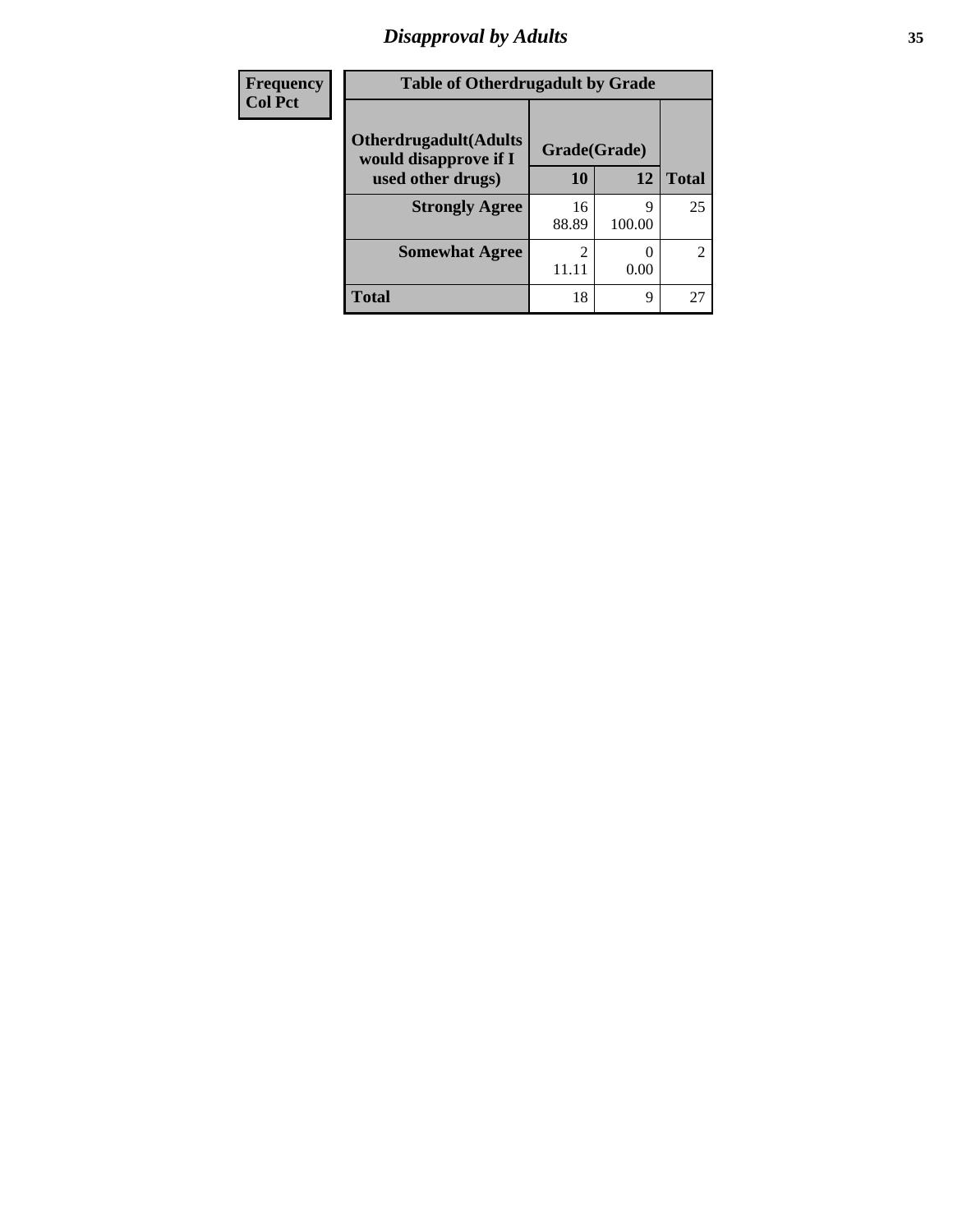# Disapproval by Adults

| Frequency<br>Col Pct | | | |
|---|---|---|---|

**Table of Otherdrugadult by Grade**

| Otherdrugadult(Adults would disapprove if I used other drugs) | Grade(Grade) | | |
|---|---|---|---|
| | 10 | 12 | Total |
| **Strongly Agree** | 16<br>88.89 | 9<br>100.00 | 25 |
| **Somewhat Agree** | 2<br>11.11 | 0<br>0.00 | 2 |
| **Total** | 18 | 9 | 27 |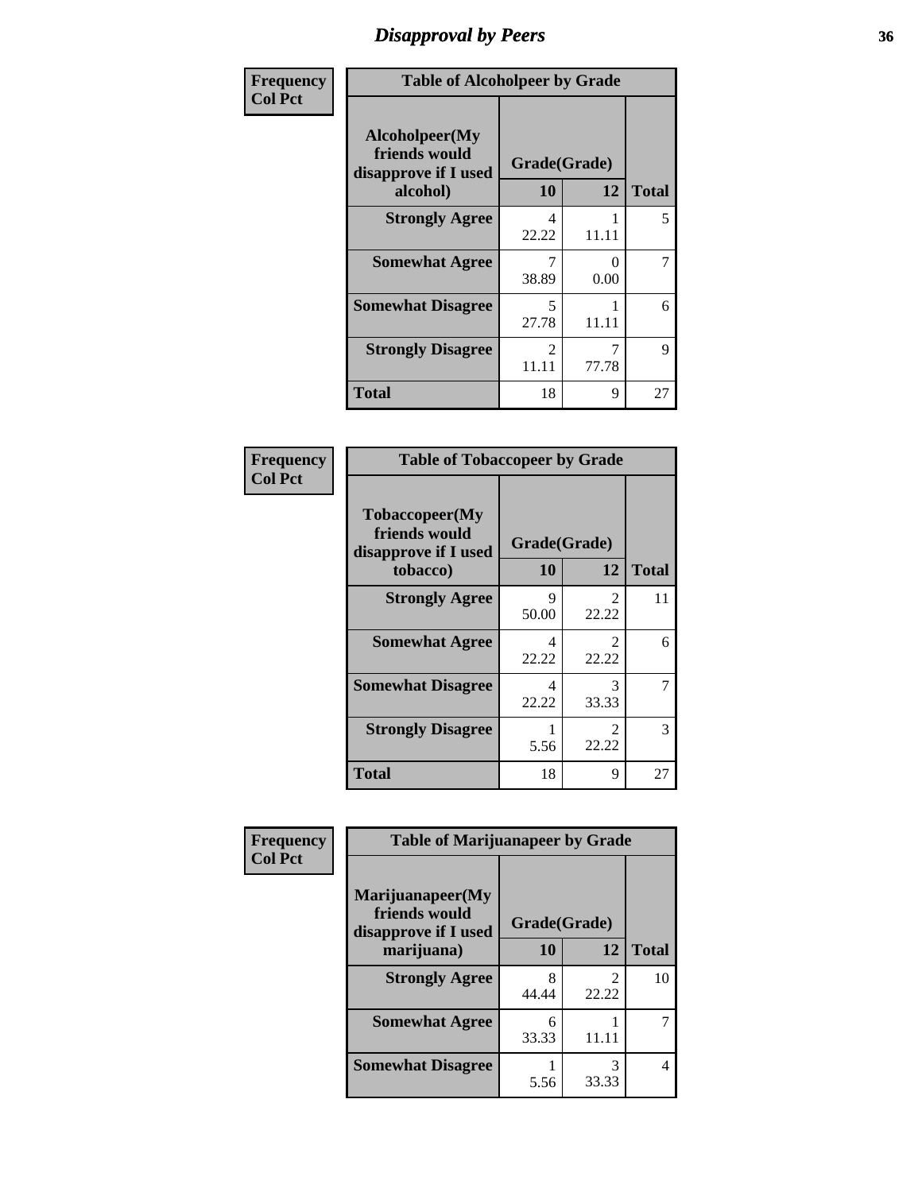# Disapproval by Peers

| Frequency<br>Col Pct |
|---|

**Table of Alcoholpeer by Grade**

| Alcoholpeer(My friends would disapprove if I used alcohol) | Grade(Grade) 10 | 12 | Total |
|---|---|---|---|
| Strongly Agree | 4<br>22.22 | 1<br>11.11 | 5 |
| Somewhat Agree | 7<br>38.89 | 0<br>0.00 | 7 |
| Somewhat Disagree | 5<br>27.78 | 1<br>11.11 | 6 |
| Strongly Disagree | 2<br>11.11 | 7<br>77.78 | 9 |
| Total | 18 | 9 | 27 |

| Frequency<br>Col Pct |
|---|

**Table of Tobaccopeer by Grade**

| Tobaccopeer(My friends would disapprove if I used tobacco) | Grade(Grade) 10 | 12 | Total |
|---|---|---|---|
| Strongly Agree | 9<br>50.00 | 2<br>22.22 | 11 |
| Somewhat Agree | 4<br>22.22 | 2<br>22.22 | 6 |
| Somewhat Disagree | 4<br>22.22 | 3<br>33.33 | 7 |
| Strongly Disagree | 1<br>5.56 | 2<br>22.22 | 3 |
| Total | 18 | 9 | 27 |

| Frequency<br>Col Pct |
|---|

**Table of Marijuanapeer by Grade**

| Marijuanapeer(My friends would disapprove if I used marijuana) | Grade(Grade) 10 | 12 | Total |
|---|---|---|---|
| Strongly Agree | 8<br>44.44 | 2<br>22.22 | 10 |
| Somewhat Agree | 6<br>33.33 | 1<br>11.11 | 7 |
| Somewhat Disagree | 1<br>5.56 | 3<br>33.33 | 4 |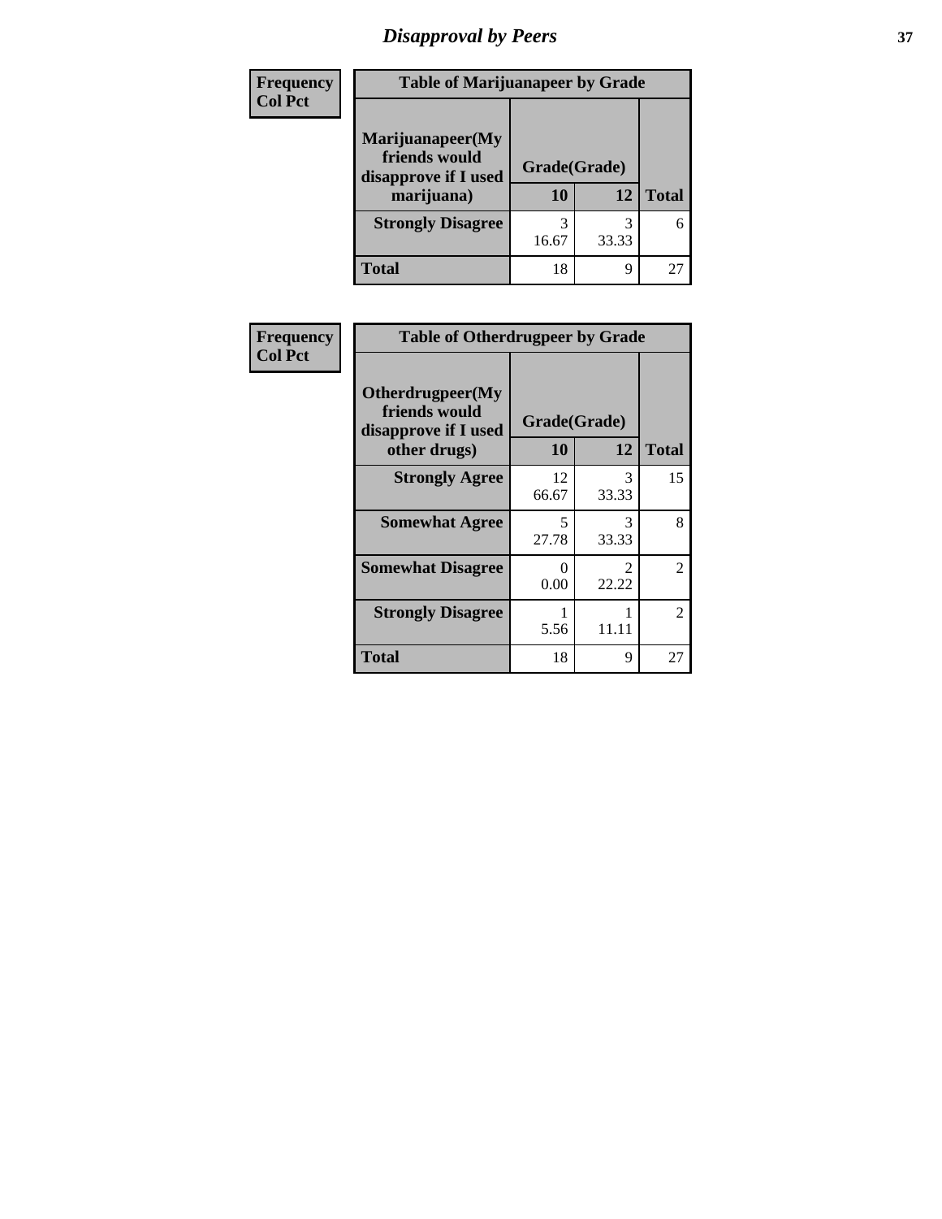# Disapproval by Peers

| Frequency Col Pct | Table of Marijuanapeer by Grade | | |
|---|---|---|---|
| Marijuanapeer(My friends would disapprove if I used marijuana) | Grade(Grade) | | |
| | 10 | 12 | Total |
| Strongly Disagree | 3<br>16.67 | 3<br>33.33 | 6 |
| Total | 18 | 9 | 27 |

| Frequency Col Pct | Table of Otherdrugpeer by Grade | | |
|---|---|---|---|
| Otherdrugpeer(My friends would disapprove if I used other drugs) | Grade(Grade) | | |
| | 10 | 12 | Total |
| Strongly Agree | 12<br>66.67 | 3<br>33.33 | 15 |
| Somewhat Agree | 5<br>27.78 | 3<br>33.33 | 8 |
| Somewhat Disagree | 0<br>0.00 | 2<br>22.22 | 2 |
| Strongly Disagree | 1<br>5.56 | 1<br>11.11 | 2 |
| Total | 18 | 9 | 27 |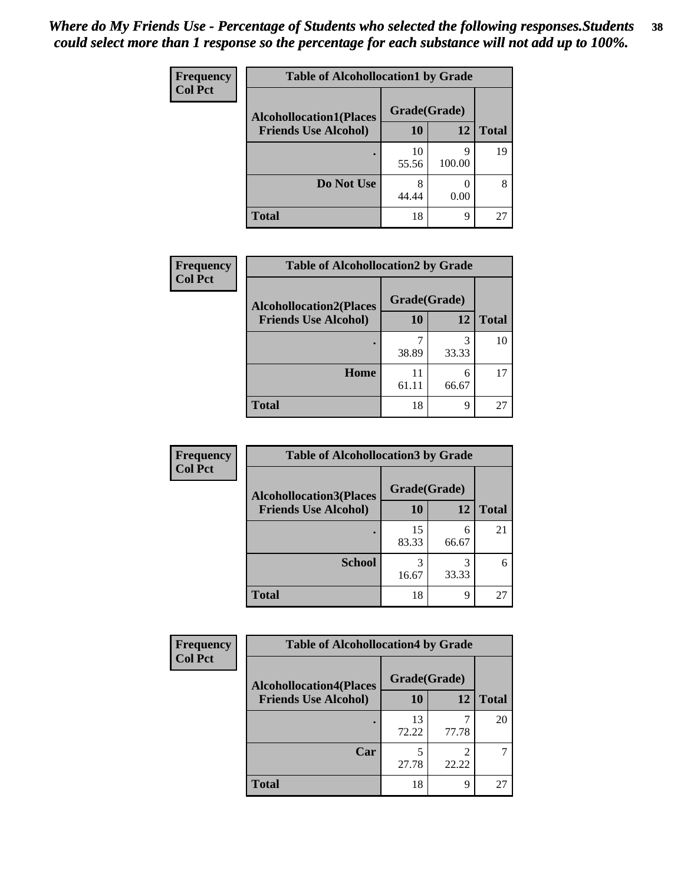*Where do My Friends Use - Percentage of Students who selected the following responses.Students could select more than 1 response so the percentage for each substance will not add up to 100%.*

**Frequency**
**Col Pct**

| Table of Alcohollocation1 by Grade | | | |
|---|---|---|---|
| **Alcohollocation1(Places Friends Use Alcohol)** | **Grade(Grade)** | | **Total** |
| | **10** | **12** | |
| . | 10<br>55.56 | 9<br>100.00 | 19 |
| **Do Not Use** | 8<br>44.44 | 0<br>0.00 | 8 |
| **Total** | 18 | 9 | 27 |

**Frequency**
**Col Pct**

| Table of Alcohollocation2 by Grade | | | |
|---|---|---|---|
| **Alcohollocation2(Places Friends Use Alcohol)** | **Grade(Grade)** | | **Total** |
| | **10** | **12** | |
| . | 7<br>38.89 | 3<br>33.33 | 10 |
| **Home** | 11<br>61.11 | 6<br>66.67 | 17 |
| **Total** | 18 | 9 | 27 |

**Frequency**
**Col Pct**

| Table of Alcohollocation3 by Grade | | | |
|---|---|---|---|
| **Alcohollocation3(Places Friends Use Alcohol)** | **Grade(Grade)** | | **Total** |
| | **10** | **12** | |
| . | 15<br>83.33 | 6<br>66.67 | 21 |
| **School** | 3<br>16.67 | 3<br>33.33 | 6 |
| **Total** | 18 | 9 | 27 |

**Frequency**
**Col Pct**

| Table of Alcohollocation4 by Grade | | | |
|---|---|---|---|
| **Alcohollocation4(Places Friends Use Alcohol)** | **Grade(Grade)** | | **Total** |
| | **10** | **12** | |
| . | 13<br>72.22 | 7<br>77.78 | 20 |
| **Car** | 5<br>27.78 | 2<br>22.22 | 7 |
| **Total** | 18 | 9 | 27 |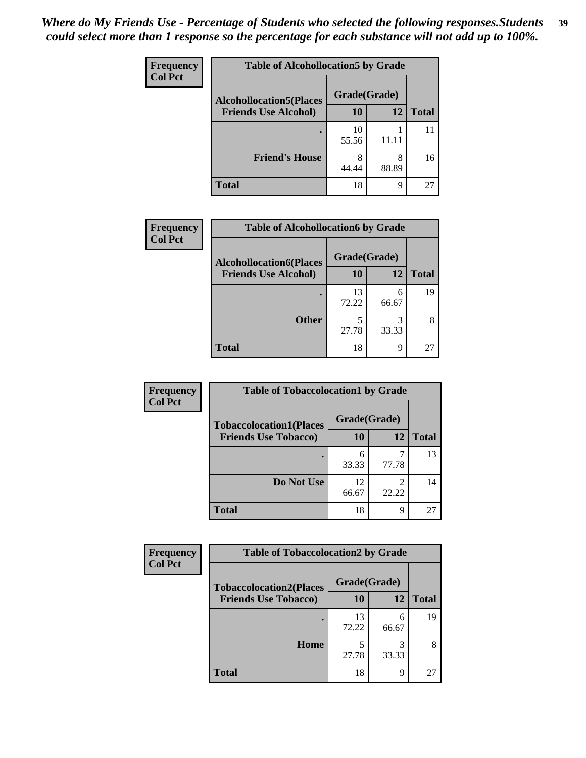*Where do My Friends Use - Percentage of Students who selected the following responses.Students could select more than 1 response so the percentage for each substance will not add up to 100%.*

**Frequency**
**Col Pct**

**Table of Alcohollocation5 by Grade**

| Alcohollocation5(Places Friends Use Alcohol) | Grade(Grade) 10 | 12 | Total |
|---|---|---|---|
| . | 10<br>55.56 | 1<br>11.11 | 11 |
| Friend's House | 8<br>44.44 | 8<br>88.89 | 16 |
| Total | 18 | 9 | 27 |

**Frequency**
**Col Pct**

**Table of Alcohollocation6 by Grade**

| Alcohollocation6(Places Friends Use Alcohol) | Grade(Grade) 10 | 12 | Total |
|---|---|---|---|
| . | 13<br>72.22 | 6<br>66.67 | 19 |
| Other | 5<br>27.78 | 3<br>33.33 | 8 |
| Total | 18 | 9 | 27 |

**Frequency**
**Col Pct**

**Table of Tobaccolocation1 by Grade**

| Tobaccolocation1(Places Friends Use Tobacco) | Grade(Grade) 10 | 12 | Total |
|---|---|---|---|
| . | 6<br>33.33 | 7<br>77.78 | 13 |
| Do Not Use | 12<br>66.67 | 2<br>22.22 | 14 |
| Total | 18 | 9 | 27 |

**Frequency**
**Col Pct**

**Table of Tobaccolocation2 by Grade**

| Tobaccolocation2(Places Friends Use Tobacco) | Grade(Grade) 10 | 12 | Total |
|---|---|---|---|
| . | 13<br>72.22 | 6<br>66.67 | 19 |
| Home | 5<br>27.78 | 3<br>33.33 | 8 |
| Total | 18 | 9 | 27 |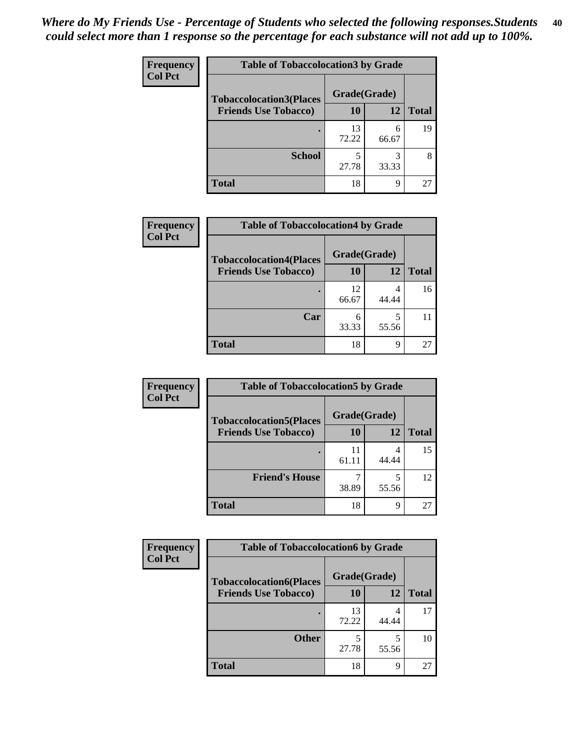*Where do My Friends Use - Percentage of Students who selected the following responses.Students could select more than 1 response so the percentage for each substance will not add up to 100%.*

**Frequency**
**Col Pct**

| Table of Tobaccolocation3 by Grade | | | |
|---|---|---|---|
| **Tobaccolocation3(Places Friends Use Tobacco)** | **Grade(Grade)** | | |
| | **10** | **12** | **Total** |
| **.** | 13<br>72.22 | 6<br>66.67 | 19 |
| **School** | 5<br>27.78 | 3<br>33.33 | 8 |
| **Total** | 18 | 9 | 27 |

**Frequency**
**Col Pct**

| Table of Tobaccolocation4 by Grade | | | |
|---|---|---|---|
| **Tobaccolocation4(Places Friends Use Tobacco)** | **Grade(Grade)** | | |
| | **10** | **12** | **Total** |
| **.** | 12<br>66.67 | 4<br>44.44 | 16 |
| **Car** | 6<br>33.33 | 5<br>55.56 | 11 |
| **Total** | 18 | 9 | 27 |

**Frequency**
**Col Pct**

| Table of Tobaccolocation5 by Grade | | | |
|---|---|---|---|
| **Tobaccolocation5(Places Friends Use Tobacco)** | **Grade(Grade)** | | |
| | **10** | **12** | **Total** |
| **.** | 11<br>61.11 | 4<br>44.44 | 15 |
| **Friend's House** | 7<br>38.89 | 5<br>55.56 | 12 |
| **Total** | 18 | 9 | 27 |

**Frequency**
**Col Pct**

| Table of Tobaccolocation6 by Grade | | | |
|---|---|---|---|
| **Tobaccolocation6(Places Friends Use Tobacco)** | **Grade(Grade)** | | |
| | **10** | **12** | **Total** |
| **.** | 13<br>72.22 | 4<br>44.44 | 17 |
| **Other** | 5<br>27.78 | 5<br>55.56 | 10 |
| **Total** | 18 | 9 | 27 |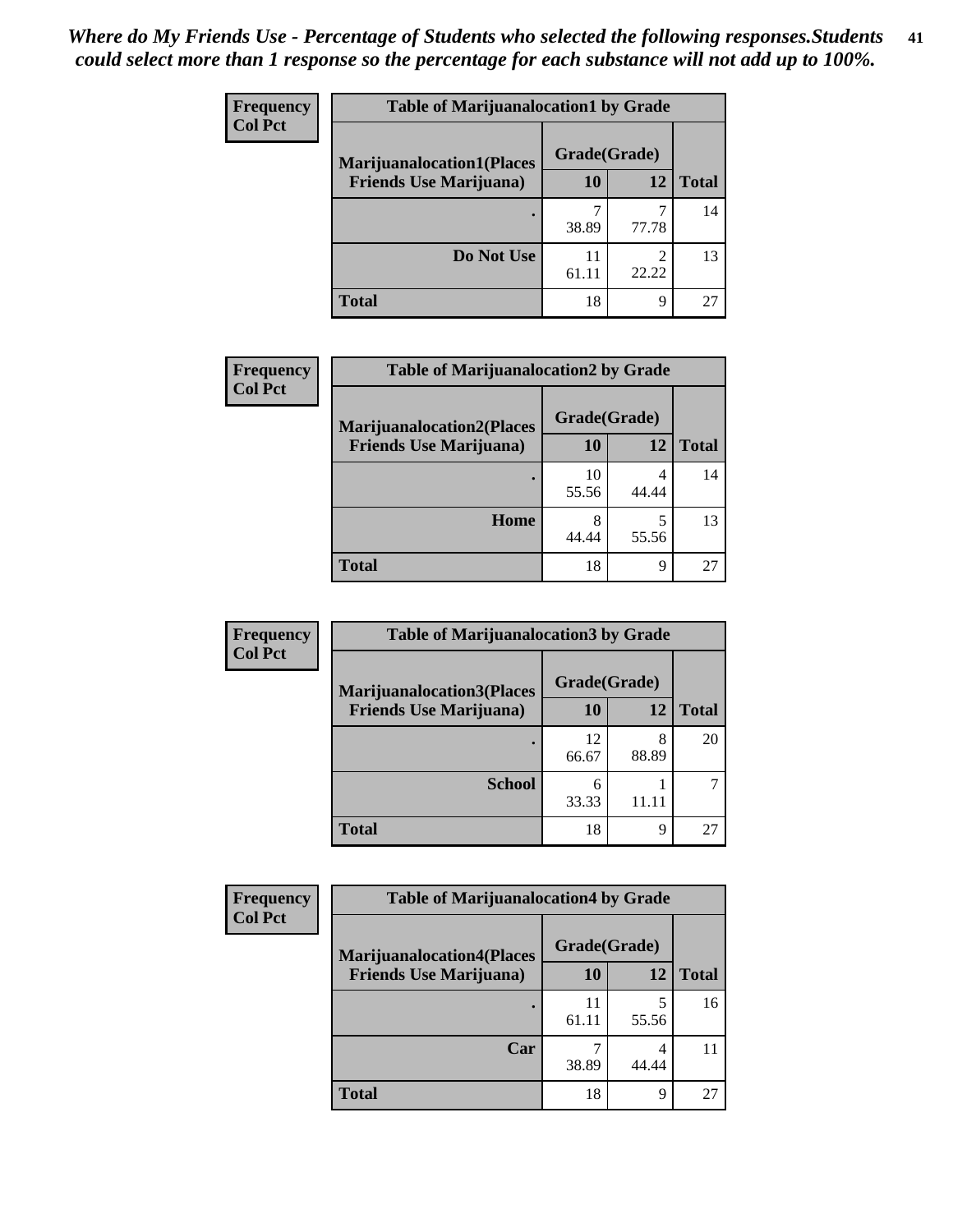*Where do My Friends Use - Percentage of Students who selected the following responses.Students could select more than 1 response so the percentage for each substance will not add up to 100%.*

| Frequency Col Pct | Table of Marijuanalocation1 by Grade | | |
|---|---|---|---|
| **Marijuanalocation1(Places Friends Use Marijuana)** | **Grade(Grade)** | | |
| | **10** | **12** | **Total** |
| **.** | 7<br>38.89 | 7<br>77.78 | 14 |
| **Do Not Use** | 11<br>61.11 | 2<br>22.22 | 13 |
| **Total** | 18 | 9 | 27 |

| Frequency Col Pct | Table of Marijuanalocation2 by Grade | | |
|---|---|---|---|
| **Marijuanalocation2(Places Friends Use Marijuana)** | **Grade(Grade)** | | |
| | **10** | **12** | **Total** |
| **.** | 10<br>55.56 | 4<br>44.44 | 14 |
| **Home** | 8<br>44.44 | 5<br>55.56 | 13 |
| **Total** | 18 | 9 | 27 |

| Frequency Col Pct | Table of Marijuanalocation3 by Grade | | |
|---|---|---|---|
| **Marijuanalocation3(Places Friends Use Marijuana)** | **Grade(Grade)** | | |
| | **10** | **12** | **Total** |
| **.** | 12<br>66.67 | 8<br>88.89 | 20 |
| **School** | 6<br>33.33 | 1<br>11.11 | 7 |
| **Total** | 18 | 9 | 27 |

| Frequency Col Pct | Table of Marijuanalocation4 by Grade | | |
|---|---|---|---|
| **Marijuanalocation4(Places Friends Use Marijuana)** | **Grade(Grade)** | | |
| | **10** | **12** | **Total** |
| **.** | 11<br>61.11 | 5<br>55.56 | 16 |
| **Car** | 7<br>38.89 | 4<br>44.44 | 11 |
| **Total** | 18 | 9 | 27 |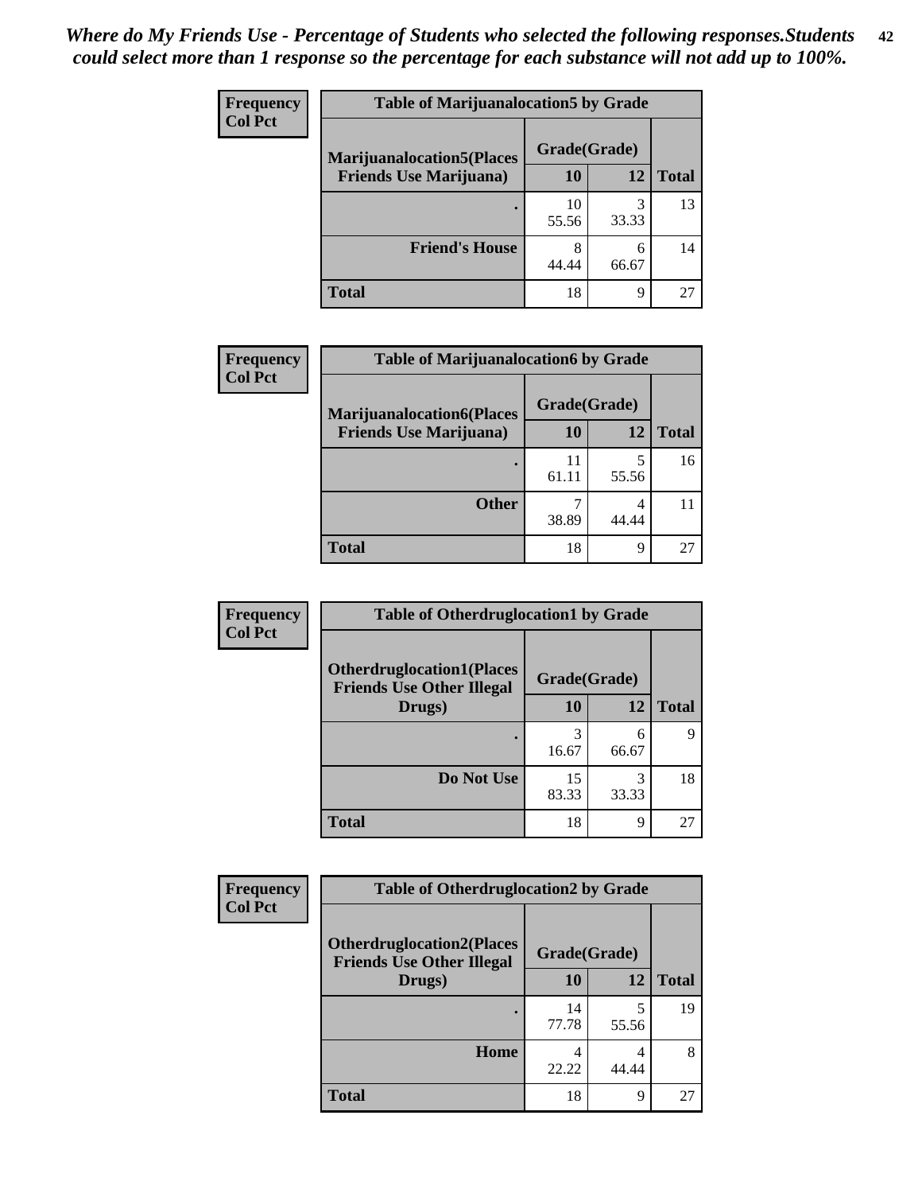*Where do My Friends Use - Percentage of Students who selected the following responses.Students could select more than 1 response so the percentage for each substance will not add up to 100%.*

**Frequency / Col Pct**

**Table of Marijuanalocation5 by Grade**

| Marijuanalocation5(Places Friends Use Marijuana) | Grade(Grade) 10 | 12 | Total |
|---|---|---|---|
| . | 10<br>55.56 | 3<br>33.33 | 13 |
| Friend's House | 8<br>44.44 | 6<br>66.67 | 14 |
| Total | 18 | 9 | 27 |

**Frequency / Col Pct**

**Table of Marijuanalocation6 by Grade**

| Marijuanalocation6(Places Friends Use Marijuana) | Grade(Grade) 10 | 12 | Total |
|---|---|---|---|
| . | 11<br>61.11 | 5<br>55.56 | 16 |
| Other | 7<br>38.89 | 4<br>44.44 | 11 |
| Total | 18 | 9 | 27 |

**Frequency / Col Pct**

**Table of Otherdruglocation1 by Grade**

| Otherdruglocation1(Places Friends Use Other Illegal Drugs) | Grade(Grade) 10 | 12 | Total |
|---|---|---|---|
| . | 3<br>16.67 | 6<br>66.67 | 9 |
| Do Not Use | 15<br>83.33 | 3<br>33.33 | 18 |
| Total | 18 | 9 | 27 |

**Frequency / Col Pct**

**Table of Otherdruglocation2 by Grade**

| Otherdruglocation2(Places Friends Use Other Illegal Drugs) | Grade(Grade) 10 | 12 | Total |
|---|---|---|---|
| . | 14<br>77.78 | 5<br>55.56 | 19 |
| Home | 4<br>22.22 | 4<br>44.44 | 8 |
| Total | 18 | 9 | 27 |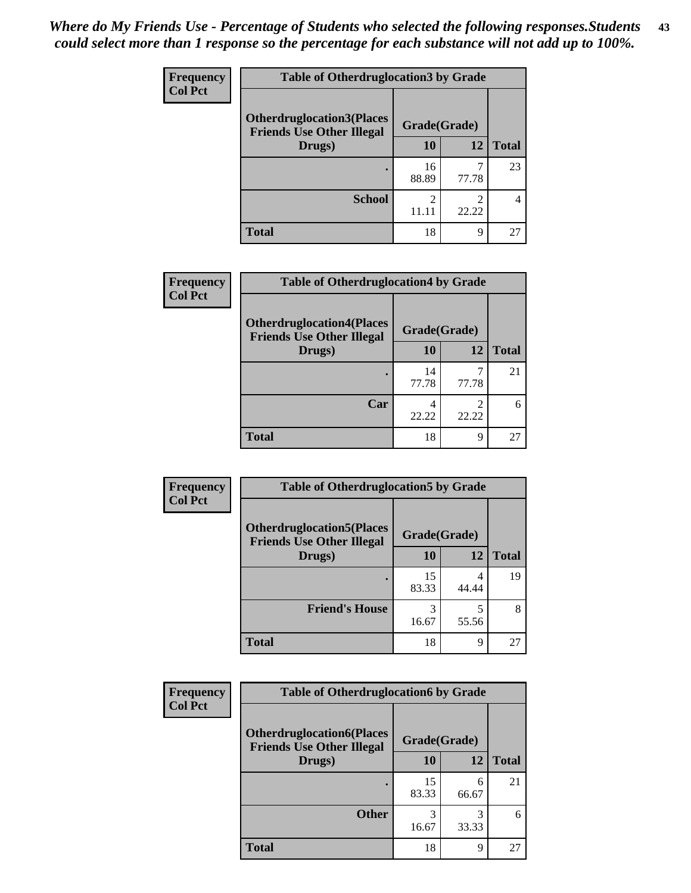*Where do My Friends Use - Percentage of Students who selected the following responses.Students could select more than 1 response so the percentage for each substance will not add up to 100%.*

**Frequency**
**Col Pct**

| Table of Otherdruglocation3 by Grade | | | |
|---|---|---|---|
| Otherdruglocation3(Places Friends Use Other Illegal Drugs) | Grade(Grade) | | Total |
| | 10 | 12 | |
| . | 16<br>88.89 | 7<br>77.78 | 23 |
| School | 2<br>11.11 | 2<br>22.22 | 4 |
| Total | 18 | 9 | 27 |

**Frequency**
**Col Pct**

| Table of Otherdruglocation4 by Grade | | | |
|---|---|---|---|
| Otherdruglocation4(Places Friends Use Other Illegal Drugs) | Grade(Grade) | | Total |
| | 10 | 12 | |
| . | 14<br>77.78 | 7<br>77.78 | 21 |
| Car | 4<br>22.22 | 2<br>22.22 | 6 |
| Total | 18 | 9 | 27 |

**Frequency**
**Col Pct**

| Table of Otherdruglocation5 by Grade | | | |
|---|---|---|---|
| Otherdruglocation5(Places Friends Use Other Illegal Drugs) | Grade(Grade) | | Total |
| | 10 | 12 | |
| . | 15<br>83.33 | 4<br>44.44 | 19 |
| Friend's House | 3<br>16.67 | 5<br>55.56 | 8 |
| Total | 18 | 9 | 27 |

**Frequency**
**Col Pct**

| Table of Otherdruglocation6 by Grade | | | |
|---|---|---|---|
| Otherdruglocation6(Places Friends Use Other Illegal Drugs) | Grade(Grade) | | Total |
| | 10 | 12 | |
| . | 15<br>83.33 | 6<br>66.67 | 21 |
| Other | 3<br>16.67 | 3<br>33.33 | 6 |
| Total | 18 | 9 | 27 |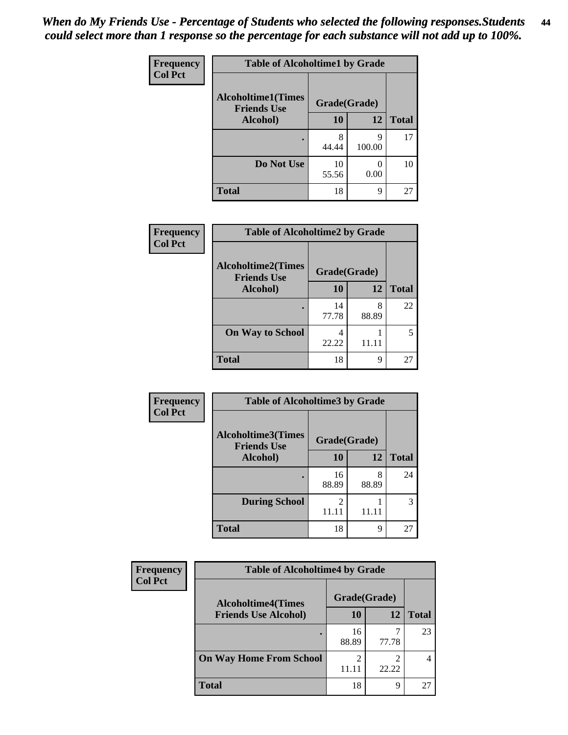*When do My Friends Use - Percentage of Students who selected the following responses.Students could select more than 1 response so the percentage for each substance will not add up to 100%.*

**Frequency**
**Col Pct**

| Table of Alcoholtime1 by Grade | | | |
|---|---|---|---|
| Alcoholtime1(Times Friends Use Alcohol) | Grade(Grade) | | |
| | 10 | 12 | Total |
| . | 8<br>44.44 | 9<br>100.00 | 17 |
| Do Not Use | 10<br>55.56 | 0<br>0.00 | 10 |
| Total | 18 | 9 | 27 |

**Frequency**
**Col Pct**

| Table of Alcoholtime2 by Grade | | | |
|---|---|---|---|
| Alcoholtime2(Times Friends Use Alcohol) | Grade(Grade) | | |
| | 10 | 12 | Total |
| . | 14<br>77.78 | 8<br>88.89 | 22 |
| On Way to School | 4<br>22.22 | 1<br>11.11 | 5 |
| Total | 18 | 9 | 27 |

**Frequency**
**Col Pct**

| Table of Alcoholtime3 by Grade | | | |
|---|---|---|---|
| Alcoholtime3(Times Friends Use Alcohol) | Grade(Grade) | | |
| | 10 | 12 | Total |
| . | 16<br>88.89 | 8<br>88.89 | 24 |
| During School | 2<br>11.11 | 1<br>11.11 | 3 |
| Total | 18 | 9 | 27 |

**Frequency**
**Col Pct**

| Table of Alcoholtime4 by Grade | | | |
|---|---|---|---|
| Alcoholtime4(Times Friends Use Alcohol) | Grade(Grade) | | |
| | 10 | 12 | Total |
| . | 16<br>88.89 | 7<br>77.78 | 23 |
| On Way Home From School | 2<br>11.11 | 2<br>22.22 | 4 |
| Total | 18 | 9 | 27 |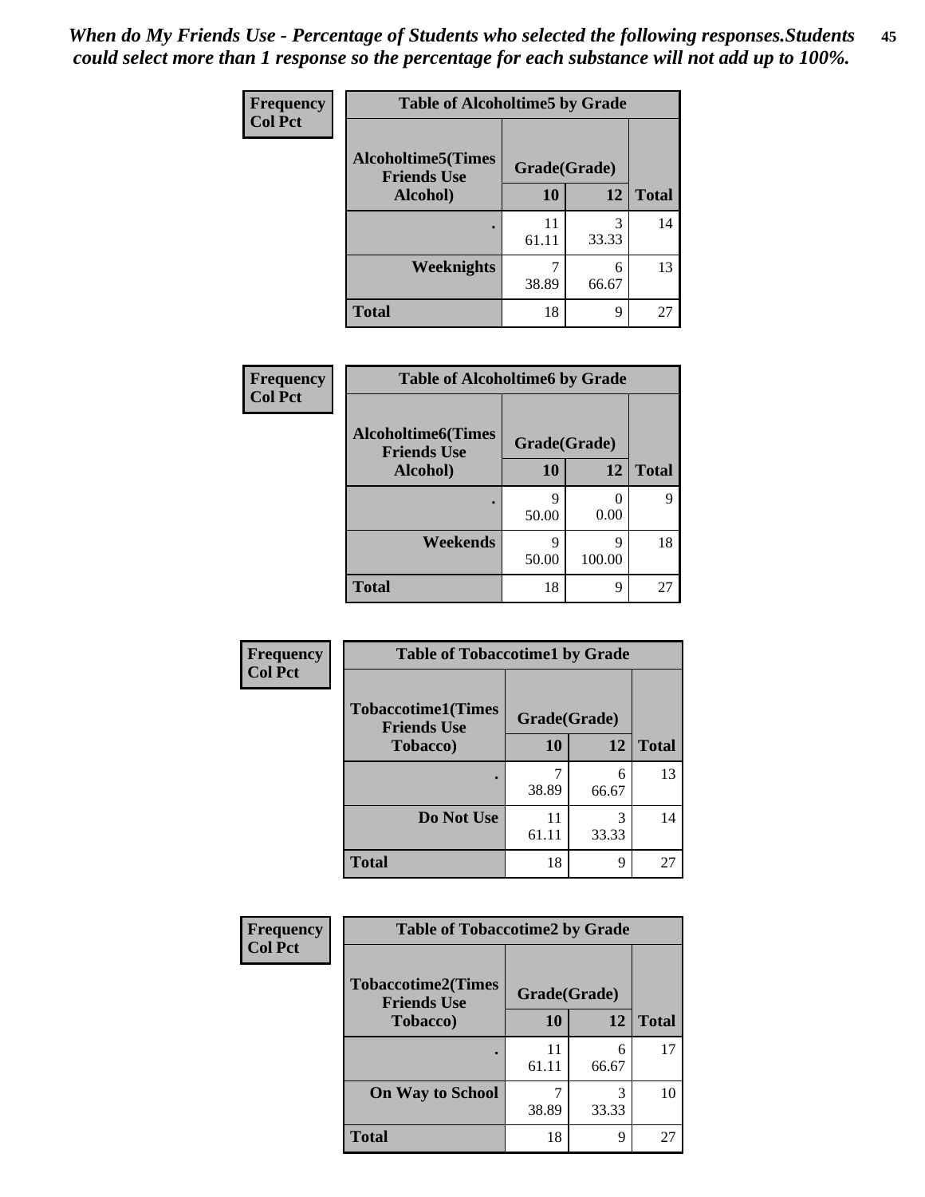*When do My Friends Use - Percentage of Students who selected the following responses.Students could select more than 1 response so the percentage for each substance will not add up to 100%.*

**Frequency**
**Col Pct**

| Table of Alcoholtime5 by Grade | | | |
|---|---|---|---|
| **Alcoholtime5(Times Friends Use Alcohol)** | **Grade(Grade)** | | **Total** |
| | **10** | **12** | |
| **.** | 11<br>61.11 | 3<br>33.33 | 14 |
| **Weeknights** | 7<br>38.89 | 6<br>66.67 | 13 |
| **Total** | 18 | 9 | 27 |

**Frequency**
**Col Pct**

| Table of Alcoholtime6 by Grade | | | |
|---|---|---|---|
| **Alcoholtime6(Times Friends Use Alcohol)** | **Grade(Grade)** | | **Total** |
| | **10** | **12** | |
| **.** | 9<br>50.00 | 0<br>0.00 | 9 |
| **Weekends** | 9<br>50.00 | 9<br>100.00 | 18 |
| **Total** | 18 | 9 | 27 |

**Frequency**
**Col Pct**

| Table of Tobaccotime1 by Grade | | | |
|---|---|---|---|
| **Tobaccotime1(Times Friends Use Tobacco)** | **Grade(Grade)** | | **Total** |
| | **10** | **12** | |
| **.** | 7<br>38.89 | 6<br>66.67 | 13 |
| **Do Not Use** | 11<br>61.11 | 3<br>33.33 | 14 |
| **Total** | 18 | 9 | 27 |

**Frequency**
**Col Pct**

| Table of Tobaccotime2 by Grade | | | |
|---|---|---|---|
| **Tobaccotime2(Times Friends Use Tobacco)** | **Grade(Grade)** | | **Total** |
| | **10** | **12** | |
| **.** | 11<br>61.11 | 6<br>66.67 | 17 |
| **On Way to School** | 7<br>38.89 | 3<br>33.33 | 10 |
| **Total** | 18 | 9 | 27 |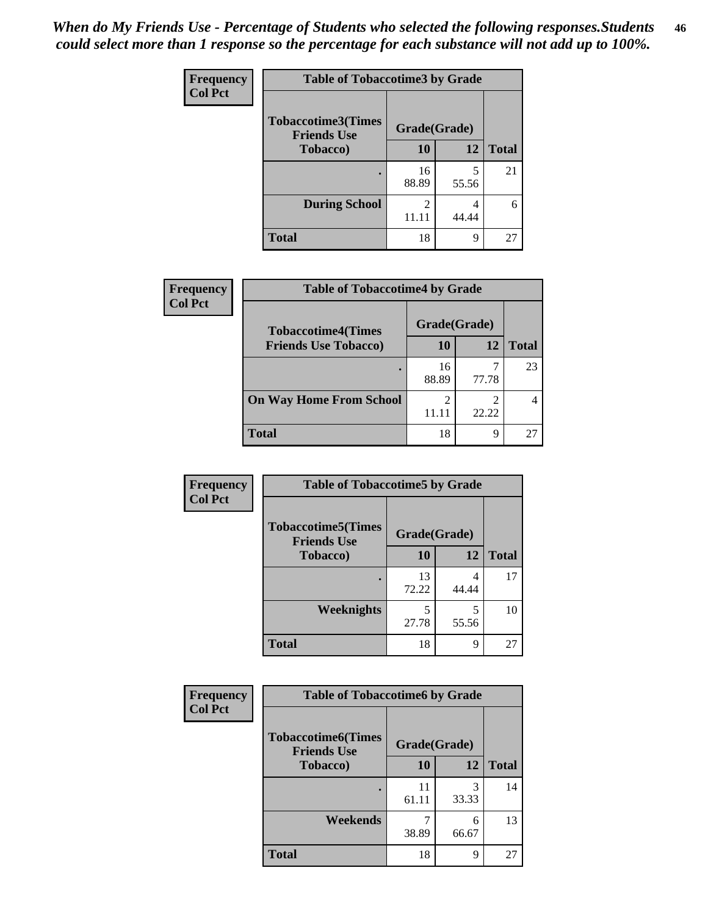*When do My Friends Use - Percentage of Students who selected the following responses.Students could select more than 1 response so the percentage for each substance will not add up to 100%.*

**Frequency**
**Col Pct**

**Table of Tobaccotime3 by Grade**

| Tobaccotime3(Times Friends Use Tobacco) | Grade(Grade) | | |
|---|---|---|---|
| | 10 | 12 | Total |
| . | 16<br>88.89 | 5<br>55.56 | 21 |
| During School | 2<br>11.11 | 4<br>44.44 | 6 |
| Total | 18 | 9 | 27 |

**Frequency**
**Col Pct**

**Table of Tobaccotime4 by Grade**

| Tobaccotime4(Times Friends Use Tobacco) | Grade(Grade) | | |
|---|---|---|---|
| | 10 | 12 | Total |
| . | 16<br>88.89 | 7<br>77.78 | 23 |
| On Way Home From School | 2<br>11.11 | 2<br>22.22 | 4 |
| Total | 18 | 9 | 27 |

**Frequency**
**Col Pct**

**Table of Tobaccotime5 by Grade**

| Tobaccotime5(Times Friends Use Tobacco) | Grade(Grade) | | |
|---|---|---|---|
| | 10 | 12 | Total |
| . | 13<br>72.22 | 4<br>44.44 | 17 |
| Weeknights | 5<br>27.78 | 5<br>55.56 | 10 |
| Total | 18 | 9 | 27 |

**Frequency**
**Col Pct**

**Table of Tobaccotime6 by Grade**

| Tobaccotime6(Times Friends Use Tobacco) | Grade(Grade) | | |
|---|---|---|---|
| | 10 | 12 | Total |
| . | 11<br>61.11 | 3<br>33.33 | 14 |
| Weekends | 7<br>38.89 | 6<br>66.67 | 13 |
| Total | 18 | 9 | 27 |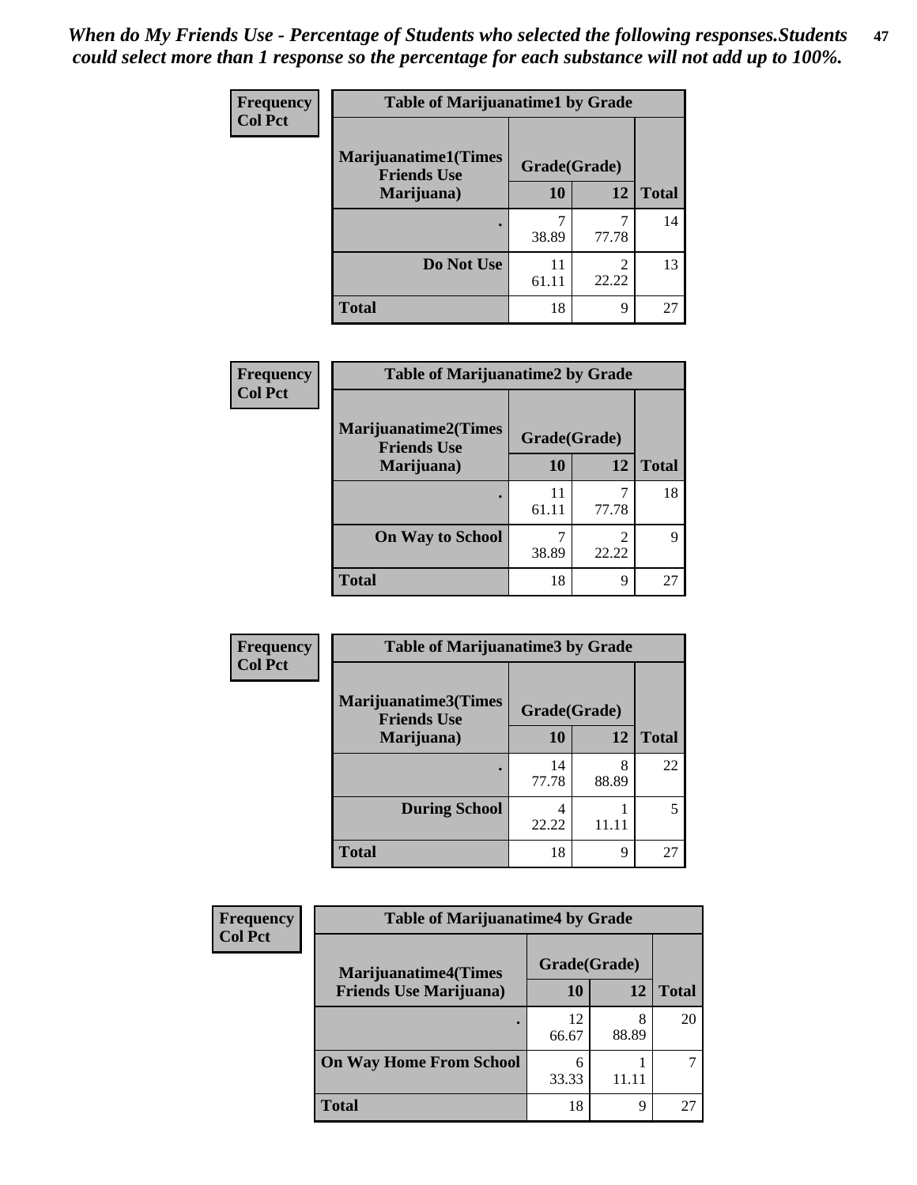*When do My Friends Use - Percentage of Students who selected the following responses.Students could select more than 1 response so the percentage for each substance will not add up to 100%.*

**Frequency**
**Col Pct**

**Table of Marijuanatime1 by Grade**

| Marijuanatime1(Times Friends Use Marijuana) | Grade(Grade) | | |
|---|---|---|---|
| | 10 | 12 | Total |
| . | 7<br>38.89 | 7<br>77.78 | 14 |
| Do Not Use | 11<br>61.11 | 2<br>22.22 | 13 |
| Total | 18 | 9 | 27 |

**Frequency**
**Col Pct**

**Table of Marijuanatime2 by Grade**

| Marijuanatime2(Times Friends Use Marijuana) | Grade(Grade) | | |
|---|---|---|---|
| | 10 | 12 | Total |
| . | 11<br>61.11 | 7<br>77.78 | 18 |
| On Way to School | 7<br>38.89 | 2<br>22.22 | 9 |
| Total | 18 | 9 | 27 |

**Frequency**
**Col Pct**

**Table of Marijuanatime3 by Grade**

| Marijuanatime3(Times Friends Use Marijuana) | Grade(Grade) | | |
|---|---|---|---|
| | 10 | 12 | Total |
| . | 14<br>77.78 | 8<br>88.89 | 22 |
| During School | 4<br>22.22 | 1<br>11.11 | 5 |
| Total | 18 | 9 | 27 |

**Frequency**
**Col Pct**

**Table of Marijuanatime4 by Grade**

| Marijuanatime4(Times Friends Use Marijuana) | Grade(Grade) | | |
|---|---|---|---|
| | 10 | 12 | Total |
| . | 12<br>66.67 | 8<br>88.89 | 20 |
| On Way Home From School | 6<br>33.33 | 1<br>11.11 | 7 |
| Total | 18 | 9 | 27 |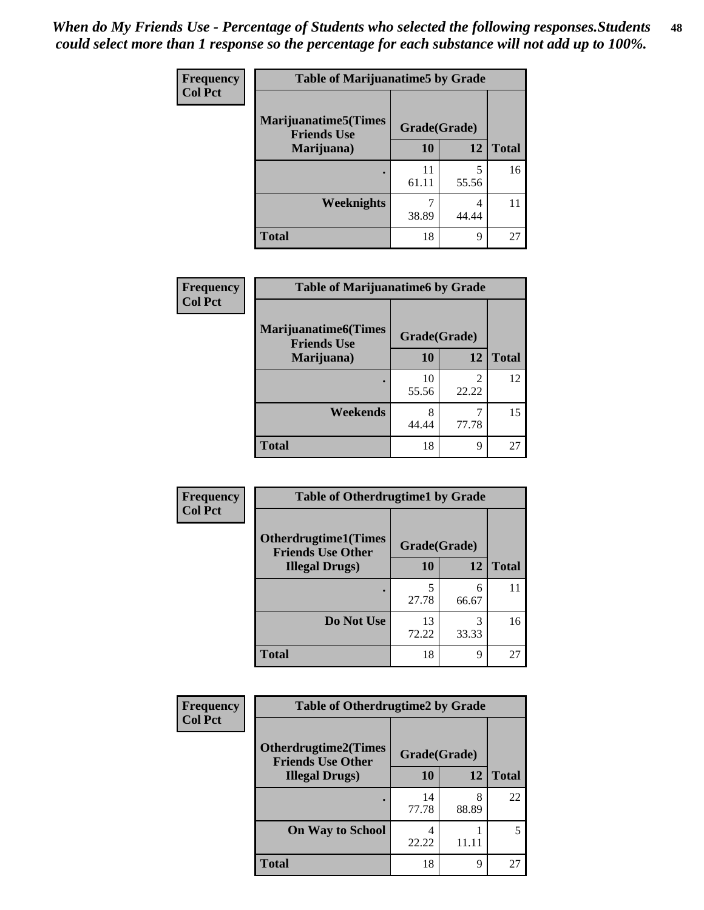*When do My Friends Use - Percentage of Students who selected the following responses.Students could select more than 1 response so the percentage for each substance will not add up to 100%.*

**Frequency**
**Col Pct**

| Table of Marijuanatime5 by Grade | | | |
|---|---|---|---|
| **Marijuanatime5(Times Friends Use Marijuana)** | **Grade(Grade)** | | |
| | **10** | **12** | **Total** |
| **.** | 11<br>61.11 | 5<br>55.56 | 16 |
| **Weeknights** | 7<br>38.89 | 4<br>44.44 | 11 |
| **Total** | 18 | 9 | 27 |

**Frequency**
**Col Pct**

| Table of Marijuanatime6 by Grade | | | |
|---|---|---|---|
| **Marijuanatime6(Times Friends Use Marijuana)** | **Grade(Grade)** | | |
| | **10** | **12** | **Total** |
| **.** | 10<br>55.56 | 2<br>22.22 | 12 |
| **Weekends** | 8<br>44.44 | 7<br>77.78 | 15 |
| **Total** | 18 | 9 | 27 |

**Frequency**
**Col Pct**

| Table of Otherdrugtime1 by Grade | | | |
|---|---|---|---|
| **Otherdrugtime1(Times Friends Use Other Illegal Drugs)** | **Grade(Grade)** | | |
| | **10** | **12** | **Total** |
| **.** | 5<br>27.78 | 6<br>66.67 | 11 |
| **Do Not Use** | 13<br>72.22 | 3<br>33.33 | 16 |
| **Total** | 18 | 9 | 27 |

**Frequency**
**Col Pct**

| Table of Otherdrugtime2 by Grade | | | |
|---|---|---|---|
| **Otherdrugtime2(Times Friends Use Other Illegal Drugs)** | **Grade(Grade)** | | |
| | **10** | **12** | **Total** |
| **.** | 14<br>77.78 | 8<br>88.89 | 22 |
| **On Way to School** | 4<br>22.22 | 1<br>11.11 | 5 |
| **Total** | 18 | 9 | 27 |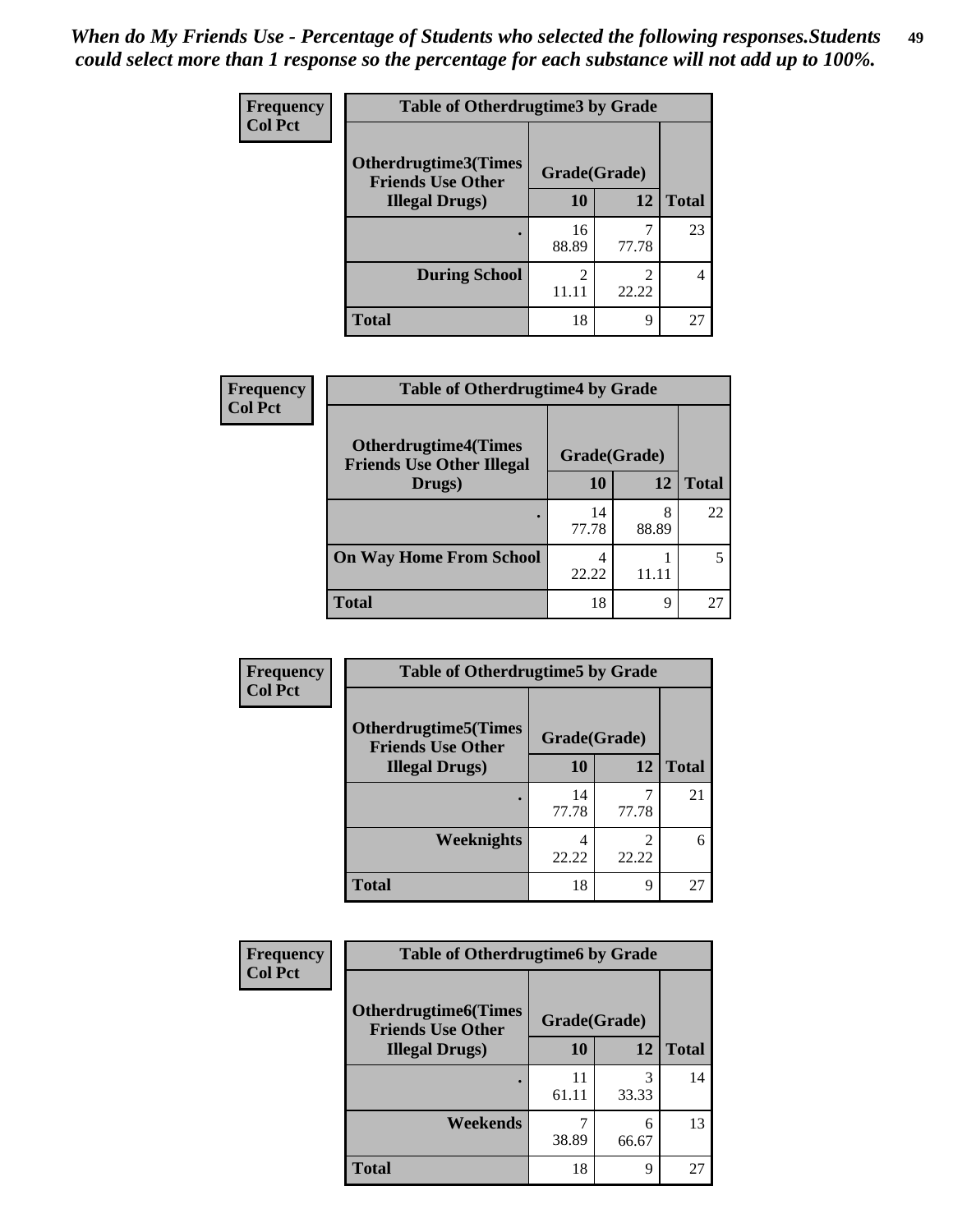*When do My Friends Use - Percentage of Students who selected the following responses.Students could select more than 1 response so the percentage for each substance will not add up to 100%.*

**Frequency**
**Col Pct**

| Table of Otherdrugtime3 by Grade | | | |
|---|---|---|---|
| **Otherdrugtime3(Times Friends Use Other Illegal Drugs)** | **Grade(Grade)** | | |
| | **10** | **12** | **Total** |
| **.** | 16<br>88.89 | 7<br>77.78 | 23 |
| **During School** | 2<br>11.11 | 2<br>22.22 | 4 |
| **Total** | 18 | 9 | 27 |

**Frequency**
**Col Pct**

| Table of Otherdrugtime4 by Grade | | | |
|---|---|---|---|
| **Otherdrugtime4(Times Friends Use Other Illegal Drugs)** | **Grade(Grade)** | | |
| | **10** | **12** | **Total** |
| **.** | 14<br>77.78 | 8<br>88.89 | 22 |
| **On Way Home From School** | 4<br>22.22 | 1<br>11.11 | 5 |
| **Total** | 18 | 9 | 27 |

**Frequency**
**Col Pct**

| Table of Otherdrugtime5 by Grade | | | |
|---|---|---|---|
| **Otherdrugtime5(Times Friends Use Other Illegal Drugs)** | **Grade(Grade)** | | |
| | **10** | **12** | **Total** |
| **.** | 14<br>77.78 | 7<br>77.78 | 21 |
| **Weeknights** | 4<br>22.22 | 2<br>22.22 | 6 |
| **Total** | 18 | 9 | 27 |

**Frequency**
**Col Pct**

| Table of Otherdrugtime6 by Grade | | | |
|---|---|---|---|
| **Otherdrugtime6(Times Friends Use Other Illegal Drugs)** | **Grade(Grade)** | | |
| | **10** | **12** | **Total** |
| **.** | 11<br>61.11 | 3<br>33.33 | 14 |
| **Weekends** | 7<br>38.89 | 6<br>66.67 | 13 |
| **Total** | 18 | 9 | 27 |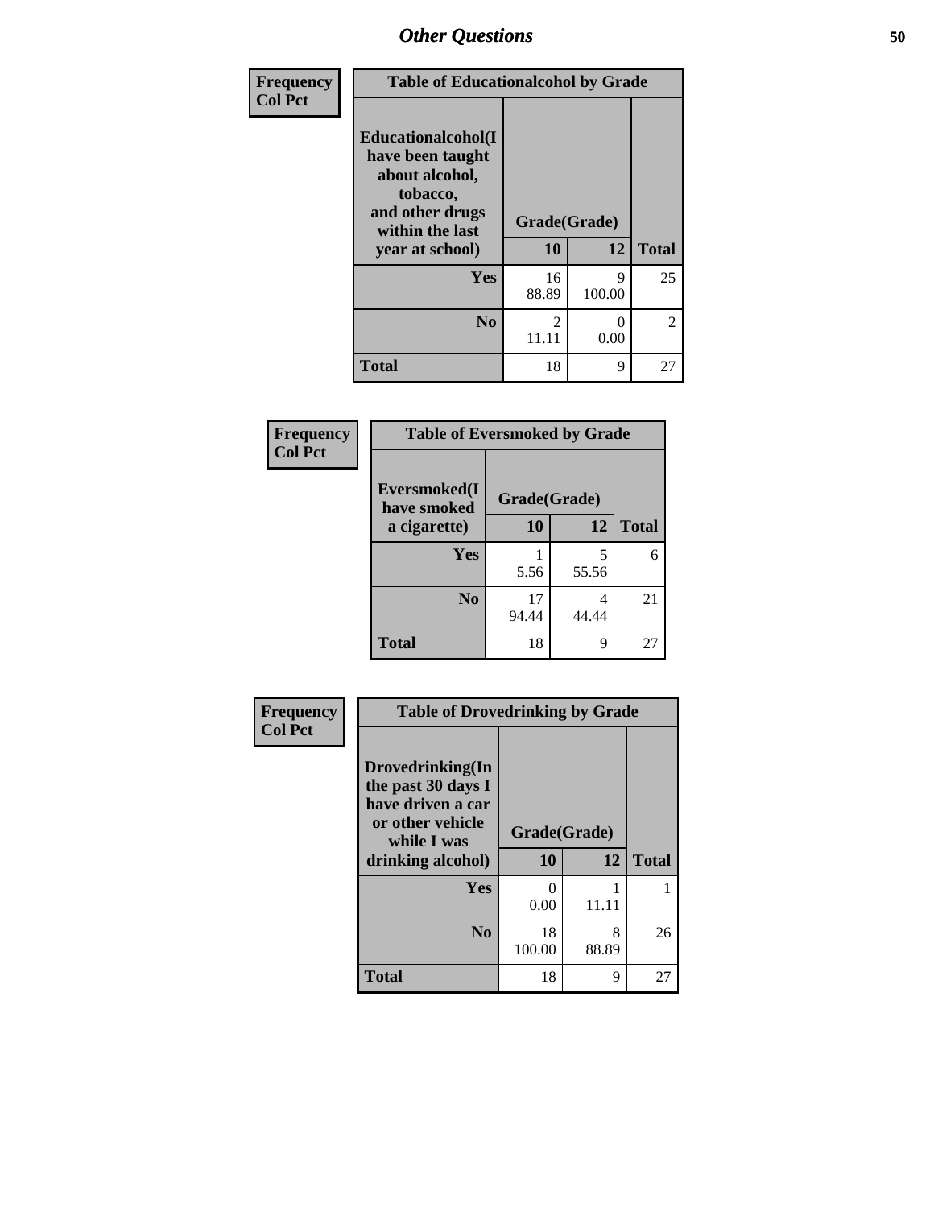| Frequency<br>Col Pct | Table of Educationalcohol by Grade | | |
|---|---|---|---|
| Educationalcohol(I have been taught about alcohol, tobacco, and other drugs within the last year at school) | Grade(Grade) | | |
| | 10 | 12 | Total |
| Yes | 16<br>88.89 | 9<br>100.00 | 25 |
| No | 2<br>11.11 | 0<br>0.00 | 2 |
| Total | 18 | 9 | 27 |

| Frequency<br>Col Pct | Table of Eversmoked by Grade | | |
|---|---|---|---|
| Eversmoked(I have smoked a cigarette) | Grade(Grade) | | |
| | 10 | 12 | Total |
| Yes | 1<br>5.56 | 5<br>55.56 | 6 |
| No | 17<br>94.44 | 4<br>44.44 | 21 |
| Total | 18 | 9 | 27 |

| Frequency<br>Col Pct | Table of Drovedrinking by Grade | | |
|---|---|---|---|
| Drovedrinking(In the past 30 days I have driven a car or other vehicle while I was drinking alcohol) | Grade(Grade) | | |
| | 10 | 12 | Total |
| Yes | 0<br>0.00 | 1<br>11.11 | 1 |
| No | 18<br>100.00 | 8<br>88.89 | 26 |
| Total | 18 | 9 | 27 |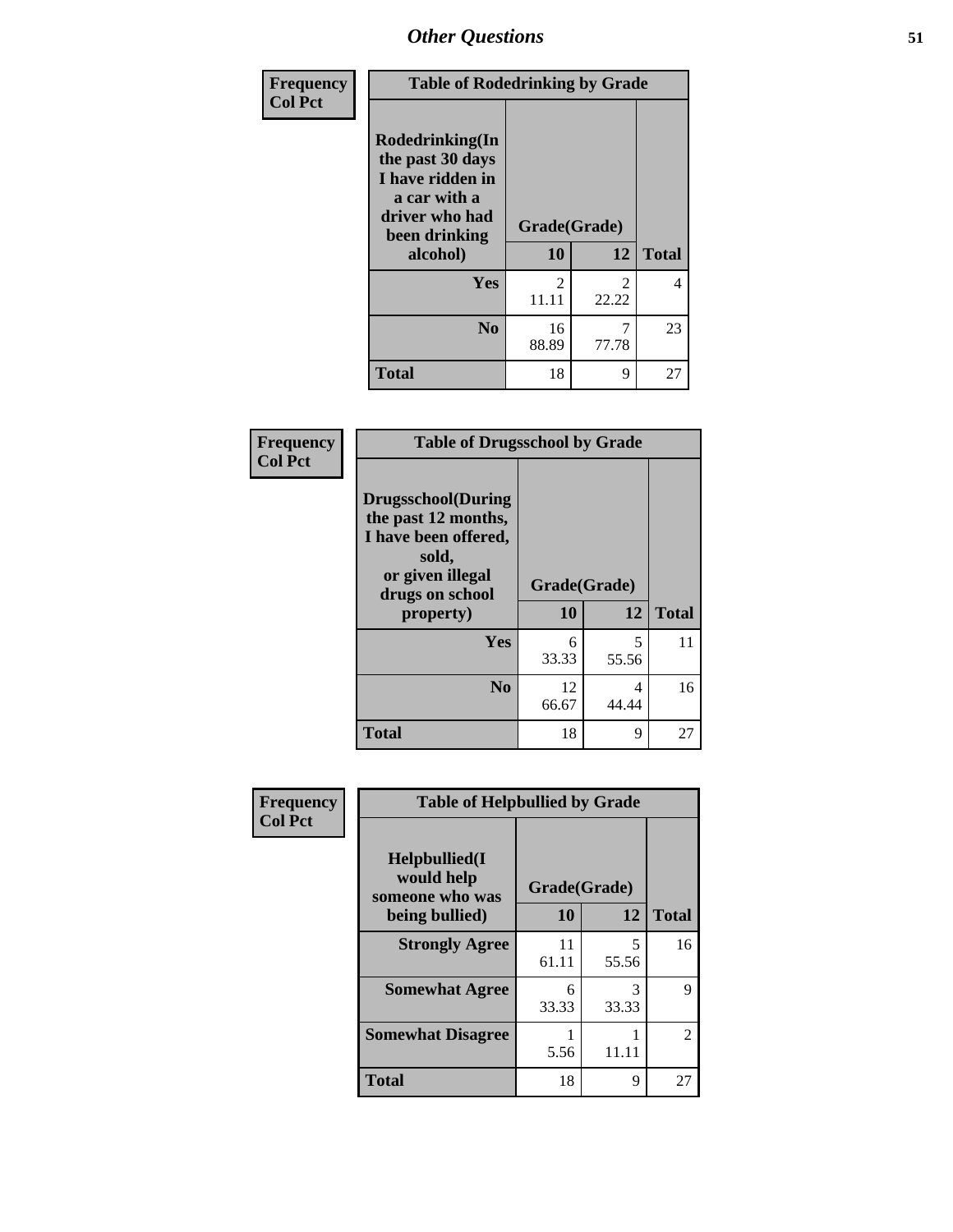Frequency
Col Pct

| Table of Rodedrinking by Grade | | | |
|---|---|---|---|
| Rodedrinking(In the past 30 days I have ridden in a car with a driver who had been drinking alcohol) | Grade(Grade) | | |
| | 10 | 12 | Total |
| Yes | 2<br>11.11 | 2<br>22.22 | 4 |
| No | 16<br>88.89 | 7<br>77.78 | 23 |
| Total | 18 | 9 | 27 |

Frequency
Col Pct

| Table of Drugsschool by Grade | | | |
|---|---|---|---|
| Drugsschool(During the past 12 months, I have been offered, sold, or given illegal drugs on school property) | Grade(Grade) | | |
| | 10 | 12 | Total |
| Yes | 6<br>33.33 | 5<br>55.56 | 11 |
| No | 12<br>66.67 | 4<br>44.44 | 16 |
| Total | 18 | 9 | 27 |

Frequency
Col Pct

| Table of Helpbullied by Grade | | | |
|---|---|---|---|
| Helpbullied(I would help someone who was being bullied) | Grade(Grade) | | |
| | 10 | 12 | Total |
| Strongly Agree | 11<br>61.11 | 5<br>55.56 | 16 |
| Somewhat Agree | 6<br>33.33 | 3<br>33.33 | 9 |
| Somewhat Disagree | 1<br>5.56 | 1<br>11.11 | 2 |
| Total | 18 | 9 | 27 |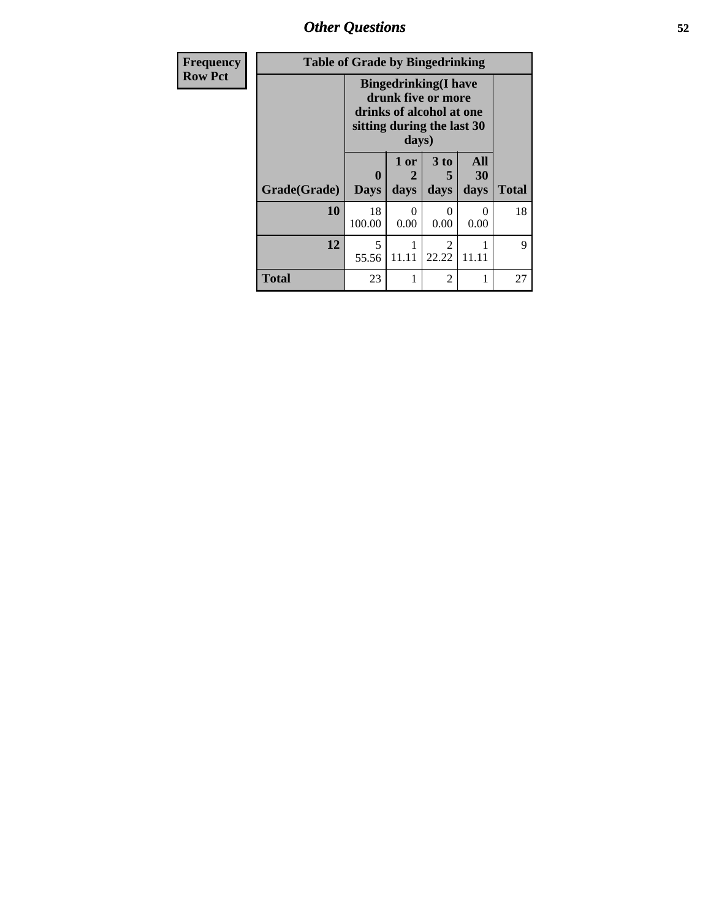## Other Questions

**Frequency**
**Row Pct**

| Table of Grade by Bingedrinking | | | | | |
|---|---|---|---|---|---|
| | Bingedrinking(I have drunk five or more drinks of alcohol at one sitting during the last 30 days) | | | | |
| Grade(Grade) | 0 Days | 1 or 2 days | 3 to 5 days | All 30 days | Total |
| 10 | 18<br>100.00 | 0<br>0.00 | 0<br>0.00 | 0<br>0.00 | 18 |
| 12 | 5<br>55.56 | 1<br>11.11 | 2<br>22.22 | 1<br>11.11 | 9 |
| Total | 23 | 1 | 2 | 1 | 27 |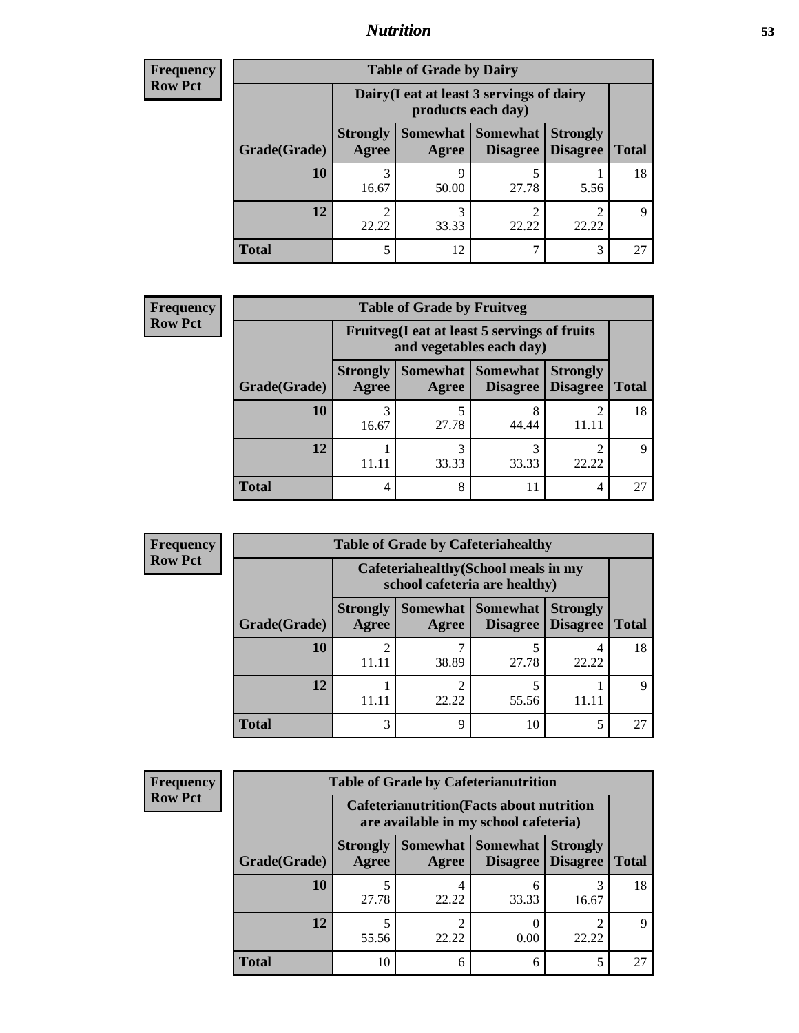## Nutrition

**Frequency**
**Row Pct**

| Table of Grade by Dairy | | | | | |
|---|---|---|---|---|---|
| | Dairy(I eat at least 3 servings of dairy products each day) | | | | |
| Grade(Grade) | Strongly Agree | Somewhat Agree | Somewhat Disagree | Strongly Disagree | Total |
| 10 | 3<br>16.67 | 9<br>50.00 | 5<br>27.78 | 1<br>5.56 | 18 |
| 12 | 2<br>22.22 | 3<br>33.33 | 2<br>22.22 | 2<br>22.22 | 9 |
| Total | 5 | 12 | 7 | 3 | 27 |

**Frequency**
**Row Pct**

| Table of Grade by Fruitveg | | | | | |
|---|---|---|---|---|---|
| | Fruitveg(I eat at least 5 servings of fruits and vegetables each day) | | | | |
| Grade(Grade) | Strongly Agree | Somewhat Agree | Somewhat Disagree | Strongly Disagree | Total |
| 10 | 3<br>16.67 | 5<br>27.78 | 8<br>44.44 | 2<br>11.11 | 18 |
| 12 | 1<br>11.11 | 3<br>33.33 | 3<br>33.33 | 2<br>22.22 | 9 |
| Total | 4 | 8 | 11 | 4 | 27 |

**Frequency**
**Row Pct**

| Table of Grade by Cafeteriahealthy | | | | | |
|---|---|---|---|---|---|
| | Cafeteriahealthy(School meals in my school cafeteria are healthy) | | | | |
| Grade(Grade) | Strongly Agree | Somewhat Agree | Somewhat Disagree | Strongly Disagree | Total |
| 10 | 2<br>11.11 | 7<br>38.89 | 5<br>27.78 | 4<br>22.22 | 18 |
| 12 | 1<br>11.11 | 2<br>22.22 | 5<br>55.56 | 1<br>11.11 | 9 |
| Total | 3 | 9 | 10 | 5 | 27 |

**Frequency**
**Row Pct**

| Table of Grade by Cafeterianutrition | | | | | |
|---|---|---|---|---|---|
| | Cafeterianutrition(Facts about nutrition are available in my school cafeteria) | | | | |
| Grade(Grade) | Strongly Agree | Somewhat Agree | Somewhat Disagree | Strongly Disagree | Total |
| 10 | 5<br>27.78 | 4<br>22.22 | 6<br>33.33 | 3<br>16.67 | 18 |
| 12 | 5<br>55.56 | 2<br>22.22 | 0<br>0.00 | 2<br>22.22 | 9 |
| Total | 10 | 6 | 6 | 5 | 27 |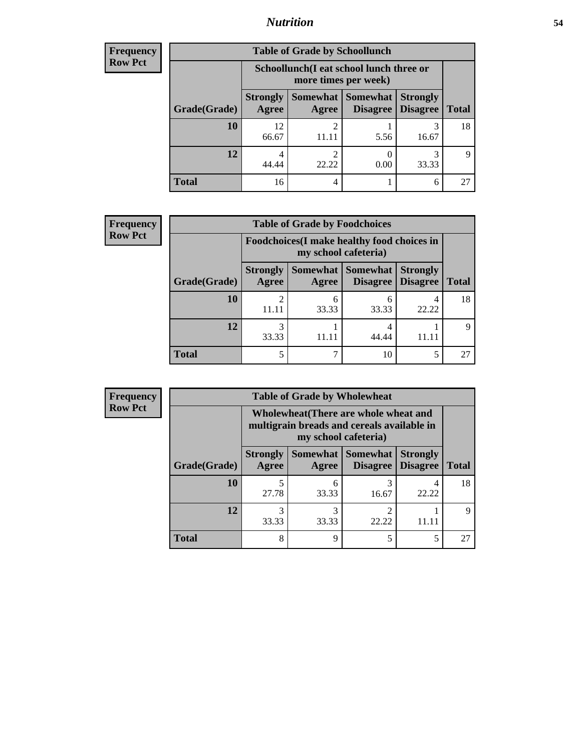## Nutrition

**Frequency**
**Row Pct**

| Table of Grade by Schoollunch | | | | | |
|---|---|---|---|---|---|
| | Schoollunch(I eat school lunch three or more times per week) | | | | |
| Grade(Grade) | Strongly Agree | Somewhat Agree | Somewhat Disagree | Strongly Disagree | Total |
| **10** | 12<br>66.67 | 2<br>11.11 | 1<br>5.56 | 3<br>16.67 | 18 |
| **12** | 4<br>44.44 | 2<br>22.22 | 0<br>0.00 | 3<br>33.33 | 9 |
| **Total** | 16 | 4 | 1 | 6 | 27 |

**Frequency**
**Row Pct**

| Table of Grade by Foodchoices | | | | | |
|---|---|---|---|---|---|
| | Foodchoices(I make healthy food choices in my school cafeteria) | | | | |
| Grade(Grade) | Strongly Agree | Somewhat Agree | Somewhat Disagree | Strongly Disagree | Total |
| **10** | 2<br>11.11 | 6<br>33.33 | 6<br>33.33 | 4<br>22.22 | 18 |
| **12** | 3<br>33.33 | 1<br>11.11 | 4<br>44.44 | 1<br>11.11 | 9 |
| **Total** | 5 | 7 | 10 | 5 | 27 |

**Frequency**
**Row Pct**

| Table of Grade by Wholewheat | | | | | |
|---|---|---|---|---|---|
| | Wholewheat(There are whole wheat and multigrain breads and cereals available in my school cafeteria) | | | | |
| Grade(Grade) | Strongly Agree | Somewhat Agree | Somewhat Disagree | Strongly Disagree | Total |
| **10** | 5<br>27.78 | 6<br>33.33 | 3<br>16.67 | 4<br>22.22 | 18 |
| **12** | 3<br>33.33 | 3<br>33.33 | 2<br>22.22 | 1<br>11.11 | 9 |
| **Total** | 8 | 9 | 5 | 5 | 27 |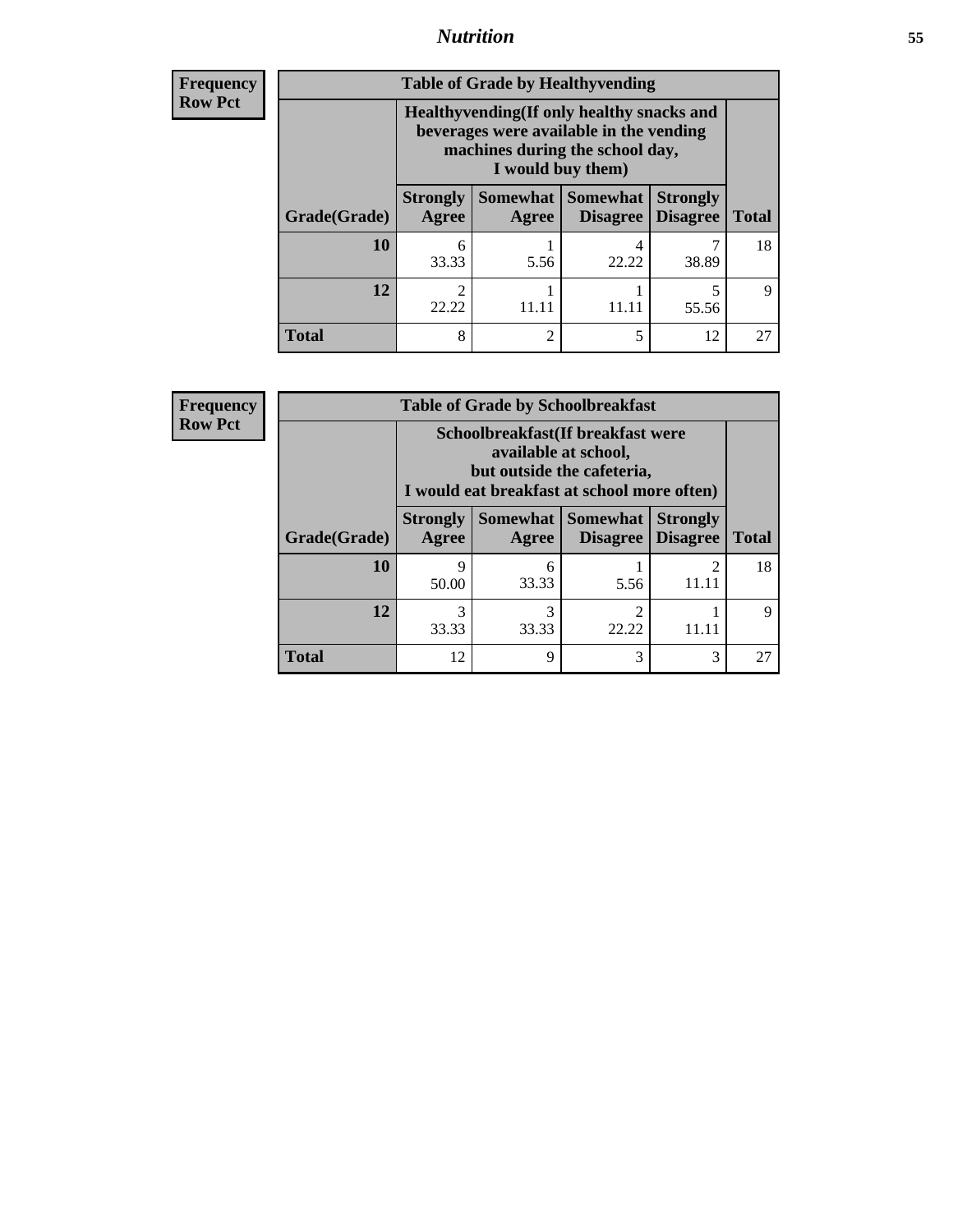**Frequency**
**Row Pct**

| Table of Grade by Healthyvending | | | | | |
|---|---|---|---|---|---|
| | Healthyvending(If only healthy snacks and beverages were available in the vending machines during the school day, I would buy them) | | | | |
| Grade(Grade) | Strongly Agree | Somewhat Agree | Somewhat Disagree | Strongly Disagree | Total |
| **10** | 6<br>33.33 | 1<br>5.56 | 4<br>22.22 | 7<br>38.89 | 18 |
| **12** | 2<br>22.22 | 1<br>11.11 | 1<br>11.11 | 5<br>55.56 | 9 |
| **Total** | 8 | 2 | 5 | 12 | 27 |

**Frequency**
**Row Pct**

| Table of Grade by Schoolbreakfast | | | | | |
|---|---|---|---|---|---|
| | Schoolbreakfast(If breakfast were available at school, but outside the cafeteria, I would eat breakfast at school more often) | | | | |
| Grade(Grade) | Strongly Agree | Somewhat Agree | Somewhat Disagree | Strongly Disagree | Total |
| **10** | 9<br>50.00 | 6<br>33.33 | 1<br>5.56 | 2<br>11.11 | 18 |
| **12** | 3<br>33.33 | 3<br>33.33 | 2<br>22.22 | 1<br>11.11 | 9 |
| **Total** | 12 | 9 | 3 | 3 | 27 |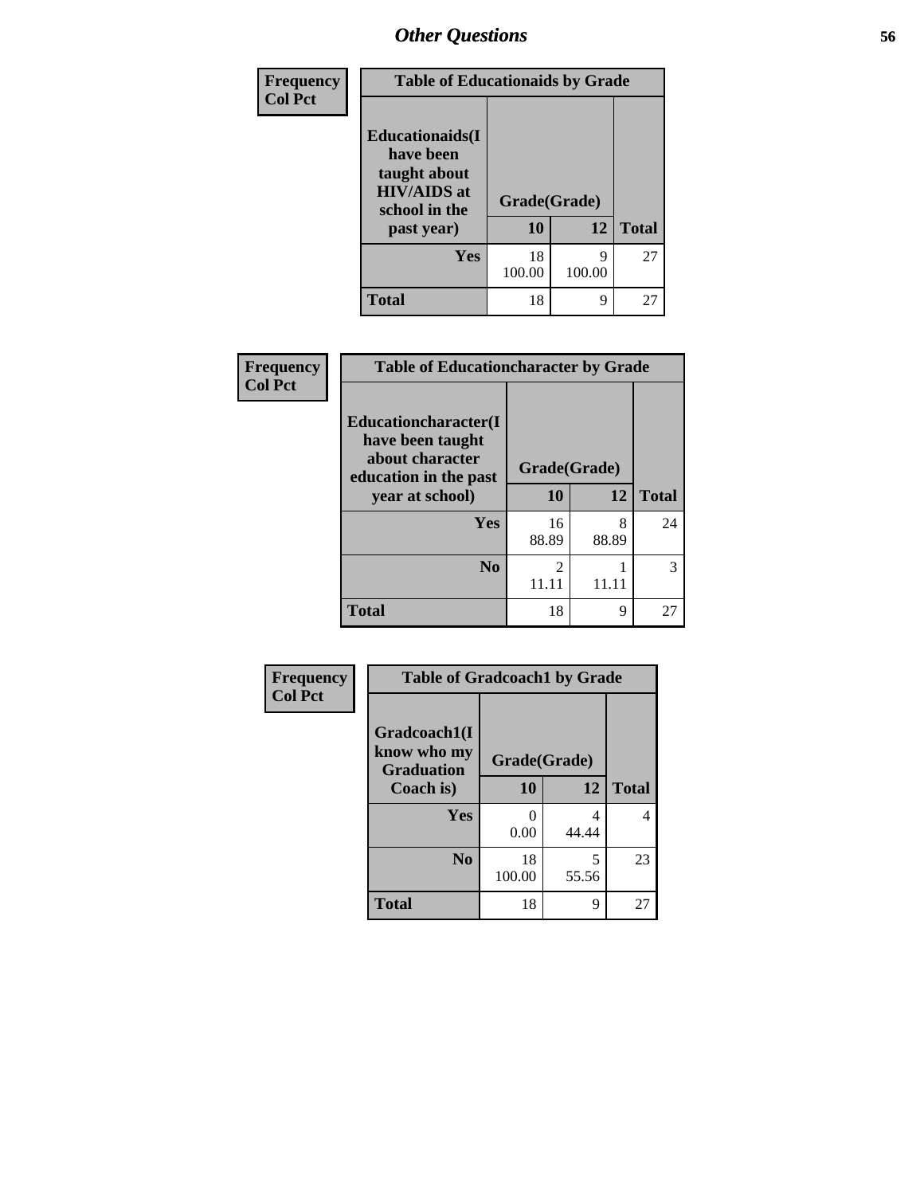| Frequency<br>Col Pct |
|---|

| Table of Educationaids by Grade | | | |
|---|---|---|---|
| Educationaids(I have been taught about HIV/AIDS at school in the past year) | Grade(Grade) | | |
| | 10 | 12 | Total |
| Yes | 18<br>100.00 | 9<br>100.00 | 27 |
| Total | 18 | 9 | 27 |

| Frequency<br>Col Pct |
|---|

| Table of Educationcharacter by Grade | | | |
|---|---|---|---|
| Educationcharacter(I have been taught about character education in the past year at school) | Grade(Grade) | | |
| | 10 | 12 | Total |
| Yes | 16<br>88.89 | 8<br>88.89 | 24 |
| No | 2<br>11.11 | 1<br>11.11 | 3 |
| Total | 18 | 9 | 27 |

| Frequency<br>Col Pct |
|---|

| Table of Gradcoach1 by Grade | | | |
|---|---|---|---|
| Gradcoach1(I know who my Graduation Coach is) | Grade(Grade) | | |
| | 10 | 12 | Total |
| Yes | 0<br>0.00 | 4<br>44.44 | 4 |
| No | 18<br>100.00 | 5<br>55.56 | 23 |
| Total | 18 | 9 | 27 |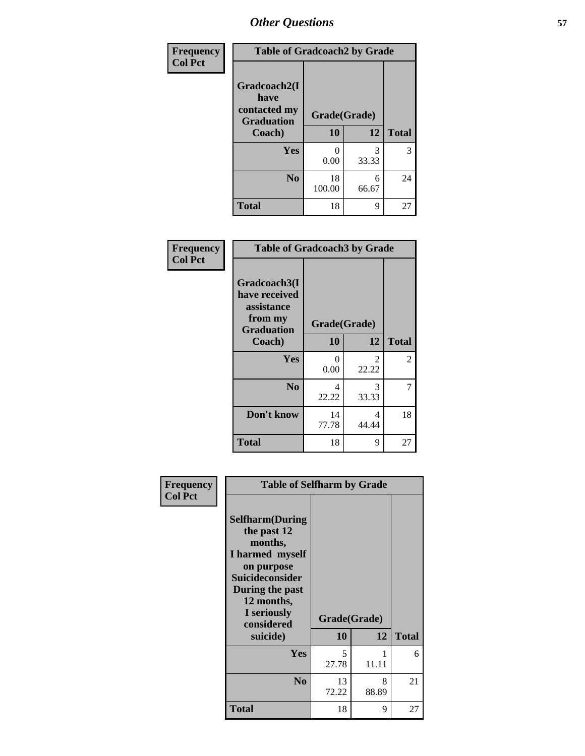| Frequency<br>Col Pct | Table of Gradcoach2 by Grade | | |
|---|---|---|---|
| Gradcoach2(I have contacted my Graduation Coach) | Grade(Grade) | | |
| | 10 | 12 | Total |
| Yes | 0<br>0.00 | 3<br>33.33 | 3 |
| No | 18<br>100.00 | 6<br>66.67 | 24 |
| Total | 18 | 9 | 27 |

| Frequency<br>Col Pct | Table of Gradcoach3 by Grade | | |
|---|---|---|---|
| Gradcoach3(I have received assistance from my Graduation Coach) | Grade(Grade) | | |
| | 10 | 12 | Total |
| Yes | 0<br>0.00 | 2<br>22.22 | 2 |
| No | 4<br>22.22 | 3<br>33.33 | 7 |
| Don't know | 14<br>77.78 | 4<br>44.44 | 18 |
| Total | 18 | 9 | 27 |

| Frequency<br>Col Pct | Table of Selfharm by Grade | | |
|---|---|---|---|
| Selfharm(During the past 12 months, I harmed myself on purpose Suicideconsider During the past 12 months, I seriously considered suicide) | Grade(Grade) | | |
| | 10 | 12 | Total |
| Yes | 5<br>27.78 | 1<br>11.11 | 6 |
| No | 13<br>72.22 | 8<br>88.89 | 21 |
| Total | 18 | 9 | 27 |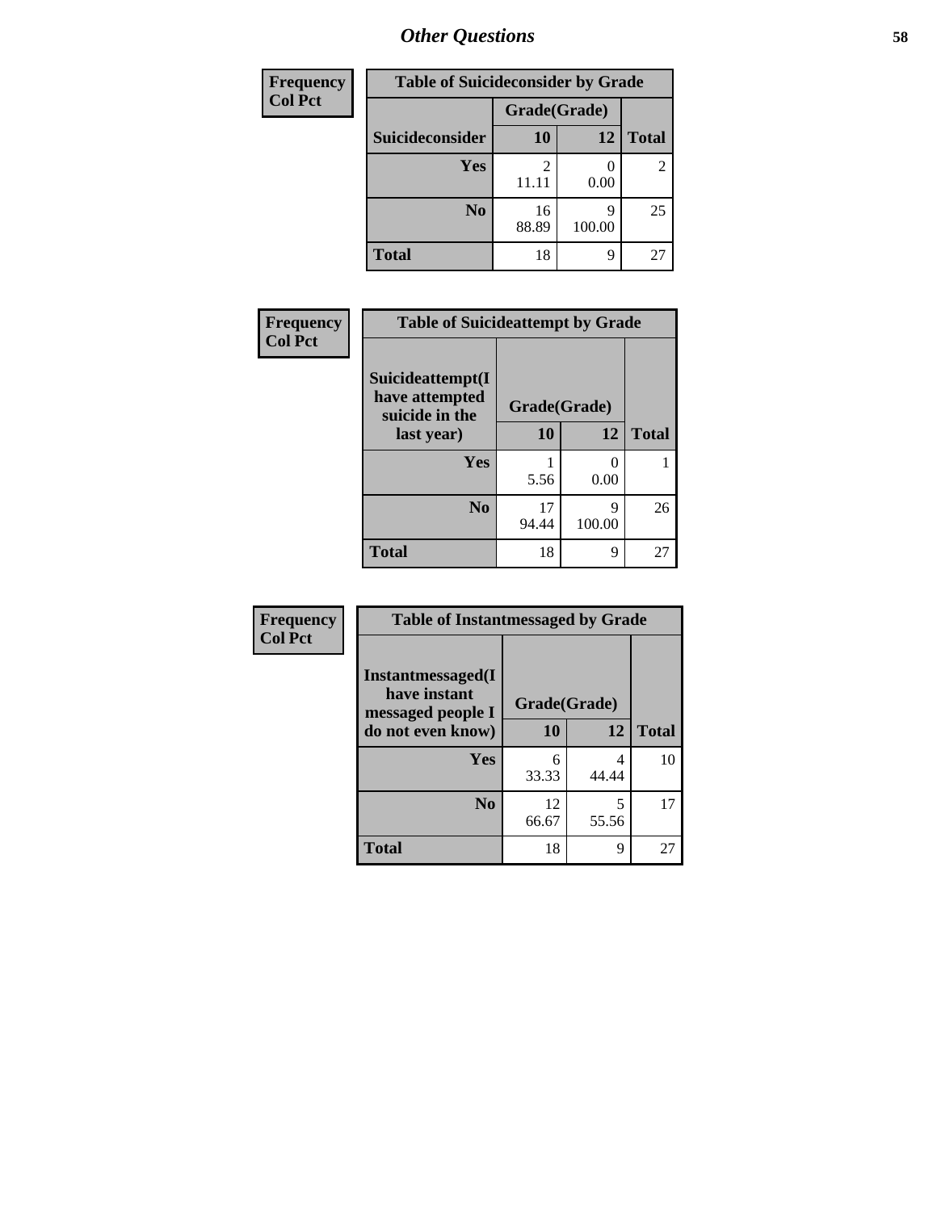| Frequency |
|---|
| Col Pct |

| Table of Suicideconsider by Grade | | | |
|---|---|---|---|
| | Grade(Grade) | | |
| Suicideconsider | 10 | 12 | Total |
| Yes | 2<br>11.11 | 0<br>0.00 | 2 |
| No | 16<br>88.89 | 9<br>100.00 | 25 |
| Total | 18 | 9 | 27 |

| Frequency |
|---|
| Col Pct |

| Table of Suicideattempt by Grade | | | |
|---|---|---|---|
| Suicideattempt(I have attempted suicide in the last year) | Grade(Grade) | | |
| | 10 | 12 | Total |
| Yes | 1<br>5.56 | 0<br>0.00 | 1 |
| No | 17<br>94.44 | 9<br>100.00 | 26 |
| Total | 18 | 9 | 27 |

| Frequency |
|---|
| Col Pct |

| Table of Instantmessaged by Grade | | | |
|---|---|---|---|
| Instantmessaged(I have instant messaged people I do not even know) | Grade(Grade) | | |
| | 10 | 12 | Total |
| Yes | 6<br>33.33 | 4<br>44.44 | 10 |
| No | 12<br>66.67 | 5<br>55.56 | 17 |
| Total | 18 | 9 | 27 |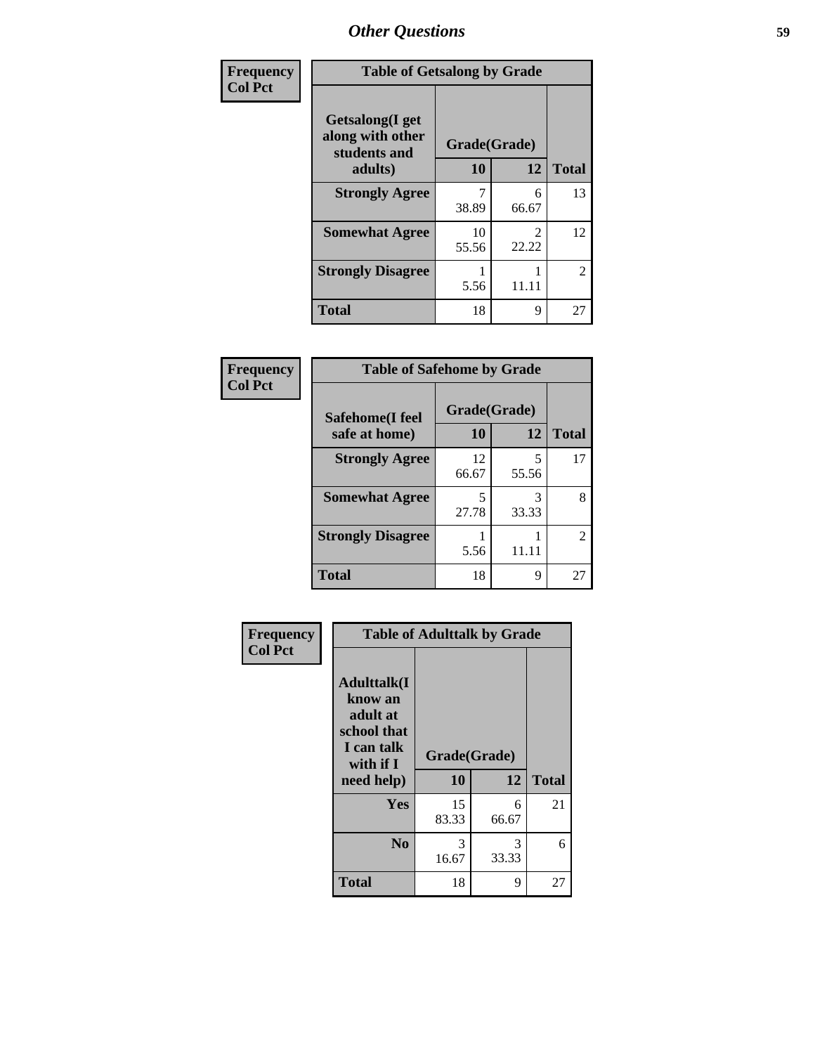| Frequency<br>Col Pct | Table of Getsalong by Grade | | |
|---|---|---|---|
| **Getsalong(I get along with other students and adults)** | **Grade(Grade)** | | |
| | **10** | **12** | **Total** |
| **Strongly Agree** | 7<br>38.89 | 6<br>66.67 | 13 |
| **Somewhat Agree** | 10<br>55.56 | 2<br>22.22 | 12 |
| **Strongly Disagree** | 1<br>5.56 | 1<br>11.11 | 2 |
| **Total** | 18 | 9 | 27 |

| Frequency<br>Col Pct | Table of Safehome by Grade | | |
|---|---|---|---|
| **Safehome(I feel safe at home)** | **Grade(Grade)** | | |
| | **10** | **12** | **Total** |
| **Strongly Agree** | 12<br>66.67 | 5<br>55.56 | 17 |
| **Somewhat Agree** | 5<br>27.78 | 3<br>33.33 | 8 |
| **Strongly Disagree** | 1<br>5.56 | 1<br>11.11 | 2 |
| **Total** | 18 | 9 | 27 |

| Frequency<br>Col Pct | Table of Adulttalk by Grade | | |
|---|---|---|---|
| **Adulttalk(I know an adult at school that I can talk with if I need help)** | **Grade(Grade)** | | |
| | **10** | **12** | **Total** |
| **Yes** | 15<br>83.33 | 6<br>66.67 | 21 |
| **No** | 3<br>16.67 | 3<br>33.33 | 6 |
| **Total** | 18 | 9 | 27 |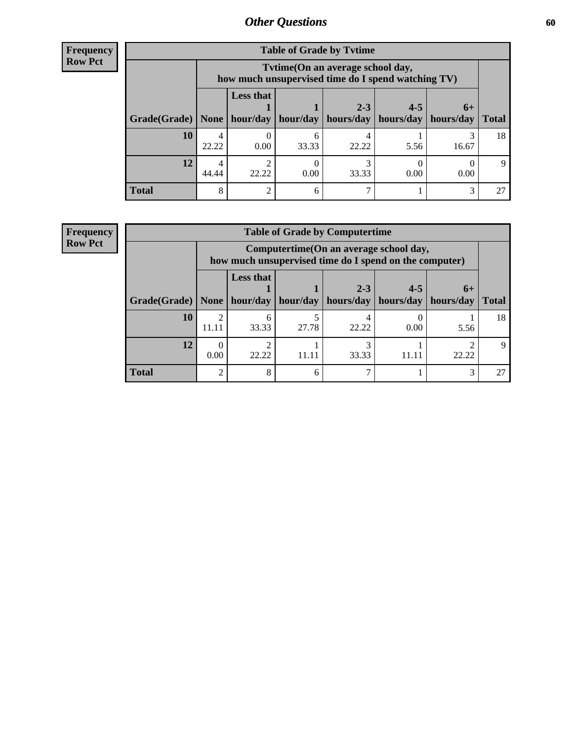## Other Questions

**Frequency**
**Row Pct**

| Table of Grade by Tvtime | | | | | | | |
|---|---|---|---|---|---|---|---|
| | Tvtime(On an average school day, how much unsupervised time do I spend watching TV) | | | | | | |
| Grade(Grade) | None | Less that 1 hour/day | 1 hour/day | 2-3 hours/day | 4-5 hours/day | 6+ hours/day | Total |
| **10** | 4<br>22.22 | 0<br>0.00 | 6<br>33.33 | 4<br>22.22 | 1<br>5.56 | 3<br>16.67 | 18 |
| **12** | 4<br>44.44 | 2<br>22.22 | 0<br>0.00 | 3<br>33.33 | 0<br>0.00 | 0<br>0.00 | 9 |
| **Total** | 8 | 2 | 6 | 7 | 1 | 3 | 27 |

**Frequency**
**Row Pct**

| Table of Grade by Computertime | | | | | | | |
|---|---|---|---|---|---|---|---|
| | Computertime(On an average school day, how much unsupervised time do I spend on the computer) | | | | | | |
| Grade(Grade) | None | Less that 1 hour/day | 1 hour/day | 2-3 hours/day | 4-5 hours/day | 6+ hours/day | Total |
| **10** | 2<br>11.11 | 6<br>33.33 | 5<br>27.78 | 4<br>22.22 | 0<br>0.00 | 1<br>5.56 | 18 |
| **12** | 0<br>0.00 | 2<br>22.22 | 1<br>11.11 | 3<br>33.33 | 1<br>11.11 | 2<br>22.22 | 9 |
| **Total** | 2 | 8 | 6 | 7 | 1 | 3 | 27 |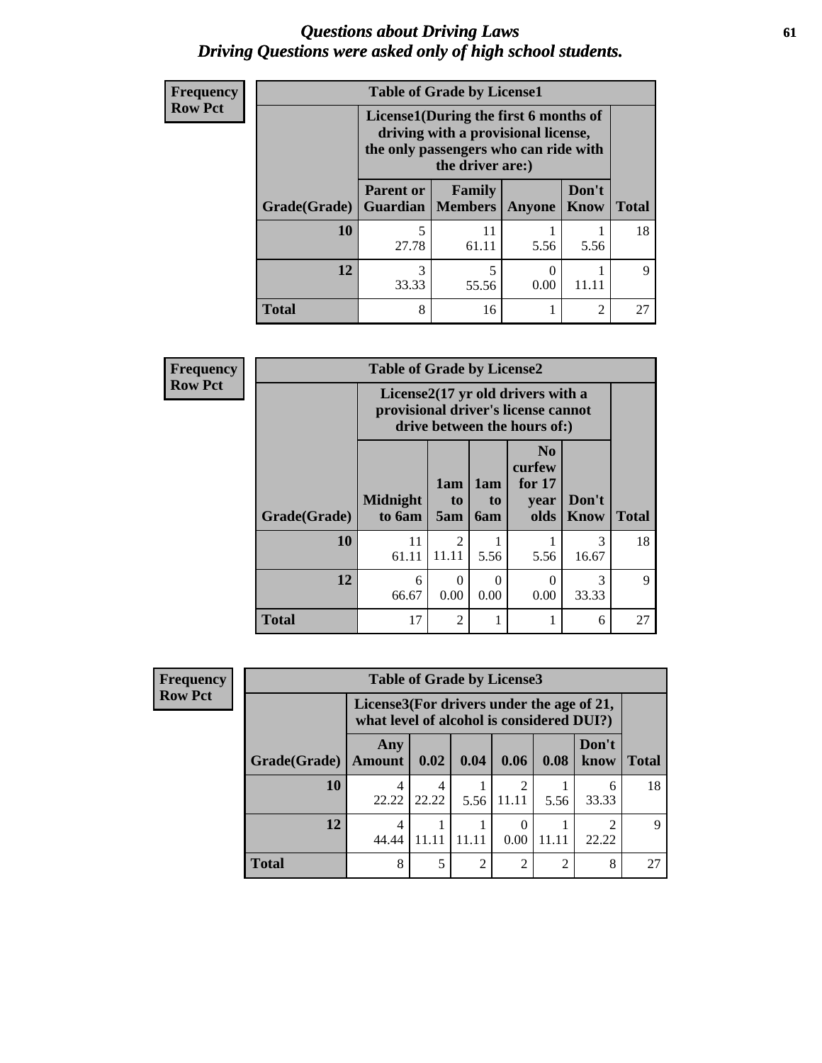# *Questions about Driving Laws*
# *Driving Questions were asked only of high school students.*

**Frequency**
**Row Pct**

**Table of Grade by License1**

| Grade(Grade) | License1(During the first 6 months of driving with a provisional license, the only passengers who can ride with the driver are:) | | | | Total |
|---|---|---|---|---|---|
| | Parent or Guardian | Family Members | Anyone | Don't Know | |
| **10** | 5<br>27.78 | 11<br>61.11 | 1<br>5.56 | 1<br>5.56 | 18 |
| **12** | 3<br>33.33 | 5<br>55.56 | 0<br>0.00 | 1<br>11.11 | 9 |
| **Total** | 8 | 16 | 1 | 2 | 27 |

**Frequency**
**Row Pct**

**Table of Grade by License2**

| Grade(Grade) | License2(17 yr old drivers with a provisional driver's license cannot drive between the hours of:) | | | | | Total |
|---|---|---|---|---|---|---|
| | Midnight to 6am | 1am to 5am | 1am to 6am | No curfew for 17 year olds | Don't Know | |
| **10** | 11<br>61.11 | 2<br>11.11 | 1<br>5.56 | 1<br>5.56 | 3<br>16.67 | 18 |
| **12** | 6<br>66.67 | 0<br>0.00 | 0<br>0.00 | 0<br>0.00 | 3<br>33.33 | 9 |
| **Total** | 17 | 2 | 1 | 1 | 6 | 27 |

**Frequency**
**Row Pct**

**Table of Grade by License3**

| Grade(Grade) | License3(For drivers under the age of 21, what level of alcohol is considered DUI?) | | | | | | Total |
|---|---|---|---|---|---|---|---|
| | Any Amount | 0.02 | 0.04 | 0.06 | 0.08 | Don't know | |
| **10** | 4<br>22.22 | 4<br>22.22 | 1<br>5.56 | 2<br>11.11 | 1<br>5.56 | 6<br>33.33 | 18 |
| **12** | 4<br>44.44 | 1<br>11.11 | 1<br>11.11 | 0<br>0.00 | 1<br>11.11 | 2<br>22.22 | 9 |
| **Total** | 8 | 5 | 2 | 2 | 2 | 8 | 27 |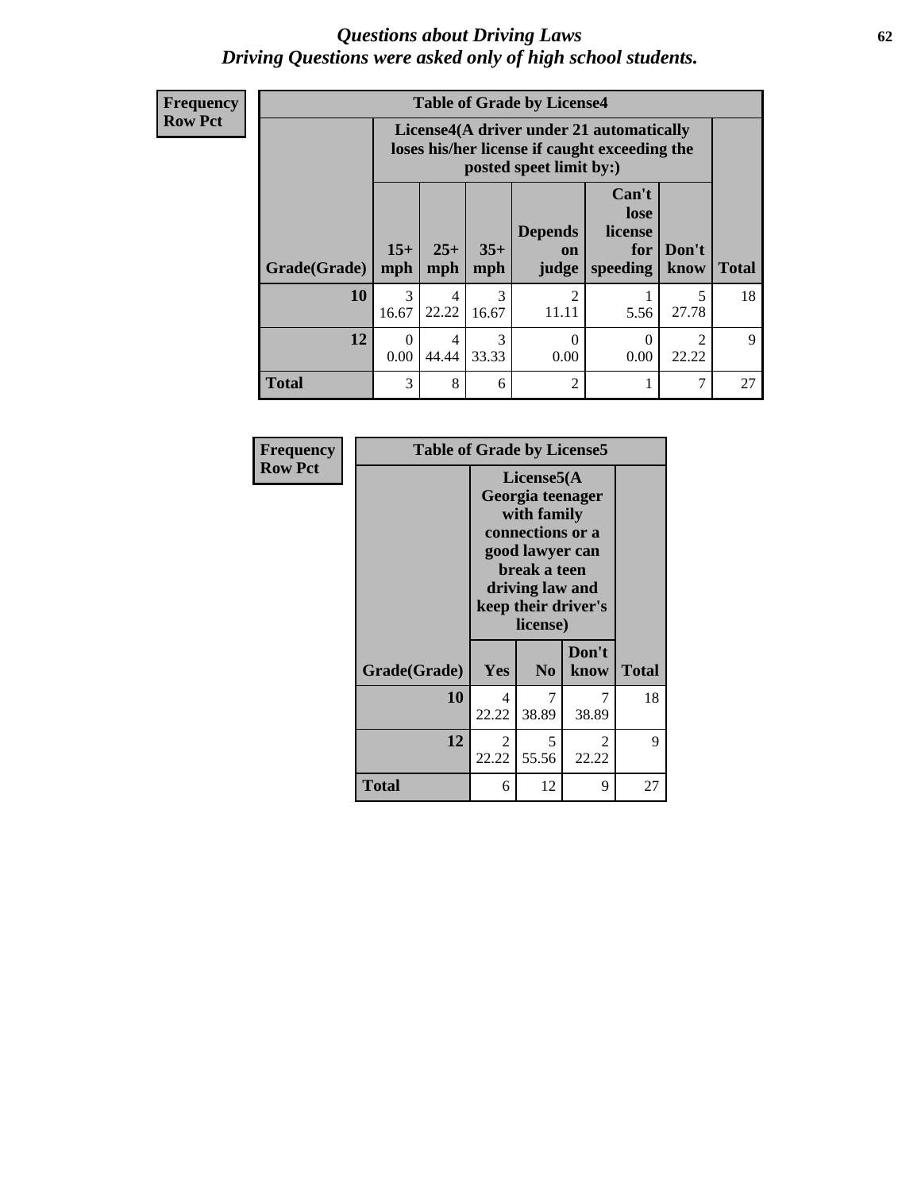# *Questions about Driving Laws*
## *Driving Questions were asked only of high school students.*

**Frequency**
**Row Pct**

| Table of Grade by License4 | | | | | | | |
|---|---|---|---|---|---|---|---|
| | License4(A driver under 21 automatically loses his/her license if caught exceeding the posted speet limit by:) | | | | | | |
| **Grade(Grade)** | **15+ mph** | **25+ mph** | **35+ mph** | **Depends on judge** | **Can't lose license for speeding** | **Don't know** | **Total** |
| **10** | 3<br>16.67 | 4<br>22.22 | 3<br>16.67 | 2<br>11.11 | 1<br>5.56 | 5<br>27.78 | 18 |
| **12** | 0<br>0.00 | 4<br>44.44 | 3<br>33.33 | 0<br>0.00 | 0<br>0.00 | 2<br>22.22 | 9 |
| **Total** | 3 | 8 | 6 | 2 | 1 | 7 | 27 |

**Frequency**
**Row Pct**

| Table of Grade by License5 | | | | |
|---|---|---|---|---|
| | License5(A Georgia teenager with family connections or a good lawyer can break a teen driving law and keep their driver's license) | | | |
| **Grade(Grade)** | **Yes** | **No** | **Don't know** | **Total** |
| **10** | 4<br>22.22 | 7<br>38.89 | 7<br>38.89 | 18 |
| **12** | 2<br>22.22 | 5<br>55.56 | 2<br>22.22 | 9 |
| **Total** | 6 | 12 | 9 | 27 |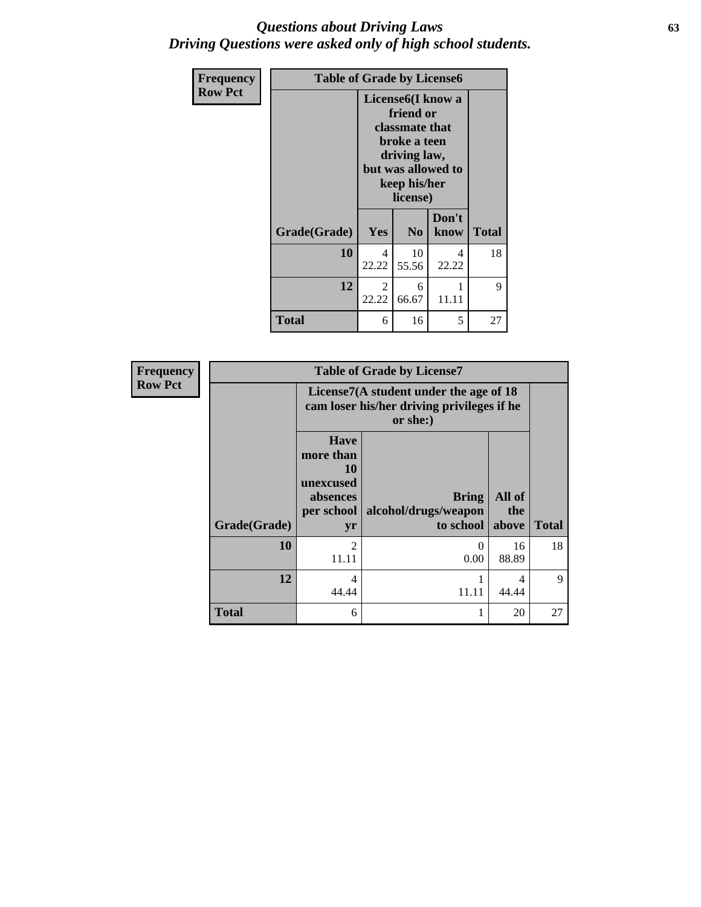# *Questions about Driving Laws*
## *Driving Questions were asked only of high school students.*

| Frequency<br>Row Pct | Table of Grade by License6 | | | |
|---|---|---|---|---|
| | License6(I know a friend or classmate that broke a teen driving law, but was allowed to keep his/her license) | | | |
| Grade(Grade) | Yes | No | Don't know | Total |
| 10 | 4<br>22.22 | 10<br>55.56 | 4<br>22.22 | 18 |
| 12 | 2<br>22.22 | 6<br>66.67 | 1<br>11.11 | 9 |
| Total | 6 | 16 | 5 | 27 |

| Frequency<br>Row Pct | Table of Grade by License7 | | | |
|---|---|---|---|---|
| | License7(A student under the age of 18 cam loser his/her driving privileges if he or she:) | | | |
| Grade(Grade) | Have more than 10 unexcused absences per school yr | Bring alcohol/drugs/weapon to school | All of the above | Total |
| 10 | 2<br>11.11 | 0<br>0.00 | 16<br>88.89 | 18 |
| 12 | 4<br>44.44 | 1<br>11.11 | 4<br>44.44 | 9 |
| Total | 6 | 1 | 20 | 27 |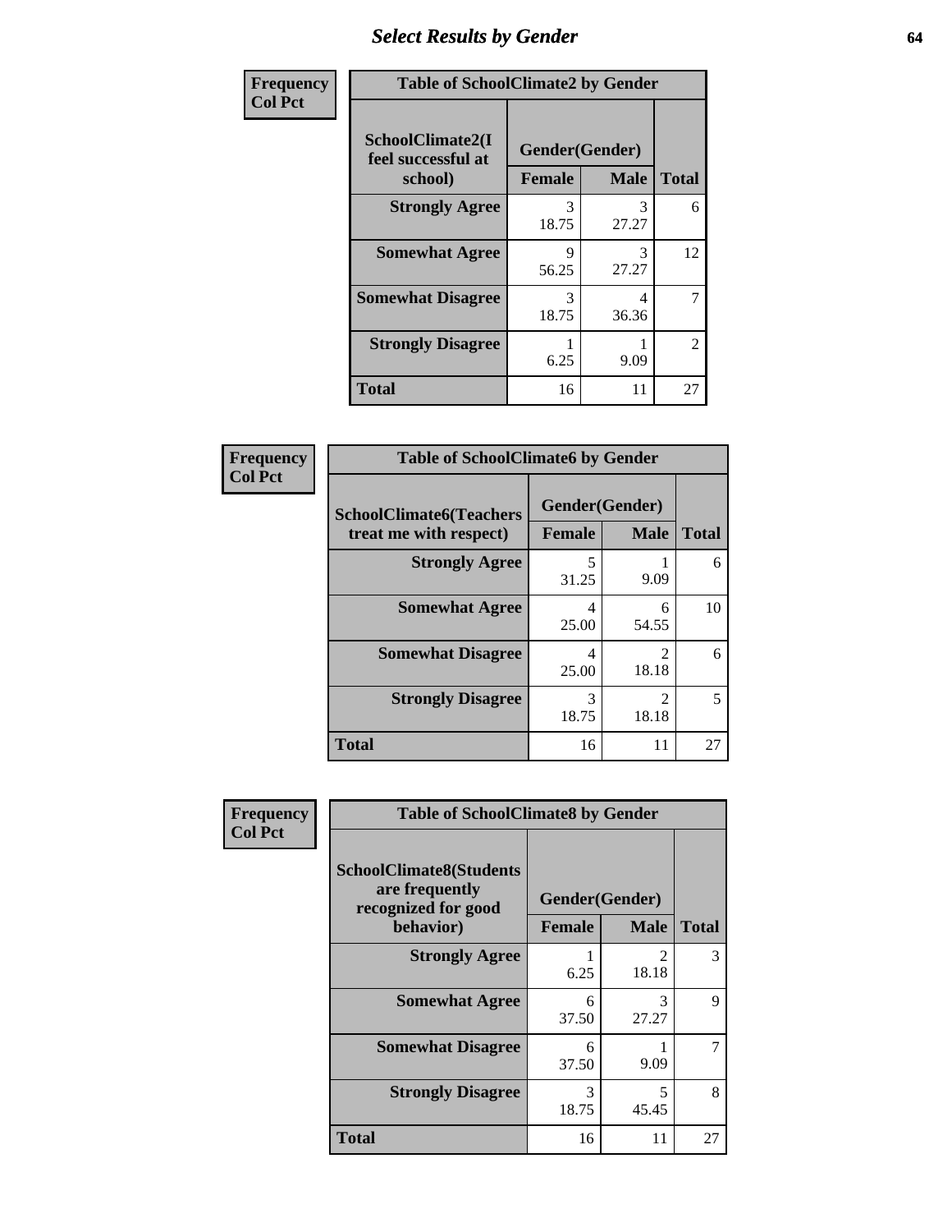## Select Results by Gender

| Frequency Col Pct | Table of SchoolClimate2 by Gender | | |
|---|---|---|---|
| SchoolClimate2(I feel successful at school) | Gender(Gender) | | |
| | Female | Male | Total |
| Strongly Agree | 3<br>18.75 | 3<br>27.27 | 6 |
| Somewhat Agree | 9<br>56.25 | 3<br>27.27 | 12 |
| Somewhat Disagree | 3<br>18.75 | 4<br>36.36 | 7 |
| Strongly Disagree | 1<br>6.25 | 1<br>9.09 | 2 |
| Total | 16 | 11 | 27 |

| Frequency Col Pct | Table of SchoolClimate6 by Gender | | |
|---|---|---|---|
| SchoolClimate6(Teachers treat me with respect) | Gender(Gender) | | |
| | Female | Male | Total |
| Strongly Agree | 5<br>31.25 | 1<br>9.09 | 6 |
| Somewhat Agree | 4<br>25.00 | 6<br>54.55 | 10 |
| Somewhat Disagree | 4<br>25.00 | 2<br>18.18 | 6 |
| Strongly Disagree | 3<br>18.75 | 2<br>18.18 | 5 |
| Total | 16 | 11 | 27 |

| Frequency Col Pct | Table of SchoolClimate8 by Gender | | |
|---|---|---|---|
| SchoolClimate8(Students are frequently recognized for good behavior) | Gender(Gender) | | |
| | Female | Male | Total |
| Strongly Agree | 1<br>6.25 | 2<br>18.18 | 3 |
| Somewhat Agree | 6<br>37.50 | 3<br>27.27 | 9 |
| Somewhat Disagree | 6<br>37.50 | 1<br>9.09 | 7 |
| Strongly Disagree | 3<br>18.75 | 5<br>45.45 | 8 |
| Total | 16 | 11 | 27 |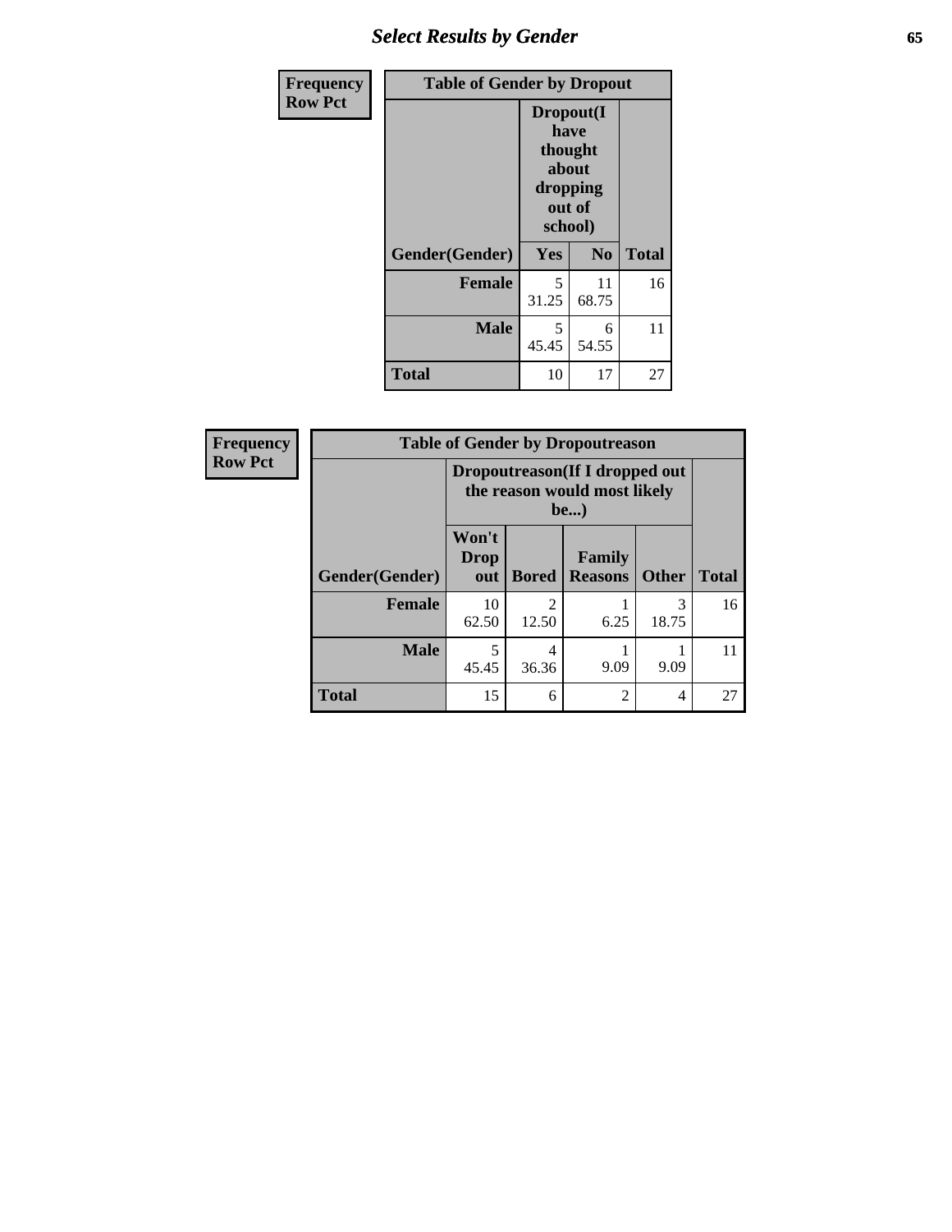| Frequency Row Pct | Table of Gender by Dropout | | |
|---|---|---|---|
| | Dropout(I have thought about dropping out of school) | | |
| Gender(Gender) | Yes | No | Total |
| **Female** | 5<br>31.25 | 11<br>68.75 | 16 |
| **Male** | 5<br>45.45 | 6<br>54.55 | 11 |
| **Total** | 10 | 17 | 27 |

| Frequency Row Pct | Table of Gender by Dropoutreason | | | | |
|---|---|---|---|---|---|
| | Dropoutreason(If I dropped out the reason would most likely be...) | | | | |
| Gender(Gender) | Won't Drop out | Bored | Family Reasons | Other | Total |
| **Female** | 10<br>62.50 | 2<br>12.50 | 1<br>6.25 | 3<br>18.75 | 16 |
| **Male** | 5<br>45.45 | 4<br>36.36 | 1<br>9.09 | 1<br>9.09 | 11 |
| **Total** | 15 | 6 | 2 | 4 | 27 |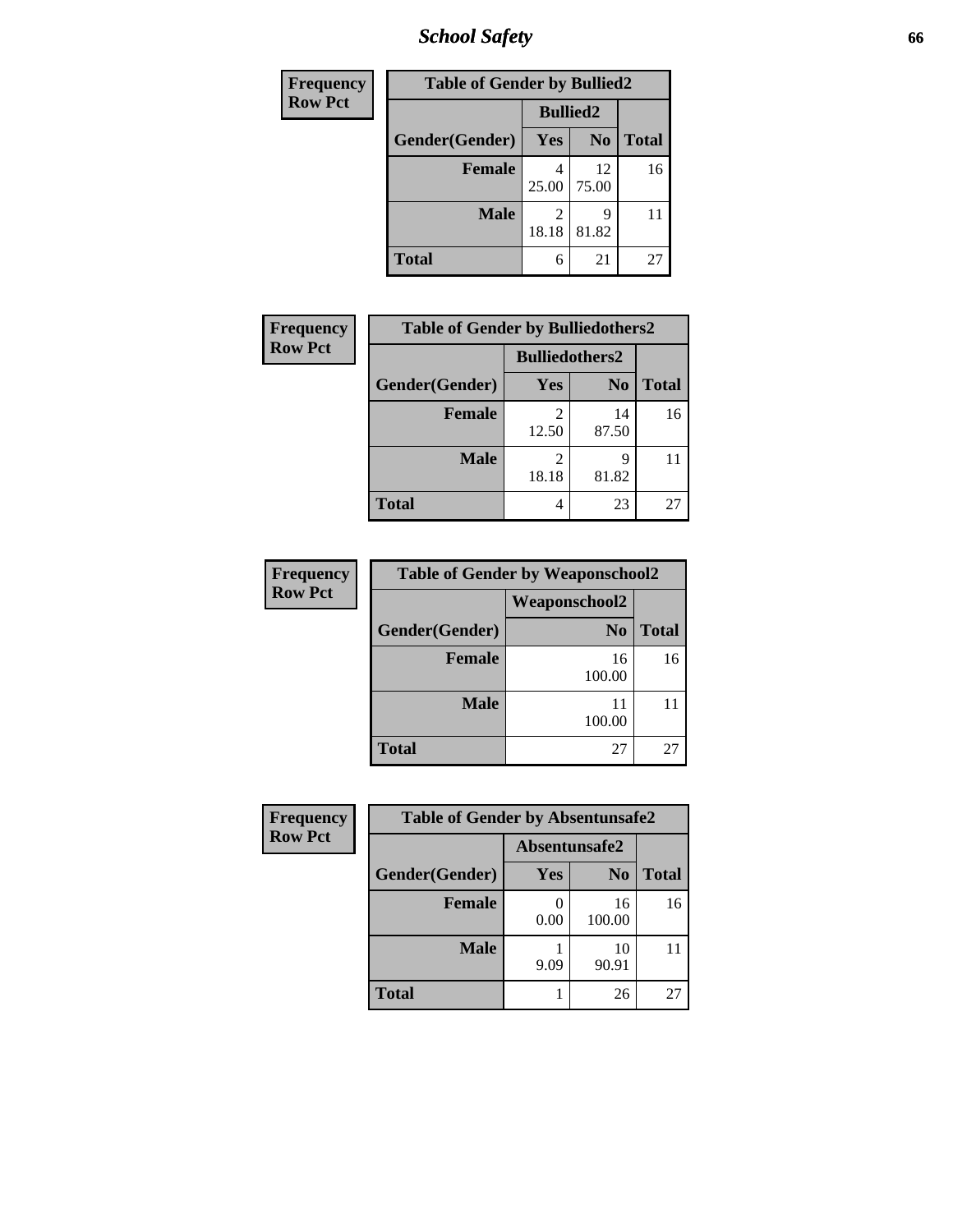# School Safety

**Frequency**
**Row Pct**

| Table of Gender by Bullied2 | | | |
|---|---|---|---|
| | Bullied2 | | |
| Gender(Gender) | Yes | No | Total |
| **Female** | 4<br>25.00 | 12<br>75.00 | 16 |
| **Male** | 2<br>18.18 | 9<br>81.82 | 11 |
| **Total** | 6 | 21 | 27 |

**Frequency**
**Row Pct**

| Table of Gender by Bulliedothers2 | | | |
|---|---|---|---|
| | Bulliedothers2 | | |
| Gender(Gender) | Yes | No | Total |
| **Female** | 2<br>12.50 | 14<br>87.50 | 16 |
| **Male** | 2<br>18.18 | 9<br>81.82 | 11 |
| **Total** | 4 | 23 | 27 |

**Frequency**
**Row Pct**

| Table of Gender by Weaponschool2 | | |
|---|---|---|
| | Weaponschool2 | |
| Gender(Gender) | No | Total |
| **Female** | 16<br>100.00 | 16 |
| **Male** | 11<br>100.00 | 11 |
| **Total** | 27 | 27 |

**Frequency**
**Row Pct**

| Table of Gender by Absentunsafe2 | | | |
|---|---|---|---|
| | Absentunsafe2 | | |
| Gender(Gender) | Yes | No | Total |
| **Female** | 0<br>0.00 | 16<br>100.00 | 16 |
| **Male** | 1<br>9.09 | 10<br>90.91 | 11 |
| **Total** | 1 | 26 | 27 |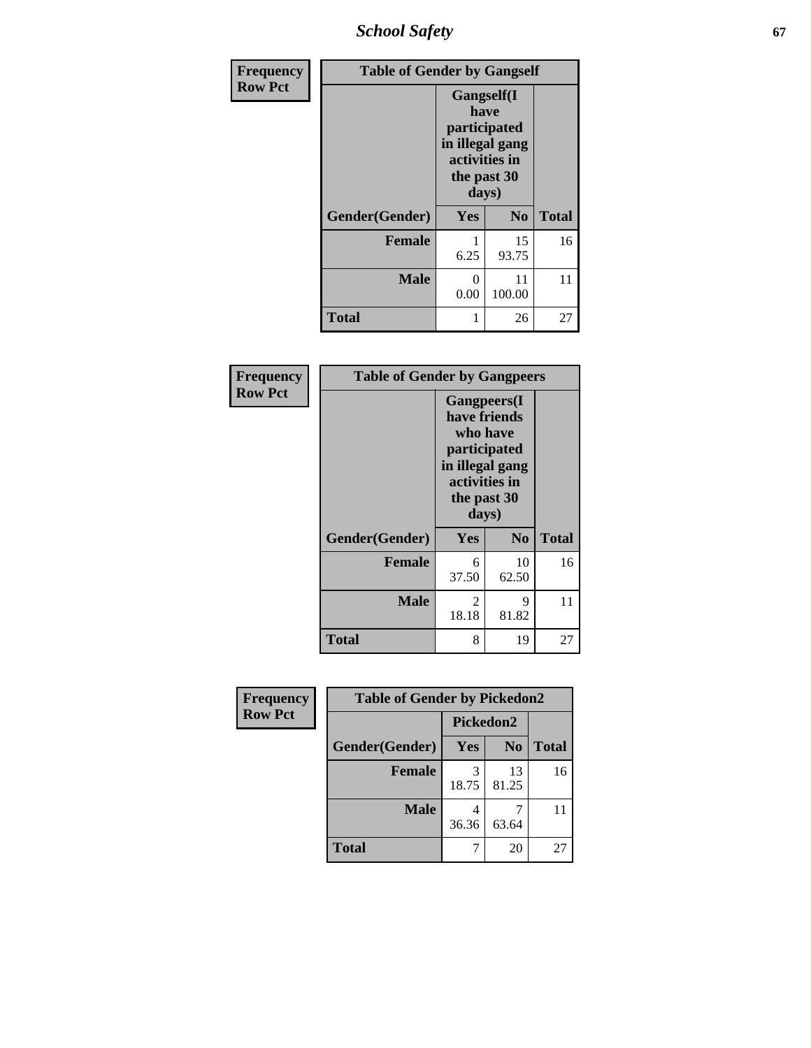| Frequency Row Pct | Table of Gender by Gangself | | |
|---|---|---|---|
| | Gangself(I have participated in illegal gang activities in the past 30 days) | | |
| Gender(Gender) | Yes | No | Total |
| Female | 1<br>6.25 | 15<br>93.75 | 16 |
| Male | 0<br>0.00 | 11<br>100.00 | 11 |
| Total | 1 | 26 | 27 |

| Frequency Row Pct | Table of Gender by Gangpeers | | |
|---|---|---|---|
| | Gangpeers(I have friends who have participated in illegal gang activities in the past 30 days) | | |
| Gender(Gender) | Yes | No | Total |
| Female | 6<br>37.50 | 10<br>62.50 | 16 |
| Male | 2<br>18.18 | 9<br>81.82 | 11 |
| Total | 8 | 19 | 27 |

| Frequency Row Pct | Table of Gender by Pickedon2 | | |
|---|---|---|---|
| | Pickedon2 | | |
| Gender(Gender) | Yes | No | Total |
| Female | 3<br>18.75 | 13<br>81.25 | 16 |
| Male | 4<br>36.36 | 7<br>63.64 | 11 |
| Total | 7 | 20 | 27 |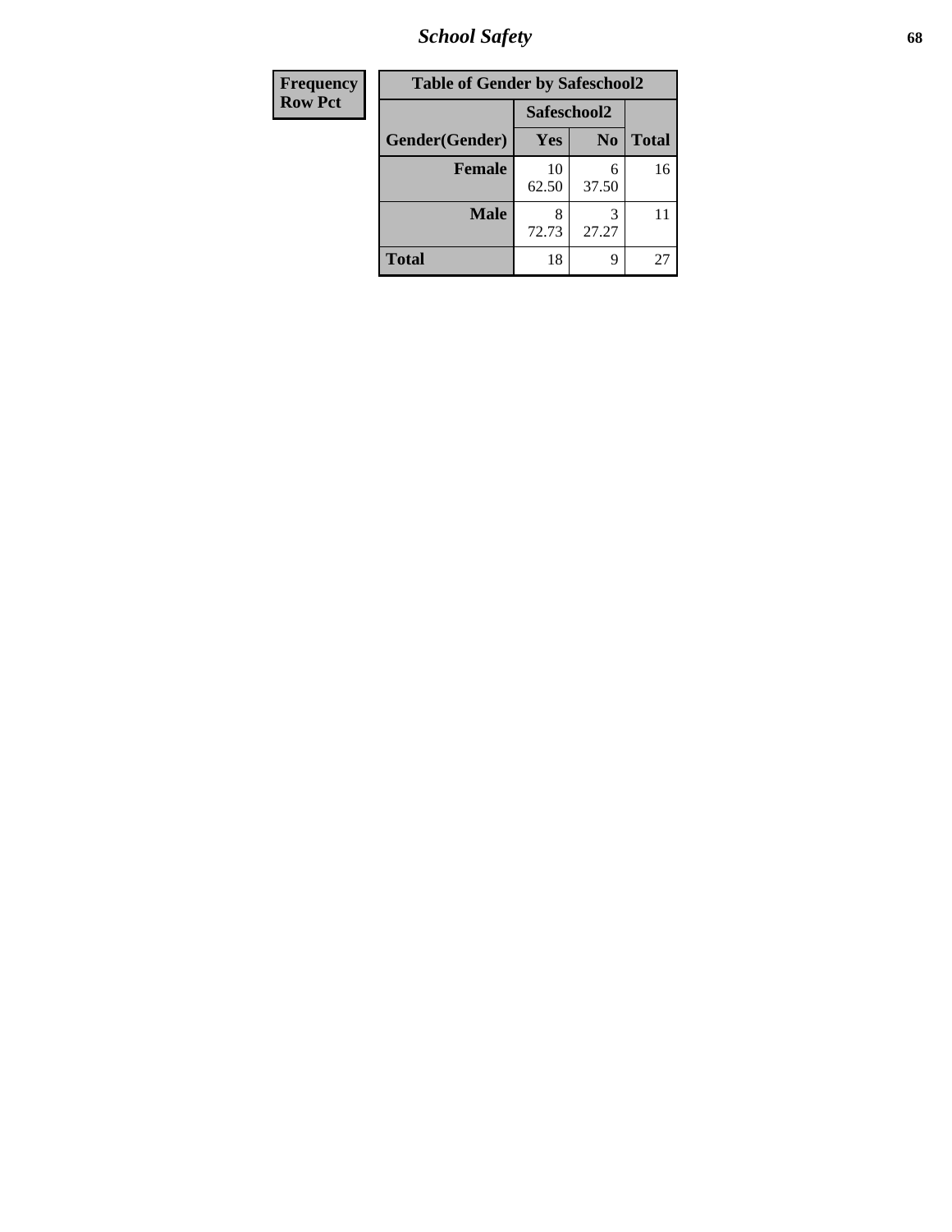# School Safety

| Frequency Row Pct | Table of Gender by Safeschool2 | | | |
|---|---|---|---|---|
| | | Safeschool2 | | |
| | Gender(Gender) | Yes | No | Total |
| | Female | 10<br>62.50 | 6<br>37.50 | 16 |
| | Male | 8<br>72.73 | 3<br>27.27 | 11 |
| | Total | 18 | 9 | 27 |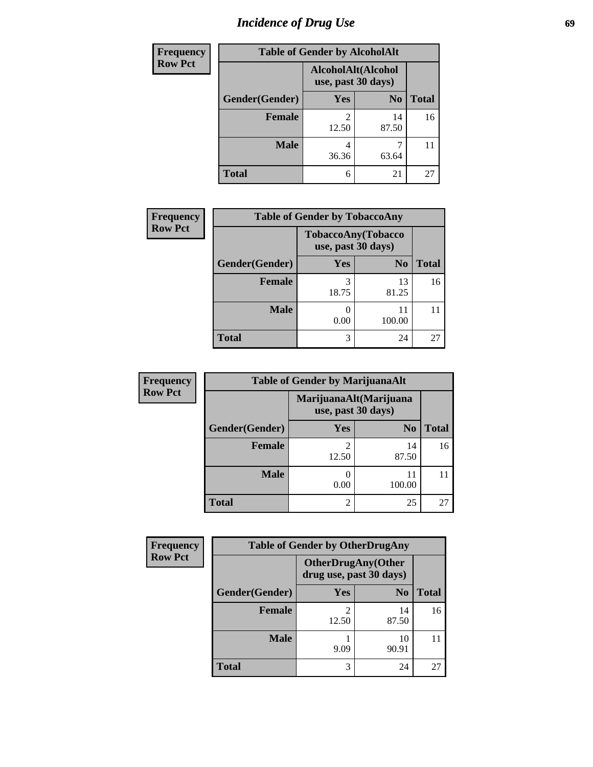# Incidence of Drug Use

| Frequency<br>Row Pct | | | |
|---|---|---|---|
| **Table of Gender by AlcoholAlt** | | | |
| | **AlcoholAlt(Alcohol use, past 30 days)** | | |
| **Gender(Gender)** | **Yes** | **No** | **Total** |
| **Female** | 2<br>12.50 | 14<br>87.50 | 16 |
| **Male** | 4<br>36.36 | 7<br>63.64 | 11 |
| **Total** | 6 | 21 | 27 |

| Frequency<br>Row Pct | | | |
|---|---|---|---|
| **Table of Gender by TobaccoAny** | | | |
| | **TobaccoAny(Tobacco use, past 30 days)** | | |
| **Gender(Gender)** | **Yes** | **No** | **Total** |
| **Female** | 3<br>18.75 | 13<br>81.25 | 16 |
| **Male** | 0<br>0.00 | 11<br>100.00 | 11 |
| **Total** | 3 | 24 | 27 |

| Frequency<br>Row Pct | | | |
|---|---|---|---|
| **Table of Gender by MarijuanaAlt** | | | |
| | **MarijuanaAlt(Marijuana use, past 30 days)** | | |
| **Gender(Gender)** | **Yes** | **No** | **Total** |
| **Female** | 2<br>12.50 | 14<br>87.50 | 16 |
| **Male** | 0<br>0.00 | 11<br>100.00 | 11 |
| **Total** | 2 | 25 | 27 |

| Frequency<br>Row Pct | | | |
|---|---|---|---|
| **Table of Gender by OtherDrugAny** | | | |
| | **OtherDrugAny(Other drug use, past 30 days)** | | |
| **Gender(Gender)** | **Yes** | **No** | **Total** |
| **Female** | 2<br>12.50 | 14<br>87.50 | 16 |
| **Male** | 1<br>9.09 | 10<br>90.91 | 11 |
| **Total** | 3 | 24 | 27 |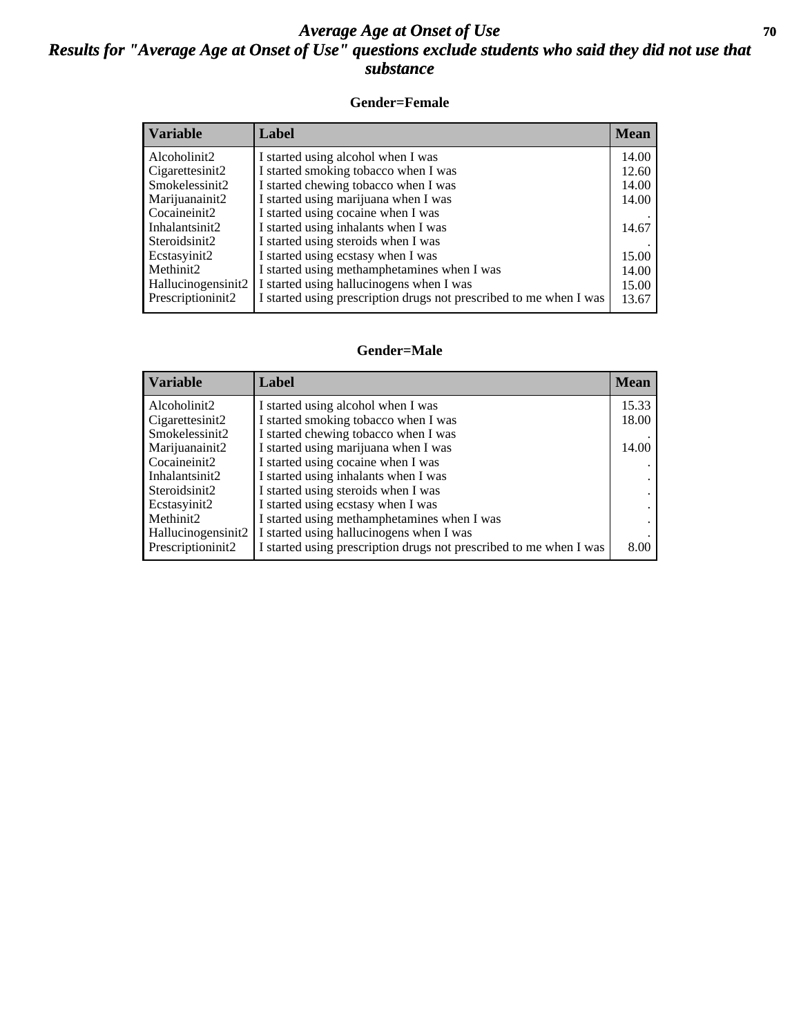# *Average Age at Onset of Use*

## *Results for "Average Age at Onset of Use" questions exclude students who said they did not use that substance*

### Gender=Female

| Variable | Label | Mean |
|---|---|---|
| Alcoholinit2 | I started using alcohol when I was | 14.00 |
| Cigarettesinit2 | I started smoking tobacco when I was | 12.60 |
| Smokelessinit2 | I started chewing tobacco when I was | 14.00 |
| Marijuanainit2 | I started using marijuana when I was | 14.00 |
| Cocaineinit2 | I started using cocaine when I was | . |
| Inhalantsinit2 | I started using inhalants when I was | 14.67 |
| Steroidsinit2 | I started using steroids when I was | . |
| Ecstasyinit2 | I started using ecstasy when I was | 15.00 |
| Methinit2 | I started using methamphetamines when I was | 14.00 |
| Hallucinogensinit2 | I started using hallucinogens when I was | 15.00 |
| Prescriptioninit2 | I started using prescription drugs not prescribed to me when I was | 13.67 |

### Gender=Male

| Variable | Label | Mean |
|---|---|---|
| Alcoholinit2 | I started using alcohol when I was | 15.33 |
| Cigarettesinit2 | I started smoking tobacco when I was | 18.00 |
| Smokelessinit2 | I started chewing tobacco when I was | . |
| Marijuanainit2 | I started using marijuana when I was | 14.00 |
| Cocaineinit2 | I started using cocaine when I was | . |
| Inhalantsinit2 | I started using inhalants when I was | . |
| Steroidsinit2 | I started using steroids when I was | . |
| Ecstasyinit2 | I started using ecstasy when I was | . |
| Methinit2 | I started using methamphetamines when I was | . |
| Hallucinogensinit2 | I started using hallucinogens when I was | . |
| Prescriptioninit2 | I started using prescription drugs not prescribed to me when I was | 8.00 |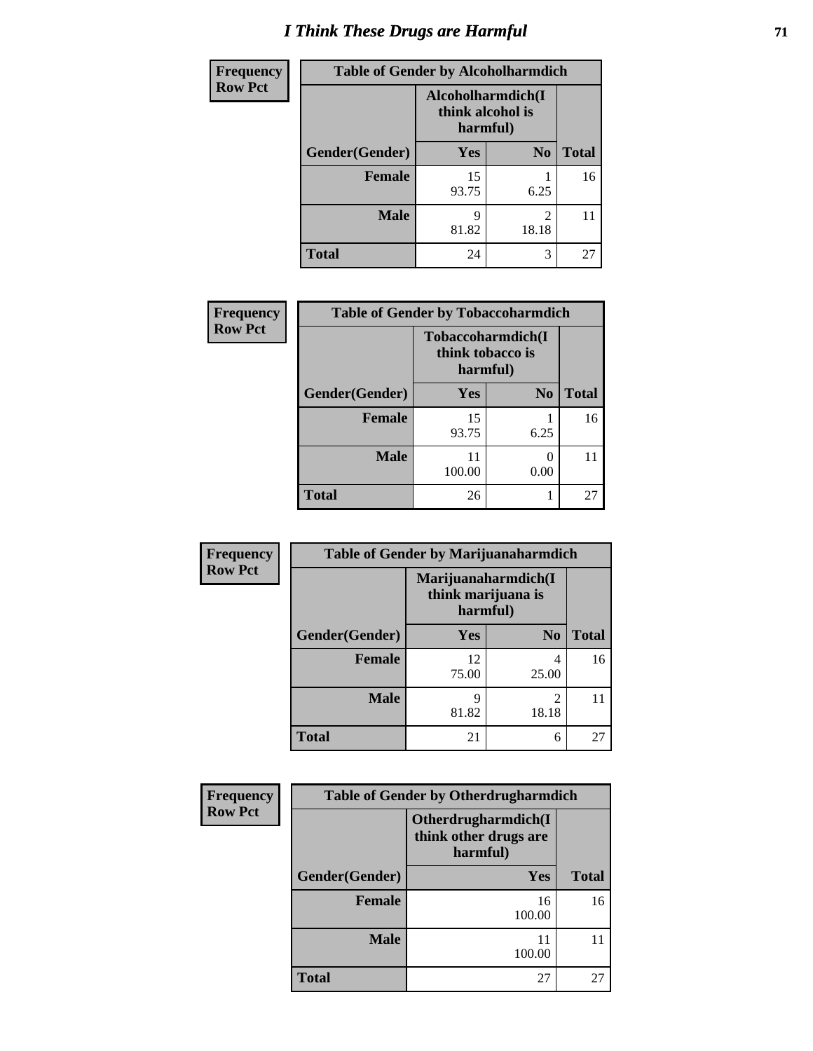# I Think These Drugs are Harmful

| Frequency<br>Row Pct | Table of Gender by Alcoholharmdich | | |
|---|---|---|---|
| | Alcoholharmdich(I think alcohol is harmful) | | |
| Gender(Gender) | Yes | No | Total |
| Female | 15<br>93.75 | 1<br>6.25 | 16 |
| Male | 9<br>81.82 | 2<br>18.18 | 11 |
| Total | 24 | 3 | 27 |

| Frequency<br>Row Pct | Table of Gender by Tobaccoharmdich | | |
|---|---|---|---|
| | Tobaccoharmdich(I think tobacco is harmful) | | |
| Gender(Gender) | Yes | No | Total |
| Female | 15<br>93.75 | 1<br>6.25 | 16 |
| Male | 11<br>100.00 | 0<br>0.00 | 11 |
| Total | 26 | 1 | 27 |

| Frequency<br>Row Pct | Table of Gender by Marijuanaharmdich | | |
|---|---|---|---|
| | Marijuanaharmdich(I think marijuana is harmful) | | |
| Gender(Gender) | Yes | No | Total |
| Female | 12<br>75.00 | 4<br>25.00 | 16 |
| Male | 9<br>81.82 | 2<br>18.18 | 11 |
| Total | 21 | 6 | 27 |

| Frequency<br>Row Pct | Table of Gender by Otherdrugharmdich | |
|---|---|---|
| | Otherdrugharmdich(I think other drugs are harmful) | |
| Gender(Gender) | Yes | Total |
| Female | 16<br>100.00 | 16 |
| Male | 11<br>100.00 | 11 |
| Total | 27 | 27 |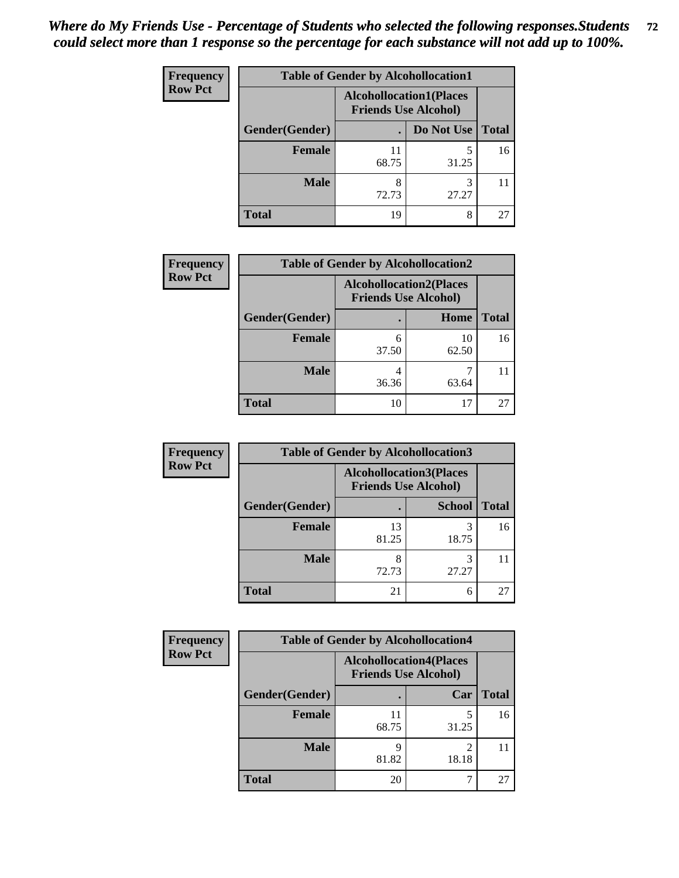*Where do My Friends Use - Percentage of Students who selected the following responses.Students could select more than 1 response so the percentage for each substance will not add up to 100%.*

**Frequency**
**Row Pct**

| Table of Gender by Alcohollocation1 | | | |
|---|---|---|---|
| | Alcohollocation1(Places Friends Use Alcohol) | | |
| Gender(Gender) | . | Do Not Use | Total |
| **Female** | 11<br>68.75 | 5<br>31.25 | 16 |
| **Male** | 8<br>72.73 | 3<br>27.27 | 11 |
| **Total** | 19 | 8 | 27 |

**Frequency**
**Row Pct**

| Table of Gender by Alcohollocation2 | | | |
|---|---|---|---|
| | Alcohollocation2(Places Friends Use Alcohol) | | |
| Gender(Gender) | . | Home | Total |
| **Female** | 6<br>37.50 | 10<br>62.50 | 16 |
| **Male** | 4<br>36.36 | 7<br>63.64 | 11 |
| **Total** | 10 | 17 | 27 |

**Frequency**
**Row Pct**

| Table of Gender by Alcohollocation3 | | | |
|---|---|---|---|
| | Alcohollocation3(Places Friends Use Alcohol) | | |
| Gender(Gender) | . | School | Total |
| **Female** | 13<br>81.25 | 3<br>18.75 | 16 |
| **Male** | 8<br>72.73 | 3<br>27.27 | 11 |
| **Total** | 21 | 6 | 27 |

**Frequency**
**Row Pct**

| Table of Gender by Alcohollocation4 | | | |
|---|---|---|---|
| | Alcohollocation4(Places Friends Use Alcohol) | | |
| Gender(Gender) | . | Car | Total |
| **Female** | 11<br>68.75 | 5<br>31.25 | 16 |
| **Male** | 9<br>81.82 | 2<br>18.18 | 11 |
| **Total** | 20 | 7 | 27 |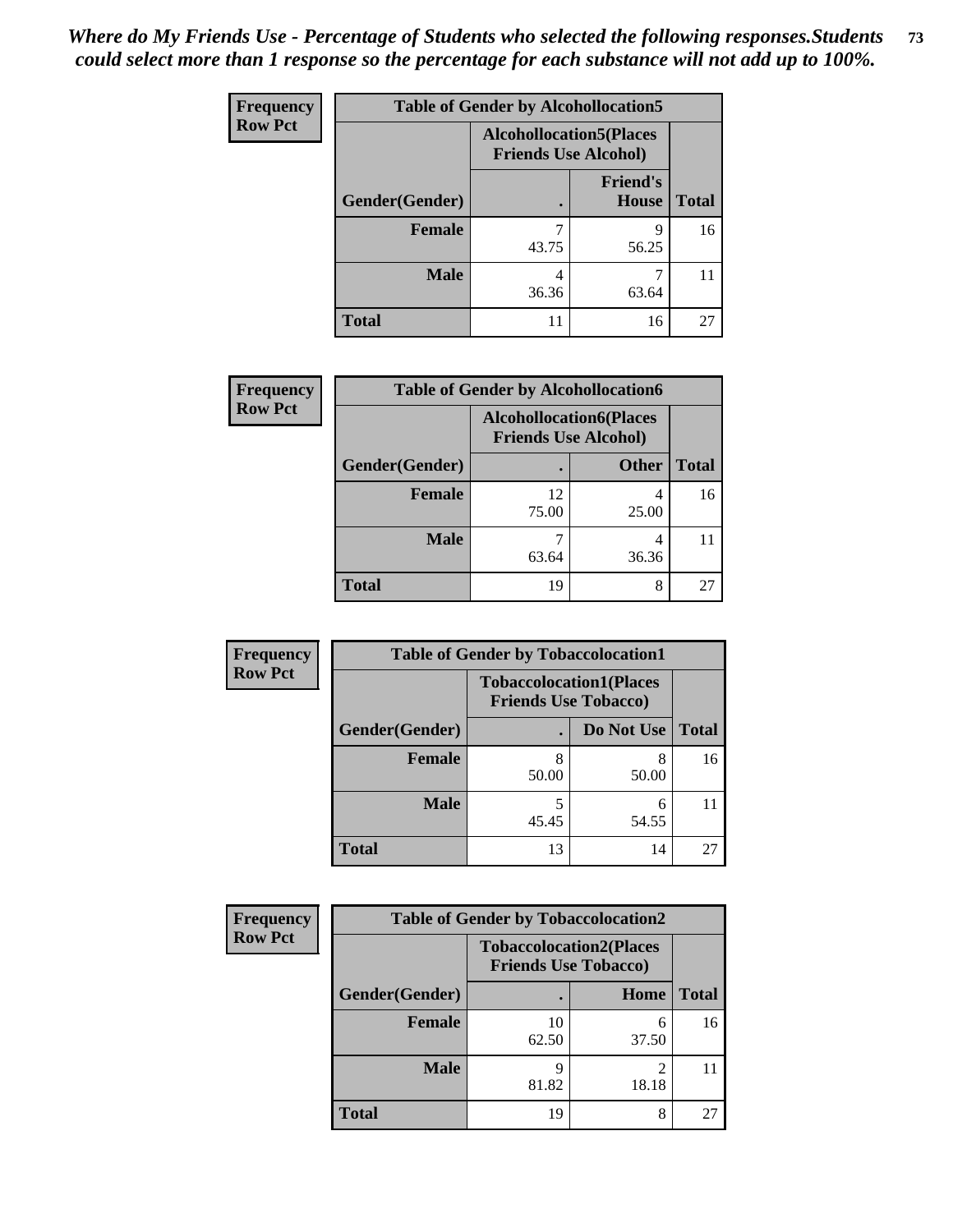*Where do My Friends Use - Percentage of Students who selected the following responses.Students could select more than 1 response so the percentage for each substance will not add up to 100%.*

**Frequency / Row Pct**

**Table of Gender by Alcohollocation5**

| Gender(Gender) | Alcohollocation5(Places Friends Use Alcohol) . | Friend's House | Total |
|---|---|---|---|
| **Female** | 7<br>43.75 | 9<br>56.25 | 16 |
| **Male** | 4<br>36.36 | 7<br>63.64 | 11 |
| **Total** | 11 | 16 | 27 |

**Frequency / Row Pct**

**Table of Gender by Alcohollocation6**

| Gender(Gender) | Alcohollocation6(Places Friends Use Alcohol) . | Other | Total |
|---|---|---|---|
| **Female** | 12<br>75.00 | 4<br>25.00 | 16 |
| **Male** | 7<br>63.64 | 4<br>36.36 | 11 |
| **Total** | 19 | 8 | 27 |

**Frequency / Row Pct**

**Table of Gender by Tobaccolocation1**

| Gender(Gender) | Tobaccolocation1(Places Friends Use Tobacco) . | Do Not Use | Total |
|---|---|---|---|
| **Female** | 8<br>50.00 | 8<br>50.00 | 16 |
| **Male** | 5<br>45.45 | 6<br>54.55 | 11 |
| **Total** | 13 | 14 | 27 |

**Frequency / Row Pct**

**Table of Gender by Tobaccolocation2**

| Gender(Gender) | Tobaccolocation2(Places Friends Use Tobacco) . | Home | Total |
|---|---|---|---|
| **Female** | 10<br>62.50 | 6<br>37.50 | 16 |
| **Male** | 9<br>81.82 | 2<br>18.18 | 11 |
| **Total** | 19 | 8 | 27 |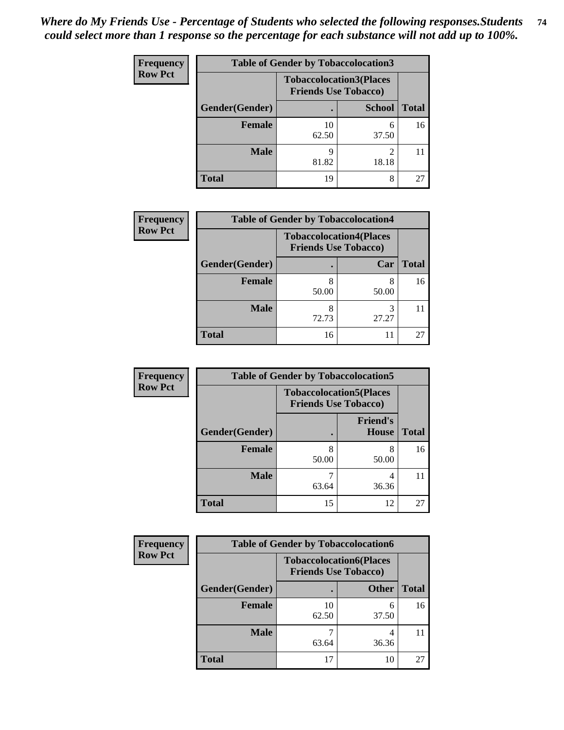*Where do My Friends Use - Percentage of Students who selected the following responses.Students could select more than 1 response so the percentage for each substance will not add up to 100%.*

**Frequency Row Pct**

| Table of Gender by Tobaccolocation3 | | | |
|---|---|---|---|
| | Tobaccolocation3(Places Friends Use Tobacco) | | |
| Gender(Gender) | . | School | Total |
| **Female** | 10<br>62.50 | 6<br>37.50 | 16 |
| **Male** | 9<br>81.82 | 2<br>18.18 | 11 |
| **Total** | 19 | 8 | 27 |

**Frequency Row Pct**

| Table of Gender by Tobaccolocation4 | | | |
|---|---|---|---|
| | Tobaccolocation4(Places Friends Use Tobacco) | | |
| Gender(Gender) | . | Car | Total |
| **Female** | 8<br>50.00 | 8<br>50.00 | 16 |
| **Male** | 8<br>72.73 | 3<br>27.27 | 11 |
| **Total** | 16 | 11 | 27 |

**Frequency Row Pct**

| Table of Gender by Tobaccolocation5 | | | |
|---|---|---|---|
| | Tobaccolocation5(Places Friends Use Tobacco) | | |
| Gender(Gender) | . | Friend's House | Total |
| **Female** | 8<br>50.00 | 8<br>50.00 | 16 |
| **Male** | 7<br>63.64 | 4<br>36.36 | 11 |
| **Total** | 15 | 12 | 27 |

**Frequency Row Pct**

| Table of Gender by Tobaccolocation6 | | | |
|---|---|---|---|
| | Tobaccolocation6(Places Friends Use Tobacco) | | |
| Gender(Gender) | . | Other | Total |
| **Female** | 10<br>62.50 | 6<br>37.50 | 16 |
| **Male** | 7<br>63.64 | 4<br>36.36 | 11 |
| **Total** | 17 | 10 | 27 |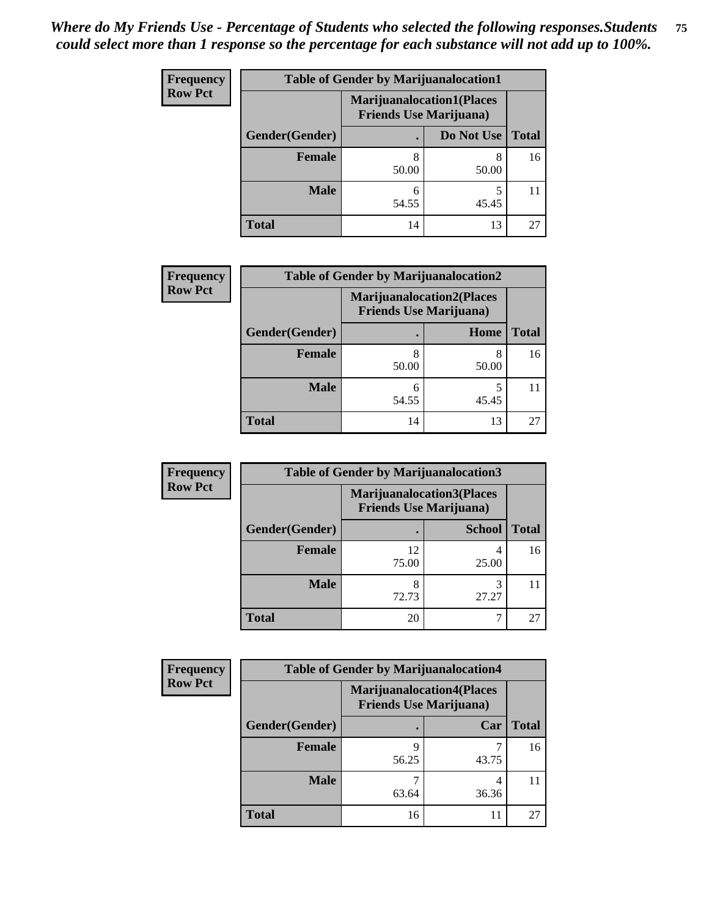*Where do My Friends Use - Percentage of Students who selected the following responses.Students could select more than 1 response so the percentage for each substance will not add up to 100%.*

**Frequency**
**Row Pct**

| Table of Gender by Marijuanalocation1 | | | |
|---|---|---|---|
| | Marijuanalocation1(Places Friends Use Marijuana) | | |
| Gender(Gender) | . | Do Not Use | Total |
| **Female** | 8<br>50.00 | 8<br>50.00 | 16 |
| **Male** | 6<br>54.55 | 5<br>45.45 | 11 |
| **Total** | 14 | 13 | 27 |

**Frequency**
**Row Pct**

| Table of Gender by Marijuanalocation2 | | | |
|---|---|---|---|
| | Marijuanalocation2(Places Friends Use Marijuana) | | |
| Gender(Gender) | . | Home | Total |
| **Female** | 8<br>50.00 | 8<br>50.00 | 16 |
| **Male** | 6<br>54.55 | 5<br>45.45 | 11 |
| **Total** | 14 | 13 | 27 |

**Frequency**
**Row Pct**

| Table of Gender by Marijuanalocation3 | | | |
|---|---|---|---|
| | Marijuanalocation3(Places Friends Use Marijuana) | | |
| Gender(Gender) | . | School | Total |
| **Female** | 12<br>75.00 | 4<br>25.00 | 16 |
| **Male** | 8<br>72.73 | 3<br>27.27 | 11 |
| **Total** | 20 | 7 | 27 |

**Frequency**
**Row Pct**

| Table of Gender by Marijuanalocation4 | | | |
|---|---|---|---|
| | Marijuanalocation4(Places Friends Use Marijuana) | | |
| Gender(Gender) | . | Car | Total |
| **Female** | 9<br>56.25 | 7<br>43.75 | 16 |
| **Male** | 7<br>63.64 | 4<br>36.36 | 11 |
| **Total** | 16 | 11 | 27 |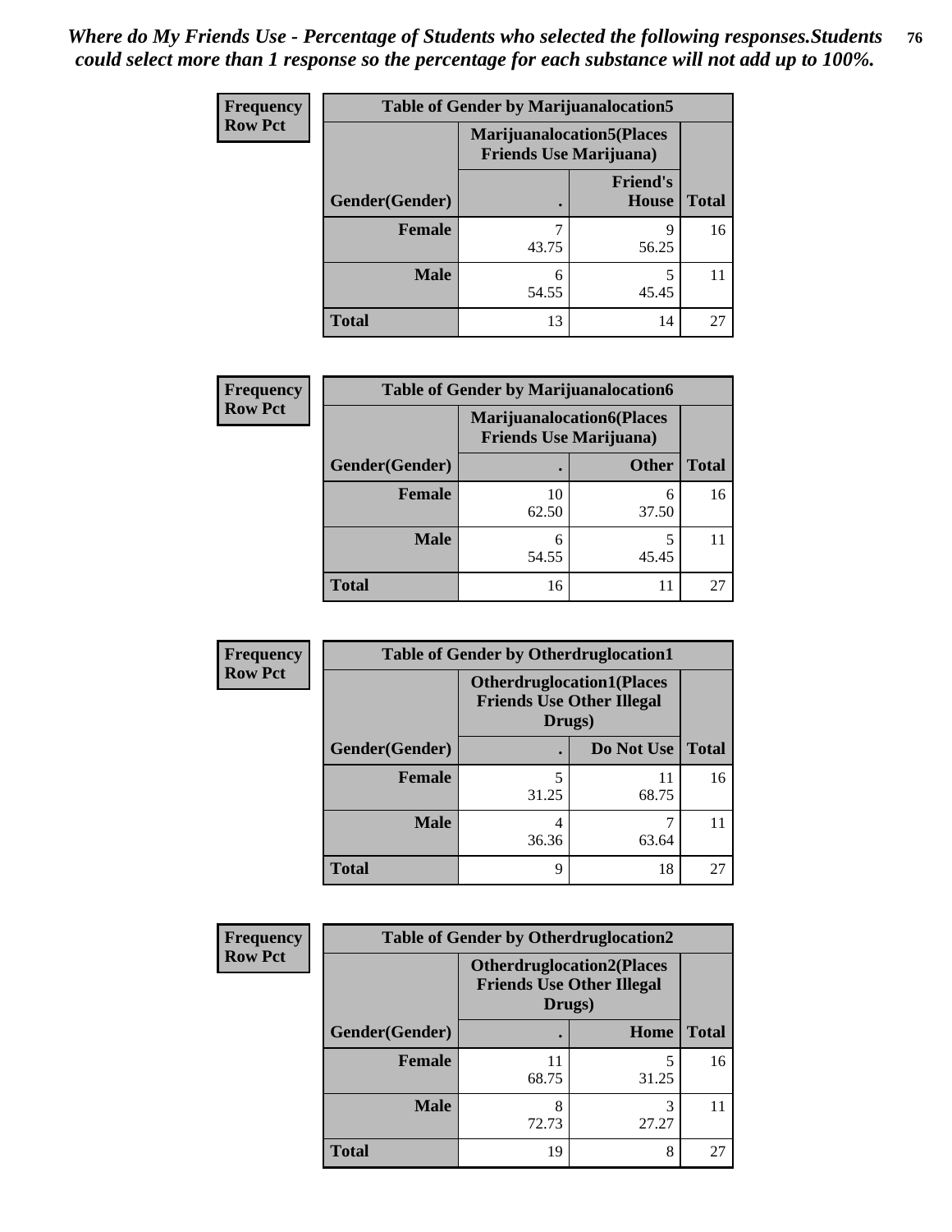*Where do My Friends Use - Percentage of Students who selected the following responses.Students could select more than 1 response so the percentage for each substance will not add up to 100%.*

**Frequency Row Pct**

| Table of Gender by Marijuanalocation5 | | | |
|---|---|---|---|
| | Marijuanalocation5(Places Friends Use Marijuana) | | |
| Gender(Gender) | . | Friend's House | Total |
| **Female** | 7<br>43.75 | 9<br>56.25 | 16 |
| **Male** | 6<br>54.55 | 5<br>45.45 | 11 |
| **Total** | 13 | 14 | 27 |

**Frequency Row Pct**

| Table of Gender by Marijuanalocation6 | | | |
|---|---|---|---|
| | Marijuanalocation6(Places Friends Use Marijuana) | | |
| Gender(Gender) | . | Other | Total |
| **Female** | 10<br>62.50 | 6<br>37.50 | 16 |
| **Male** | 6<br>54.55 | 5<br>45.45 | 11 |
| **Total** | 16 | 11 | 27 |

**Frequency Row Pct**

| Table of Gender by Otherdruglocation1 | | | |
|---|---|---|---|
| | Otherdruglocation1(Places Friends Use Other Illegal Drugs) | | |
| Gender(Gender) | . | Do Not Use | Total |
| **Female** | 5<br>31.25 | 11<br>68.75 | 16 |
| **Male** | 4<br>36.36 | 7<br>63.64 | 11 |
| **Total** | 9 | 18 | 27 |

**Frequency Row Pct**

| Table of Gender by Otherdruglocation2 | | | |
|---|---|---|---|
| | Otherdruglocation2(Places Friends Use Other Illegal Drugs) | | |
| Gender(Gender) | . | Home | Total |
| **Female** | 11<br>68.75 | 5<br>31.25 | 16 |
| **Male** | 8<br>72.73 | 3<br>27.27 | 11 |
| **Total** | 19 | 8 | 27 |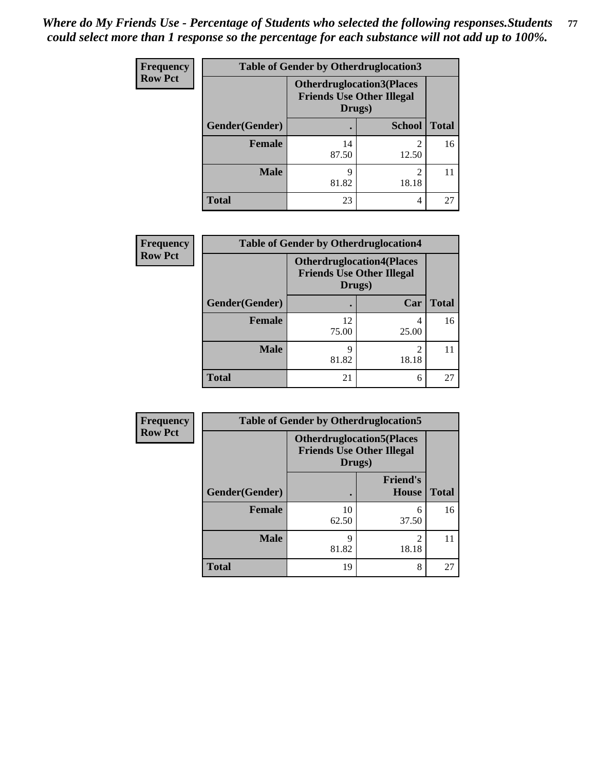*Where do My Friends Use - Percentage of Students who selected the following responses.Students could select more than 1 response so the percentage for each substance will not add up to 100%.*

**Frequency**
**Row Pct**

| Table of Gender by Otherdruglocation3 | | | |
|---|---|---|---|
| | Otherdruglocation3(Places Friends Use Other Illegal Drugs) | | |
| Gender(Gender) | . | School | Total |
| Female | 14<br>87.50 | 2<br>12.50 | 16 |
| Male | 9<br>81.82 | 2<br>18.18 | 11 |
| Total | 23 | 4 | 27 |

**Frequency**
**Row Pct**

| Table of Gender by Otherdruglocation4 | | | |
|---|---|---|---|
| | Otherdruglocation4(Places Friends Use Other Illegal Drugs) | | |
| Gender(Gender) | . | Car | Total |
| Female | 12<br>75.00 | 4<br>25.00 | 16 |
| Male | 9<br>81.82 | 2<br>18.18 | 11 |
| Total | 21 | 6 | 27 |

**Frequency**
**Row Pct**

| Table of Gender by Otherdruglocation5 | | | |
|---|---|---|---|
| | Otherdruglocation5(Places Friends Use Other Illegal Drugs) | | |
| Gender(Gender) | . | Friend's House | Total |
| Female | 10<br>62.50 | 6<br>37.50 | 16 |
| Male | 9<br>81.82 | 2<br>18.18 | 11 |
| Total | 19 | 8 | 27 |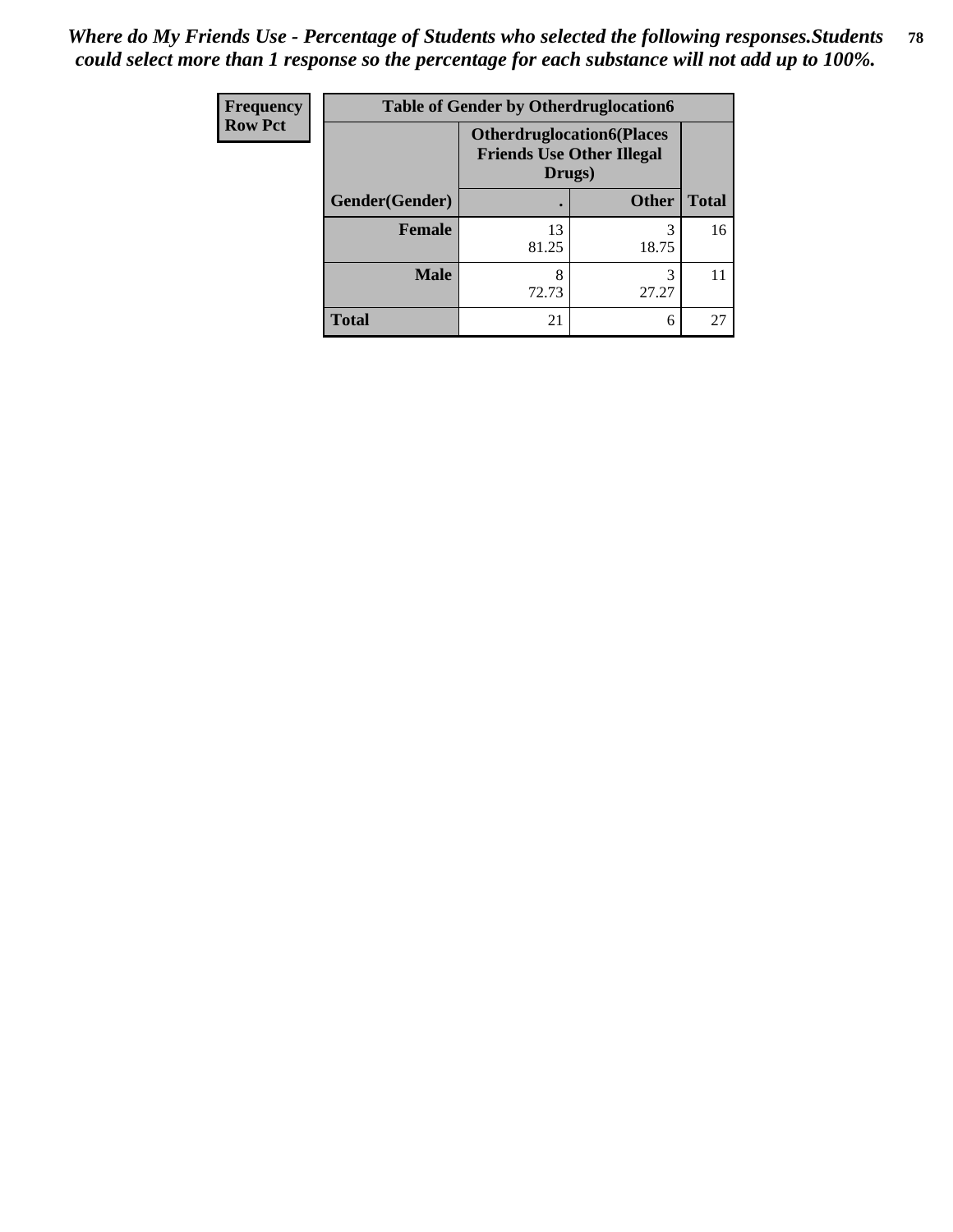*Where do My Friends Use - Percentage of Students who selected the following responses.Students could select more than 1 response so the percentage for each substance will not add up to 100%.*

| Frequency Row Pct | Table of Gender by Otherdruglocation6 | | |
|---|---|---|---|
| | Otherdruglocation6(Places Friends Use Other Illegal Drugs) | | |
| Gender(Gender) | . | Other | Total |
| Female | 13<br>81.25 | 3<br>18.75 | 16 |
| Male | 8<br>72.73 | 3<br>27.27 | 11 |
| Total | 21 | 6 | 27 |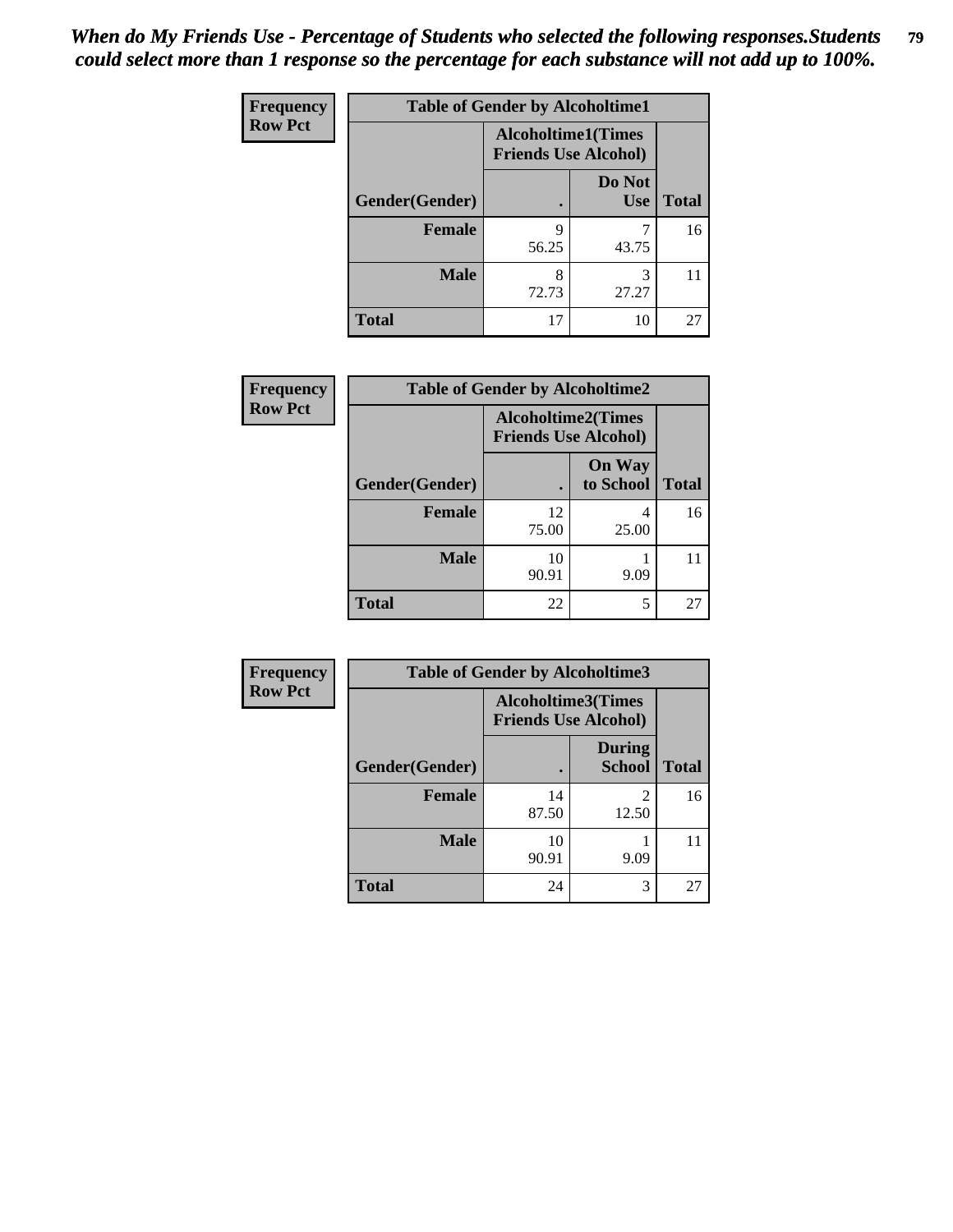*When do My Friends Use - Percentage of Students who selected the following responses.Students could select more than 1 response so the percentage for each substance will not add up to 100%.*

**Frequency**
**Row Pct**

| Table of Gender by Alcoholtime1 | | | |
|---|---|---|---|
| | Alcoholtime1(Times Friends Use Alcohol) | | |
| Gender(Gender) | . | Do Not Use | Total |
| **Female** | 9<br>56.25 | 7<br>43.75 | 16 |
| **Male** | 8<br>72.73 | 3<br>27.27 | 11 |
| **Total** | 17 | 10 | 27 |

**Frequency**
**Row Pct**

| Table of Gender by Alcoholtime2 | | | |
|---|---|---|---|
| | Alcoholtime2(Times Friends Use Alcohol) | | |
| Gender(Gender) | . | On Way to School | Total |
| **Female** | 12<br>75.00 | 4<br>25.00 | 16 |
| **Male** | 10<br>90.91 | 1<br>9.09 | 11 |
| **Total** | 22 | 5 | 27 |

**Frequency**
**Row Pct**

| Table of Gender by Alcoholtime3 | | | |
|---|---|---|---|
| | Alcoholtime3(Times Friends Use Alcohol) | | |
| Gender(Gender) | . | During School | Total |
| **Female** | 14<br>87.50 | 2<br>12.50 | 16 |
| **Male** | 10<br>90.91 | 1<br>9.09 | 11 |
| **Total** | 24 | 3 | 27 |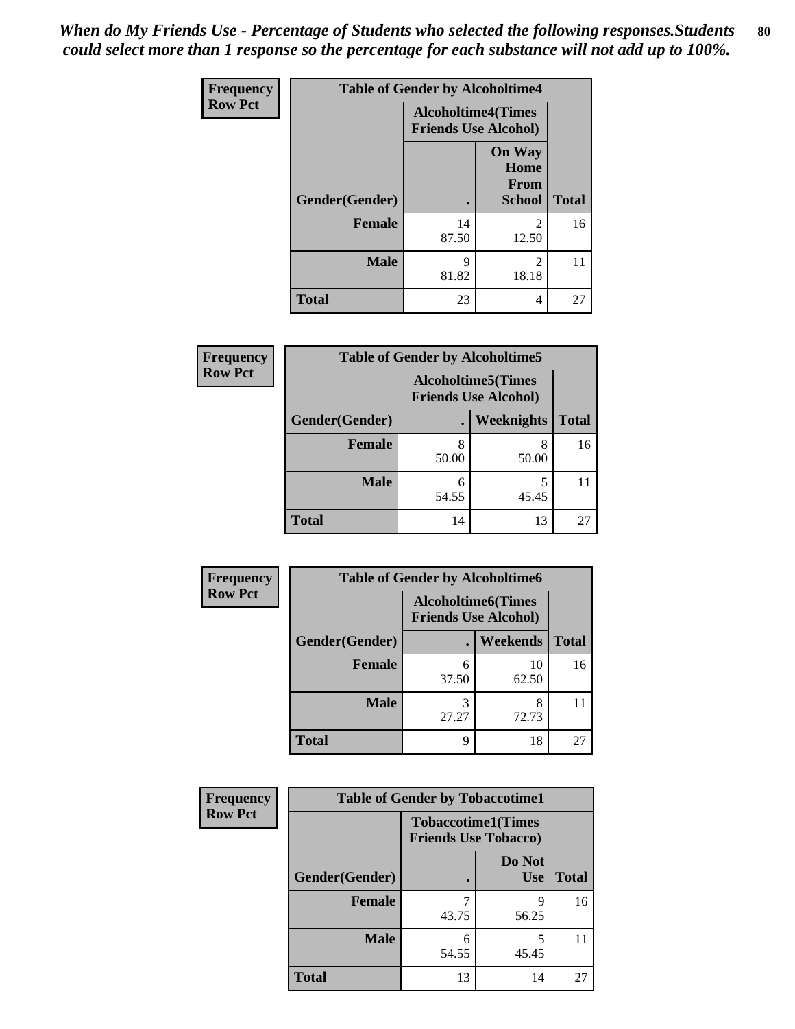*When do My Friends Use - Percentage of Students who selected the following responses.Students could select more than 1 response so the percentage for each substance will not add up to 100%.*

**Frequency**
**Row Pct**

| Table of Gender by Alcoholtime4 | | | |
|---|---|---|---|
| | Alcoholtime4(Times Friends Use Alcohol) | | |
| Gender(Gender) | . | On Way Home From School | Total |
| **Female** | 14<br>87.50 | 2<br>12.50 | 16 |
| **Male** | 9<br>81.82 | 2<br>18.18 | 11 |
| **Total** | 23 | 4 | 27 |

**Frequency**
**Row Pct**

| Table of Gender by Alcoholtime5 | | | |
|---|---|---|---|
| | Alcoholtime5(Times Friends Use Alcohol) | | |
| Gender(Gender) | . | Weeknights | Total |
| **Female** | 8<br>50.00 | 8<br>50.00 | 16 |
| **Male** | 6<br>54.55 | 5<br>45.45 | 11 |
| **Total** | 14 | 13 | 27 |

**Frequency**
**Row Pct**

| Table of Gender by Alcoholtime6 | | | |
|---|---|---|---|
| | Alcoholtime6(Times Friends Use Alcohol) | | |
| Gender(Gender) | . | Weekends | Total |
| **Female** | 6<br>37.50 | 10<br>62.50 | 16 |
| **Male** | 3<br>27.27 | 8<br>72.73 | 11 |
| **Total** | 9 | 18 | 27 |

**Frequency**
**Row Pct**

| Table of Gender by Tobaccotime1 | | | |
|---|---|---|---|
| | Tobaccotime1(Times Friends Use Tobacco) | | |
| Gender(Gender) | . | Do Not Use | Total |
| **Female** | 7<br>43.75 | 9<br>56.25 | 16 |
| **Male** | 6<br>54.55 | 5<br>45.45 | 11 |
| **Total** | 13 | 14 | 27 |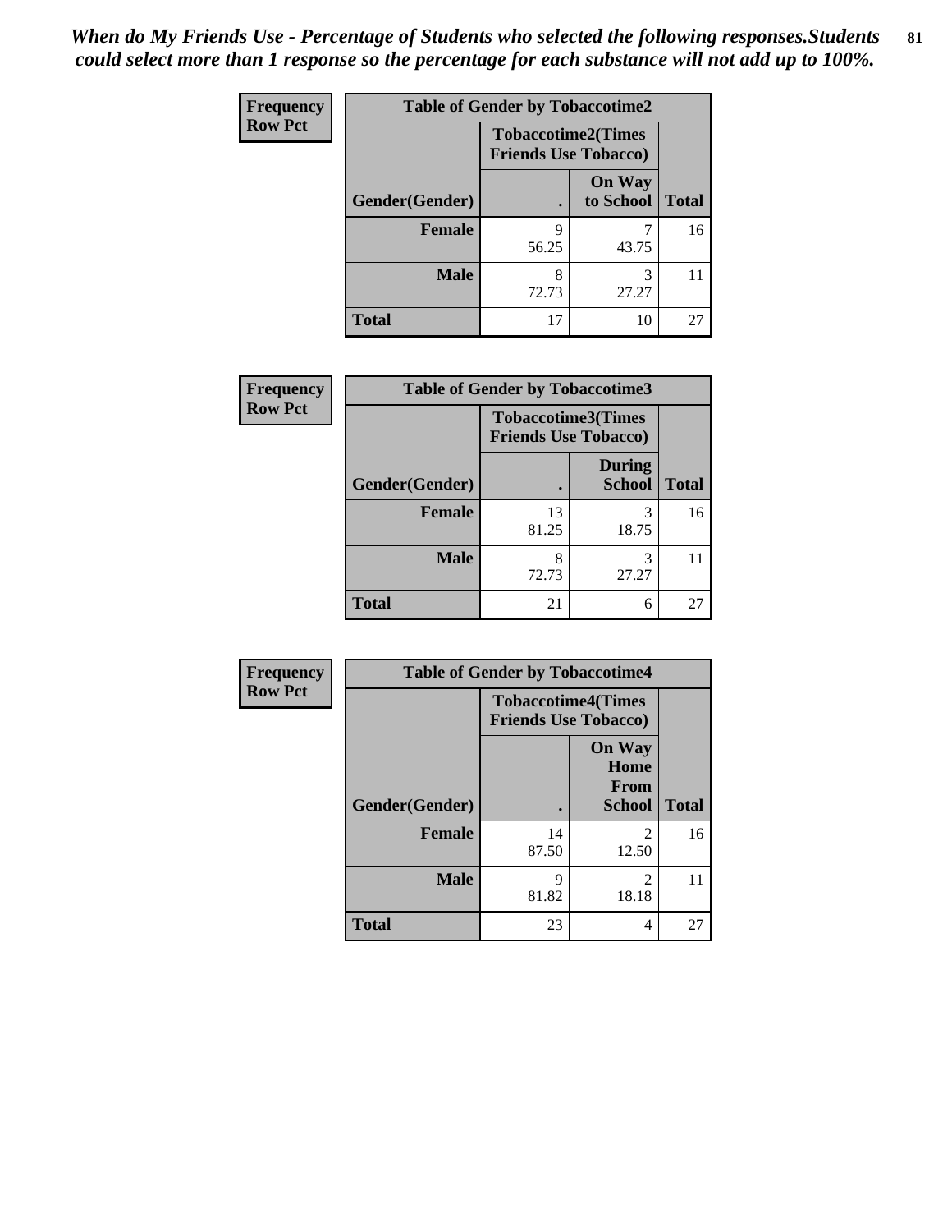*When do My Friends Use - Percentage of Students who selected the following responses.Students could select more than 1 response so the percentage for each substance will not add up to 100%.*

**Frequency**
**Row Pct**

| Table of Gender by Tobaccotime2 | | | |
|---|---|---|---|
| | Tobaccotime2(Times Friends Use Tobacco) | | |
| Gender(Gender) | . | On Way to School | Total |
| **Female** | 9<br>56.25 | 7<br>43.75 | 16 |
| **Male** | 8<br>72.73 | 3<br>27.27 | 11 |
| **Total** | 17 | 10 | 27 |

**Frequency**
**Row Pct**

| Table of Gender by Tobaccotime3 | | | |
|---|---|---|---|
| | Tobaccotime3(Times Friends Use Tobacco) | | |
| Gender(Gender) | . | During School | Total |
| **Female** | 13<br>81.25 | 3<br>18.75 | 16 |
| **Male** | 8<br>72.73 | 3<br>27.27 | 11 |
| **Total** | 21 | 6 | 27 |

**Frequency**
**Row Pct**

| Table of Gender by Tobaccotime4 | | | |
|---|---|---|---|
| | Tobaccotime4(Times Friends Use Tobacco) | | |
| Gender(Gender) | . | On Way Home From School | Total |
| **Female** | 14<br>87.50 | 2<br>12.50 | 16 |
| **Male** | 9<br>81.82 | 2<br>18.18 | 11 |
| **Total** | 23 | 4 | 27 |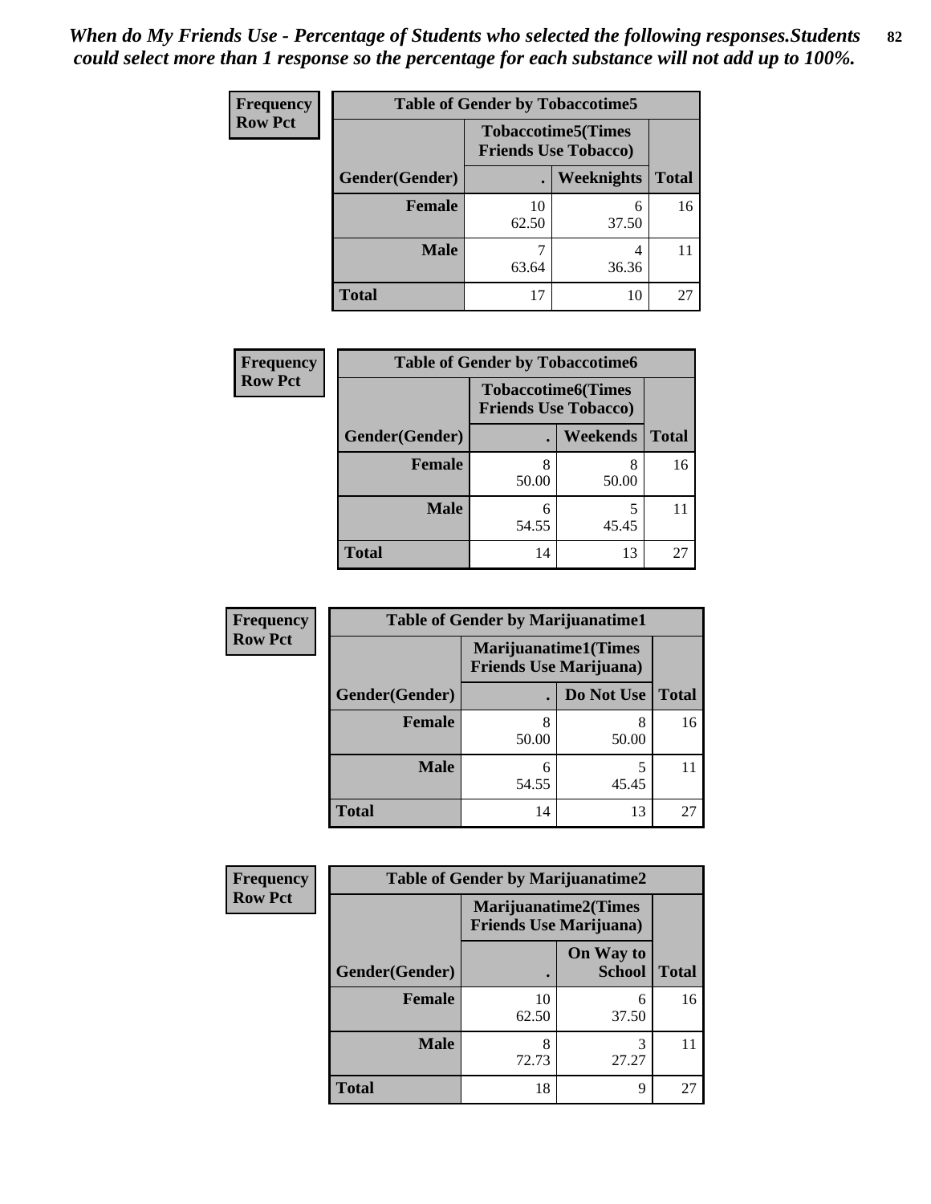*When do My Friends Use - Percentage of Students who selected the following responses.Students could select more than 1 response so the percentage for each substance will not add up to 100%.*

**Frequency**
**Row Pct**

| Table of Gender by Tobaccotime5 | | | |
|---|---|---|---|
| | Tobaccotime5(Times Friends Use Tobacco) | | |
| Gender(Gender) | . | Weeknights | Total |
| **Female** | 10<br>62.50 | 6<br>37.50 | 16 |
| **Male** | 7<br>63.64 | 4<br>36.36 | 11 |
| **Total** | 17 | 10 | 27 |

**Frequency**
**Row Pct**

| Table of Gender by Tobaccotime6 | | | |
|---|---|---|---|
| | Tobaccotime6(Times Friends Use Tobacco) | | |
| Gender(Gender) | . | Weekends | Total |
| **Female** | 8<br>50.00 | 8<br>50.00 | 16 |
| **Male** | 6<br>54.55 | 5<br>45.45 | 11 |
| **Total** | 14 | 13 | 27 |

**Frequency**
**Row Pct**

| Table of Gender by Marijuanatime1 | | | |
|---|---|---|---|
| | Marijuanatime1(Times Friends Use Marijuana) | | |
| Gender(Gender) | . | Do Not Use | Total |
| **Female** | 8<br>50.00 | 8<br>50.00 | 16 |
| **Male** | 6<br>54.55 | 5<br>45.45 | 11 |
| **Total** | 14 | 13 | 27 |

**Frequency**
**Row Pct**

| Table of Gender by Marijuanatime2 | | | |
|---|---|---|---|
| | Marijuanatime2(Times Friends Use Marijuana) | | |
| Gender(Gender) | . | On Way to School | Total |
| **Female** | 10<br>62.50 | 6<br>37.50 | 16 |
| **Male** | 8<br>72.73 | 3<br>27.27 | 11 |
| **Total** | 18 | 9 | 27 |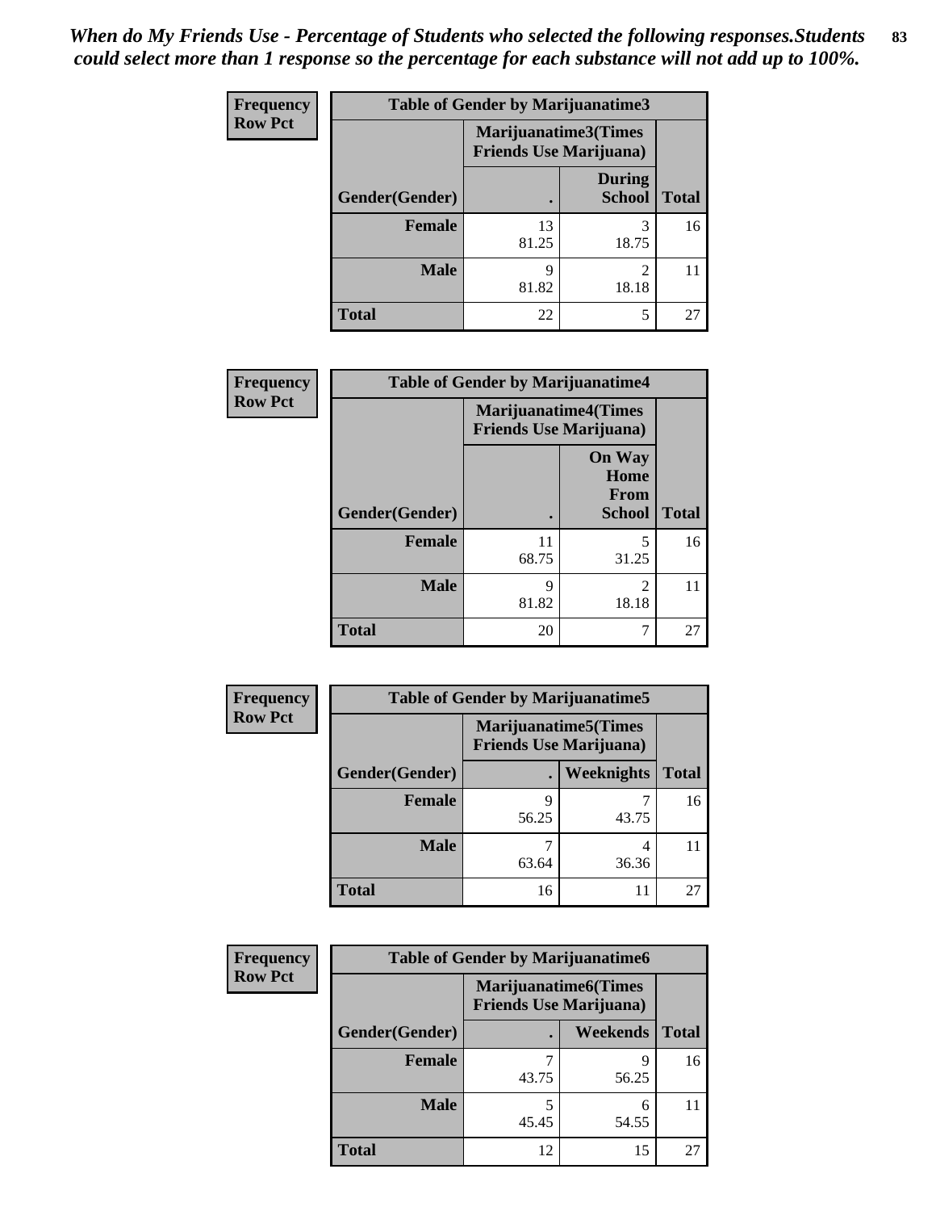*When do My Friends Use - Percentage of Students who selected the following responses.Students could select more than 1 response so the percentage for each substance will not add up to 100%.*

**Frequency**
**Row Pct**

| Table of Gender by Marijuanatime3 | | | |
|---|---|---|---|
| | Marijuanatime3(Times Friends Use Marijuana) | | |
| Gender(Gender) | . | During School | Total |
| Female | 13<br>81.25 | 3<br>18.75 | 16 |
| Male | 9<br>81.82 | 2<br>18.18 | 11 |
| Total | 22 | 5 | 27 |

**Frequency**
**Row Pct**

| Table of Gender by Marijuanatime4 | | | |
|---|---|---|---|
| | Marijuanatime4(Times Friends Use Marijuana) | | |
| Gender(Gender) | . | On Way Home From School | Total |
| Female | 11<br>68.75 | 5<br>31.25 | 16 |
| Male | 9<br>81.82 | 2<br>18.18 | 11 |
| Total | 20 | 7 | 27 |

**Frequency**
**Row Pct**

| Table of Gender by Marijuanatime5 | | | |
|---|---|---|---|
| | Marijuanatime5(Times Friends Use Marijuana) | | |
| Gender(Gender) | . | Weeknights | Total |
| Female | 9<br>56.25 | 7<br>43.75 | 16 |
| Male | 7<br>63.64 | 4<br>36.36 | 11 |
| Total | 16 | 11 | 27 |

**Frequency**
**Row Pct**

| Table of Gender by Marijuanatime6 | | | |
|---|---|---|---|
| | Marijuanatime6(Times Friends Use Marijuana) | | |
| Gender(Gender) | . | Weekends | Total |
| Female | 7<br>43.75 | 9<br>56.25 | 16 |
| Male | 5<br>45.45 | 6<br>54.55 | 11 |
| Total | 12 | 15 | 27 |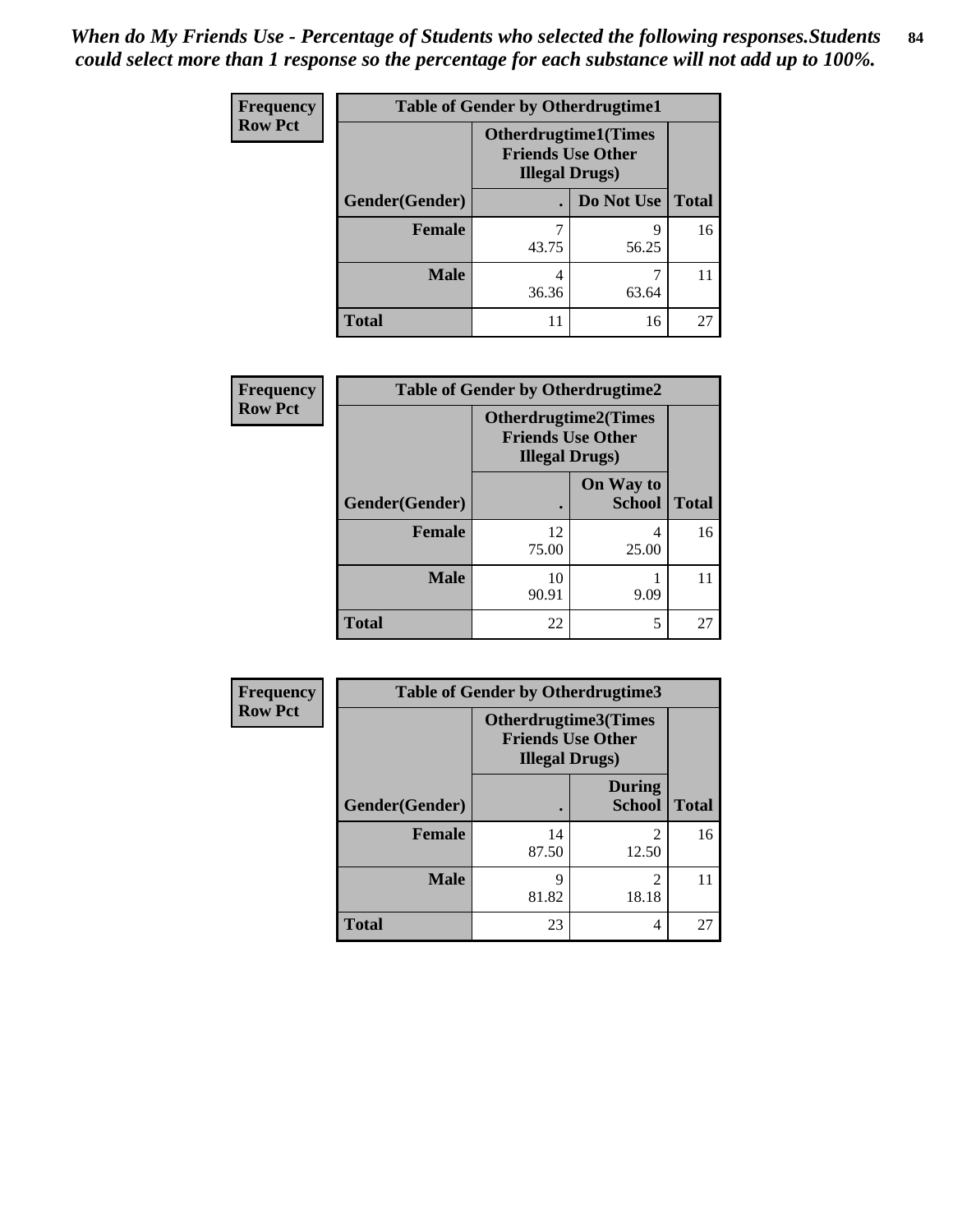*When do My Friends Use - Percentage of Students who selected the following responses.Students could select more than 1 response so the percentage for each substance will not add up to 100%.*

**Frequency**
**Row Pct**

| Table of Gender by Otherdrugtime1 | | | |
|---|---|---|---|
| | Otherdrugtime1(Times Friends Use Other Illegal Drugs) | | |
| Gender(Gender) | . | Do Not Use | Total |
| **Female** | 7<br>43.75 | 9<br>56.25 | 16 |
| **Male** | 4<br>36.36 | 7<br>63.64 | 11 |
| **Total** | 11 | 16 | 27 |

**Frequency**
**Row Pct**

| Table of Gender by Otherdrugtime2 | | | |
|---|---|---|---|
| | Otherdrugtime2(Times Friends Use Other Illegal Drugs) | | |
| Gender(Gender) | . | On Way to School | Total |
| **Female** | 12<br>75.00 | 4<br>25.00 | 16 |
| **Male** | 10<br>90.91 | 1<br>9.09 | 11 |
| **Total** | 22 | 5 | 27 |

**Frequency**
**Row Pct**

| Table of Gender by Otherdrugtime3 | | | |
|---|---|---|---|
| | Otherdrugtime3(Times Friends Use Other Illegal Drugs) | | |
| Gender(Gender) | . | During School | Total |
| **Female** | 14<br>87.50 | 2<br>12.50 | 16 |
| **Male** | 9<br>81.82 | 2<br>18.18 | 11 |
| **Total** | 23 | 4 | 27 |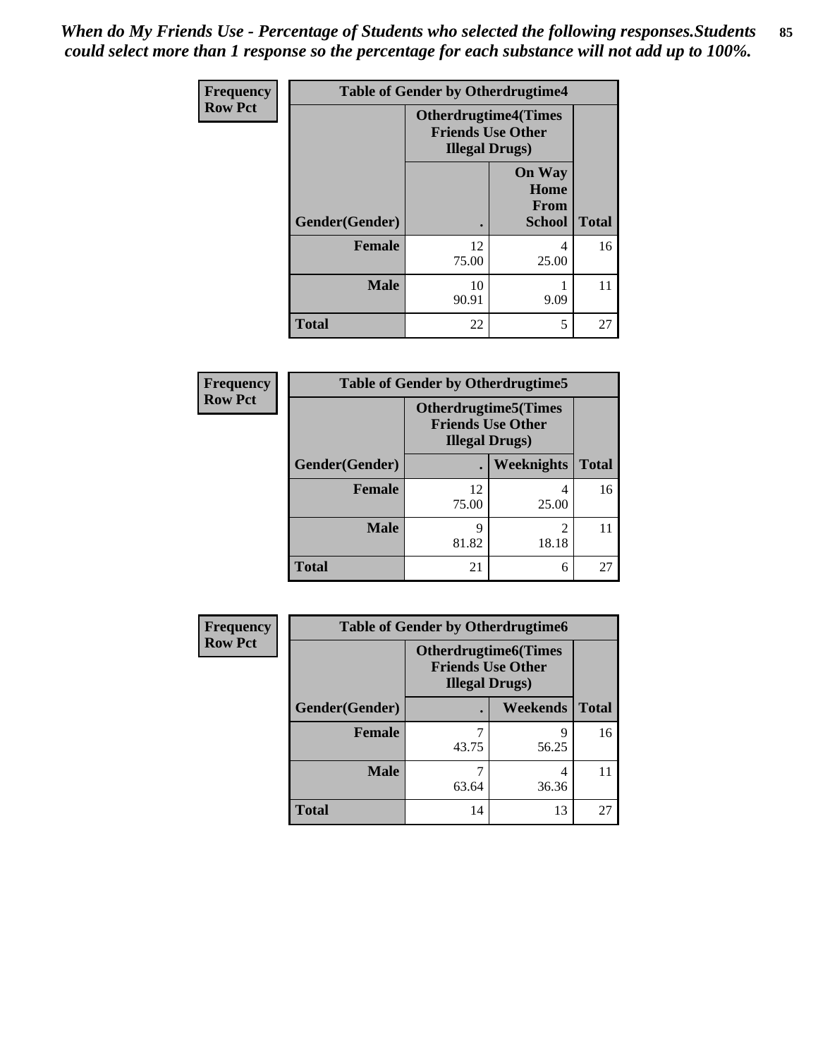*When do My Friends Use - Percentage of Students who selected the following responses.Students could select more than 1 response so the percentage for each substance will not add up to 100%.*

**Frequency**
**Row Pct**

| Table of Gender by Otherdrugtime4 | | | |
|---|---|---|---|
| | Otherdrugtime4(Times Friends Use Other Illegal Drugs) | | |
| Gender(Gender) | . | On Way Home From School | Total |
| **Female** | 12<br>75.00 | 4<br>25.00 | 16 |
| **Male** | 10<br>90.91 | 1<br>9.09 | 11 |
| **Total** | 22 | 5 | 27 |

**Frequency**
**Row Pct**

| Table of Gender by Otherdrugtime5 | | | |
|---|---|---|---|
| | Otherdrugtime5(Times Friends Use Other Illegal Drugs) | | |
| Gender(Gender) | . | Weeknights | Total |
| **Female** | 12<br>75.00 | 4<br>25.00 | 16 |
| **Male** | 9<br>81.82 | 2<br>18.18 | 11 |
| **Total** | 21 | 6 | 27 |

**Frequency**
**Row Pct**

| Table of Gender by Otherdrugtime6 | | | |
|---|---|---|---|
| | Otherdrugtime6(Times Friends Use Other Illegal Drugs) | | |
| Gender(Gender) | . | Weekends | Total |
| **Female** | 7<br>43.75 | 9<br>56.25 | 16 |
| **Male** | 7<br>63.64 | 4<br>36.36 | 11 |
| **Total** | 14 | 13 | 27 |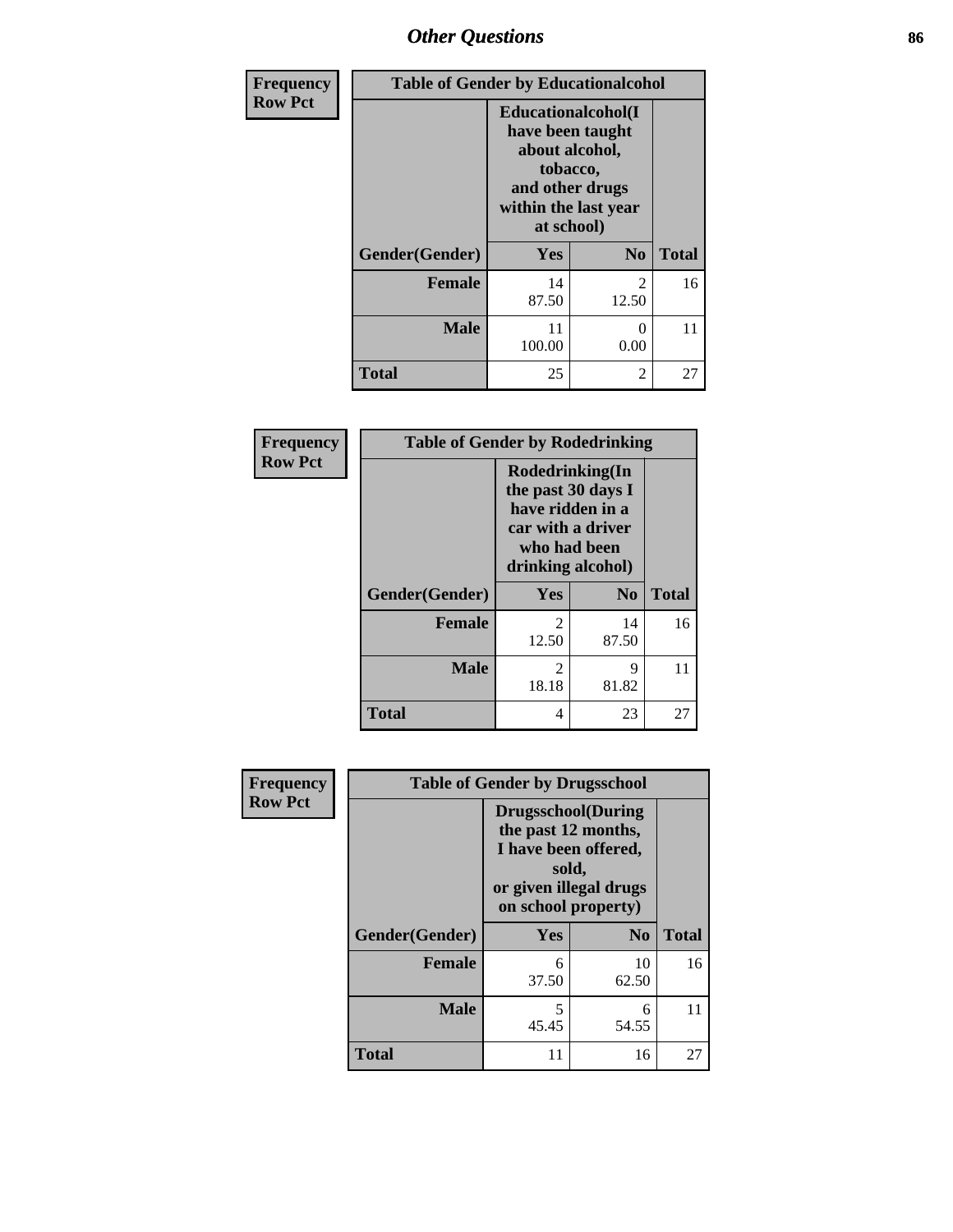## Other Questions

**Frequency**
**Row Pct**

| Table of Gender by Educationalcohol | | | |
|---|---|---|---|
| | Educationalcohol(I have been taught about alcohol, tobacco, and other drugs within the last year at school) | | |
| Gender(Gender) | Yes | No | Total |
| Female | 14<br>87.50 | 2<br>12.50 | 16 |
| Male | 11<br>100.00 | 0<br>0.00 | 11 |
| Total | 25 | 2 | 27 |

**Frequency**
**Row Pct**

| Table of Gender by Rodedrinking | | | |
|---|---|---|---|
| | Rodedrinking(In the past 30 days I have ridden in a car with a driver who had been drinking alcohol) | | |
| Gender(Gender) | Yes | No | Total |
| Female | 2<br>12.50 | 14<br>87.50 | 16 |
| Male | 2<br>18.18 | 9<br>81.82 | 11 |
| Total | 4 | 23 | 27 |

**Frequency**
**Row Pct**

| Table of Gender by Drugsschool | | | |
|---|---|---|---|
| | Drugsschool(During the past 12 months, I have been offered, sold, or given illegal drugs on school property) | | |
| Gender(Gender) | Yes | No | Total |
| Female | 6<br>37.50 | 10<br>62.50 | 16 |
| Male | 5<br>45.45 | 6<br>54.55 | 11 |
| Total | 11 | 16 | 27 |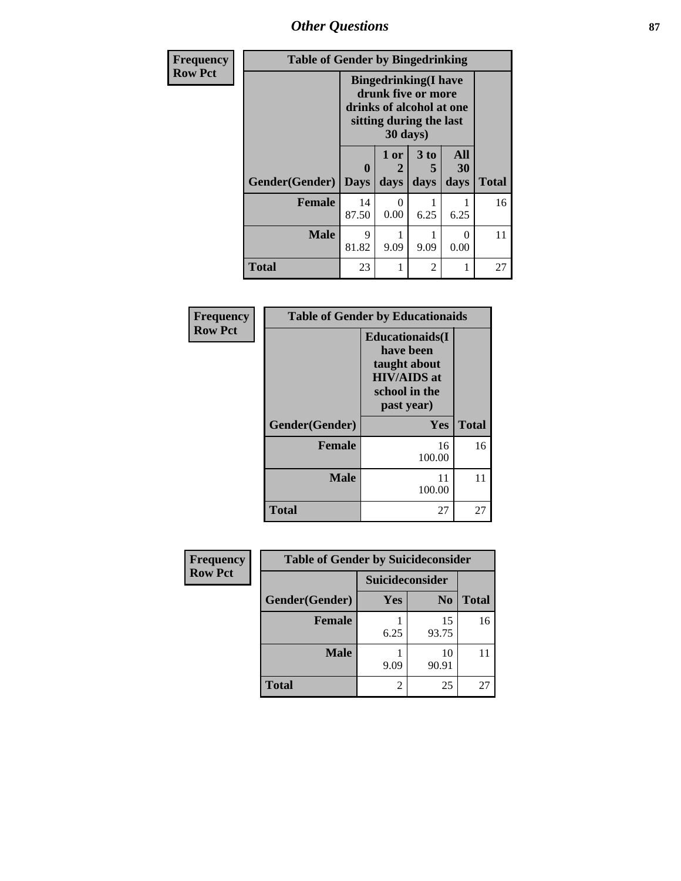| Frequency<br>Row Pct | Table of Gender by Bingedrinking | | | | |
|---|---|---|---|---|---|
| | Bingedrinking(I have drunk five or more drinks of alcohol at one sitting during the last 30 days) | | | | |
| Gender(Gender) | 0 Days | 1 or 2 days | 3 to 5 days | All 30 days | Total |
| Female | 14<br>87.50 | 0<br>0.00 | 1<br>6.25 | 1<br>6.25 | 16 |
| Male | 9<br>81.82 | 1<br>9.09 | 1<br>9.09 | 0<br>0.00 | 11 |
| Total | 23 | 1 | 2 | 1 | 27 |

| Frequency<br>Row Pct | Table of Gender by Educationaids | |
|---|---|---|
| | Educationaids(I have been taught about HIV/AIDS at school in the past year) | |
| Gender(Gender) | Yes | Total |
| Female | 16<br>100.00 | 16 |
| Male | 11<br>100.00 | 11 |
| Total | 27 | 27 |

| Frequency<br>Row Pct | Table of Gender by Suicideconsider | | |
|---|---|---|---|
| | Suicideconsider | | |
| Gender(Gender) | Yes | No | Total |
| Female | 1<br>6.25 | 15<br>93.75 | 16 |
| Male | 1<br>9.09 | 10<br>90.91 | 11 |
| Total | 2 | 25 | 27 |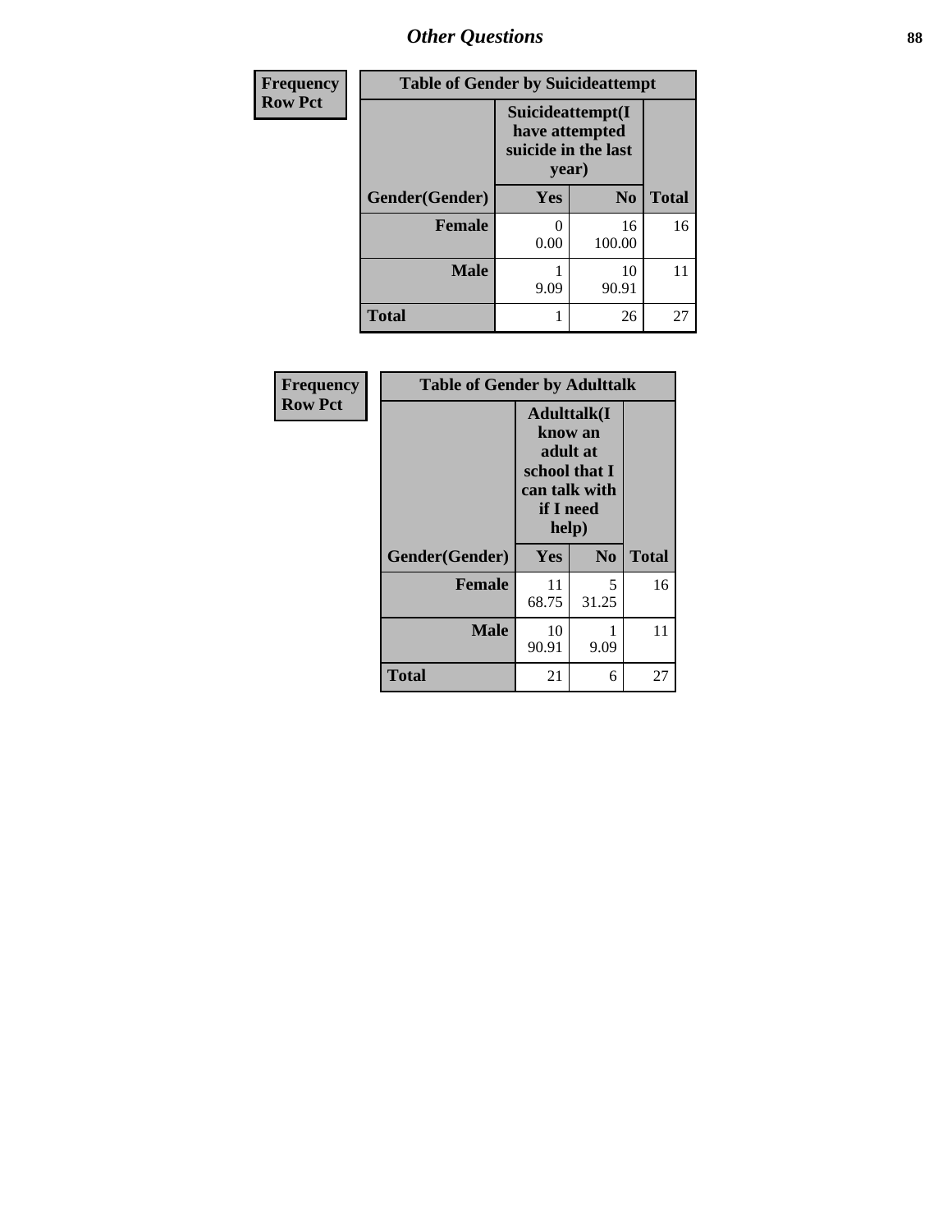## Other Questions

Frequency
Row Pct

**Table of Gender by Suicideattempt**

| Gender(Gender) | Suicideattempt(I have attempted suicide in the last year) | | Total |
|---|---|---|---|
| | Yes | No | |
| Female | 0<br>0.00 | 16<br>100.00 | 16 |
| Male | 1<br>9.09 | 10<br>90.91 | 11 |
| Total | 1 | 26 | 27 |

Frequency
Row Pct

**Table of Gender by Adulttalk**

| Gender(Gender) | Adulttalk(I know an adult at school that I can talk with if I need help) | | Total |
|---|---|---|---|
| | Yes | No | |
| Female | 11<br>68.75 | 5<br>31.25 | 16 |
| Male | 10<br>90.91 | 1<br>9.09 | 11 |
| Total | 21 | 6 | 27 |